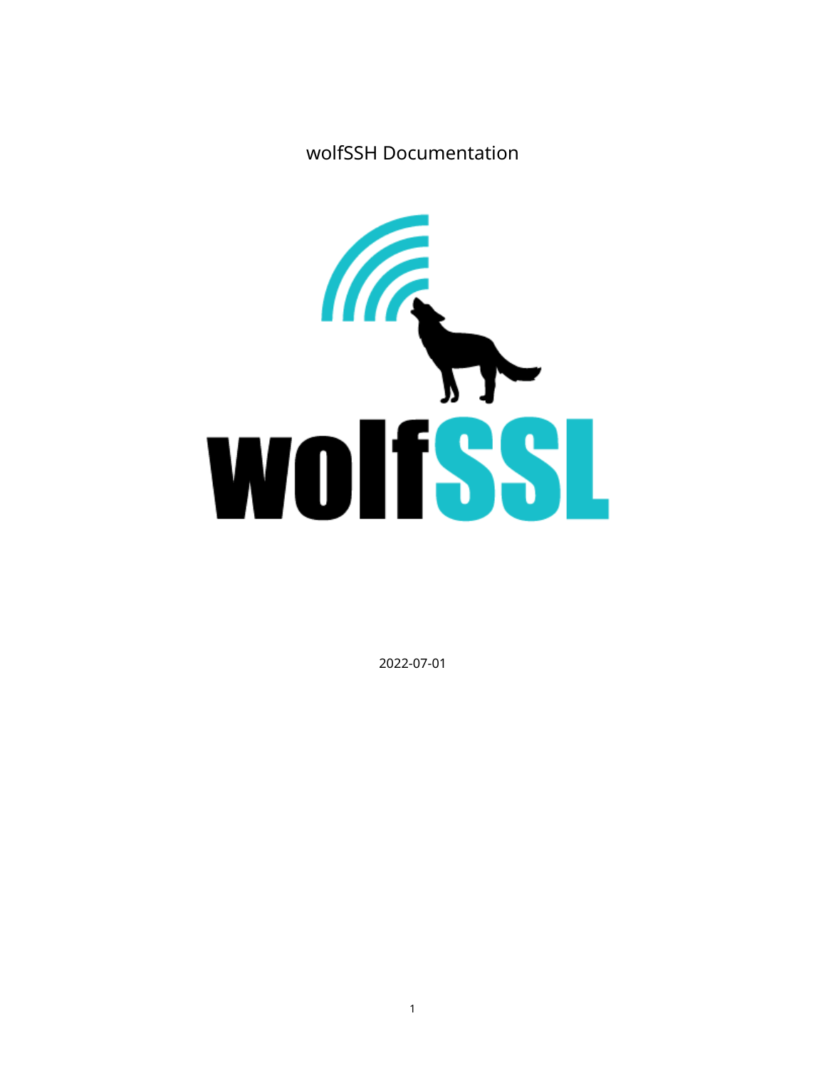# wolfSSH Documentation

2022-07-01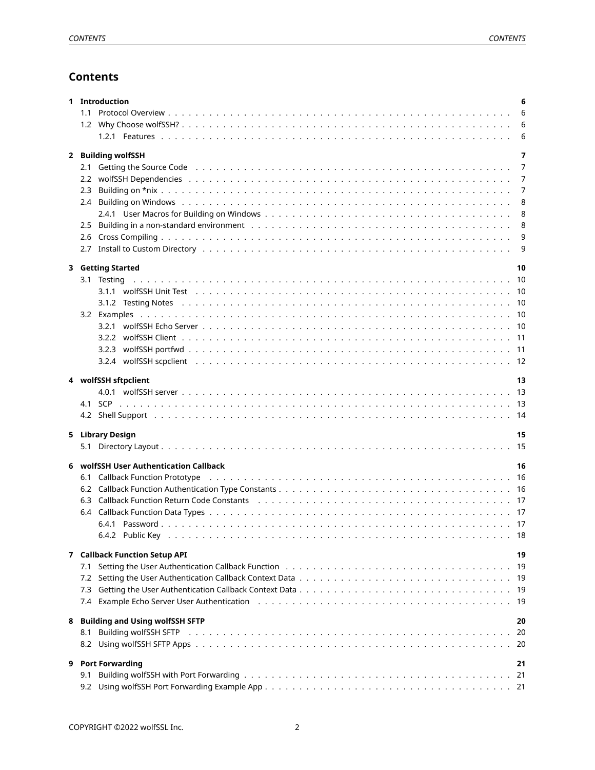# Contents

**1 Introduction** 6
- 1.1 Protocol Overview 6
- 1.2 Why Choose wolfSSH? 6
  - 1.2.1 Features 6

**2 Building wolfSSH** 7
- 2.1 Getting the Source Code 7
- 2.2 wolfSSH Dependencies 7
- 2.3 Building on *nix 7
- 2.4 Building on Windows 8
  - 2.4.1 User Macros for Building on Windows 8
- 2.5 Building in a non-standard environment 8
- 2.6 Cross Compiling 9
- 2.7 Install to Custom Directory 9

**3 Getting Started** 10
- 3.1 Testing 10
  - 3.1.1 wolfSSH Unit Test 10
  - 3.1.2 Testing Notes 10
- 3.2 Examples 10
  - 3.2.1 wolfSSH Echo Server 10
  - 3.2.2 wolfSSH Client 11
  - 3.2.3 wolfSSH portfwd 11
  - 3.2.4 wolfSSH scpclient 12

**4 wolfSSH sftpclient** 13
  - 4.0.1 wolfSSH server 13
- 4.1 SCP 13
- 4.2 Shell Support 14

**5 Library Design** 15
- 5.1 Directory Layout 15

**6 wolfSSH User Authentication Callback** 16
- 6.1 Callback Function Prototype 16
- 6.2 Callback Function Authentication Type Constants 16
- 6.3 Callback Function Return Code Constants 17
- 6.4 Callback Function Data Types 17
  - 6.4.1 Password 17
  - 6.4.2 Public Key 18

**7 Callback Function Setup API** 19
- 7.1 Setting the User Authentication Callback Function 19
- 7.2 Setting the User Authentication Callback Context Data 19
- 7.3 Getting the User Authentication Callback Context Data 19
- 7.4 Example Echo Server User Authentication 19

**8 Building and Using wolfSSH SFTP** 20
- 8.1 Building wolfSSH SFTP 20
- 8.2 Using wolfSSH SFTP Apps 20

**9 Port Forwarding** 21
- 9.1 Building wolfSSH with Port Forwarding 21
- 9.2 Using wolfSSH Port Forwarding Example App 21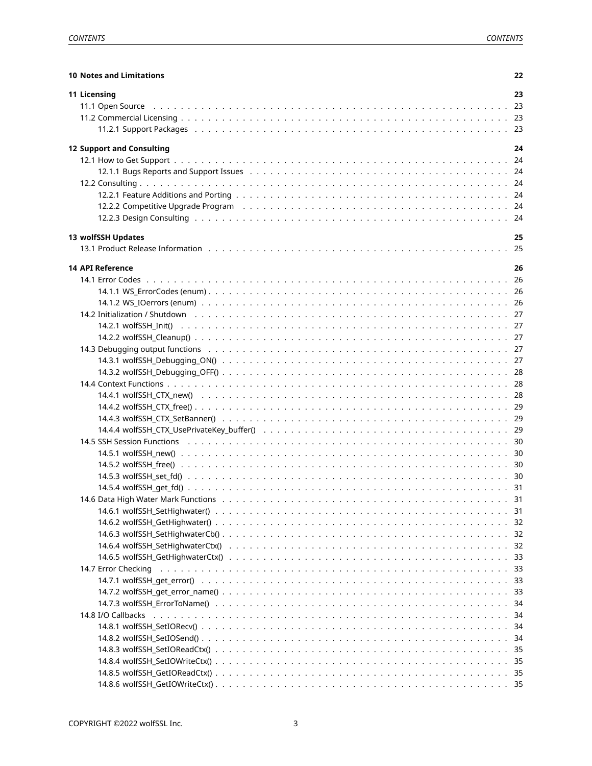**10 Notes and Limitations** 22

**11 Licensing** 23

- 11.1 Open Source ... 23
- 11.2 Commercial Licensing ... 23
  - 11.2.1 Support Packages ... 23

**12 Support and Consulting** 24

- 12.1 How to Get Support ... 24
  - 12.1.1 Bugs Reports and Support Issues ... 24
- 12.2 Consulting ... 24
  - 12.2.1 Feature Additions and Porting ... 24
  - 12.2.2 Competitive Upgrade Program ... 24
  - 12.2.3 Design Consulting ... 24

**13 wolfSSH Updates** 25

- 13.1 Product Release Information ... 25

**14 API Reference** 26

- 14.1 Error Codes ... 26
  - 14.1.1 WS_ErrorCodes (enum) ... 26
  - 14.1.2 WS_IOerrors (enum) ... 26
- 14.2 Initialization / Shutdown ... 27
  - 14.2.1 wolfSSH_Init() ... 27
  - 14.2.2 wolfSSH_Cleanup() ... 27
- 14.3 Debugging output functions ... 27
  - 14.3.1 wolfSSH_Debugging_ON() ... 27
  - 14.3.2 wolfSSH_Debugging_OFF() ... 28
- 14.4 Context Functions ... 28
  - 14.4.1 wolfSSH_CTX_new() ... 28
  - 14.4.2 wolfSSH_CTX_free() ... 29
  - 14.4.3 wolfSSH_CTX_SetBanner() ... 29
  - 14.4.4 wolfSSH_CTX_UsePrivateKey_buffer() ... 29
- 14.5 SSH Session Functions ... 30
  - 14.5.1 wolfSSH_new() ... 30
  - 14.5.2 wolfSSH_free() ... 30
  - 14.5.3 wolfSSH_set_fd() ... 30
  - 14.5.4 wolfSSH_get_fd() ... 31
- 14.6 Data High Water Mark Functions ... 31
  - 14.6.1 wolfSSH_SetHighwater() ... 31
  - 14.6.2 wolfSSH_GetHighwater() ... 32
  - 14.6.3 wolfSSH_SetHighwaterCb() ... 32
  - 14.6.4 wolfSSH_SetHighwaterCtx() ... 32
  - 14.6.5 wolfSSH_GetHighwaterCtx() ... 33
- 14.7 Error Checking ... 33
  - 14.7.1 wolfSSH_get_error() ... 33
  - 14.7.2 wolfSSH_get_error_name() ... 33
  - 14.7.3 wolfSSH_ErrorToName() ... 34
- 14.8 I/O Callbacks ... 34
  - 14.8.1 wolfSSH_SetIORecv() ... 34
  - 14.8.2 wolfSSH_SetIOSend() ... 34
  - 14.8.3 wolfSSH_SetIOReadCtx() ... 35
  - 14.8.4 wolfSSH_SetIOWriteCtx() ... 35
  - 14.8.5 wolfSSH_GetIOReadCtx() ... 35
  - 14.8.6 wolfSSH_GetIOWriteCtx() ... 35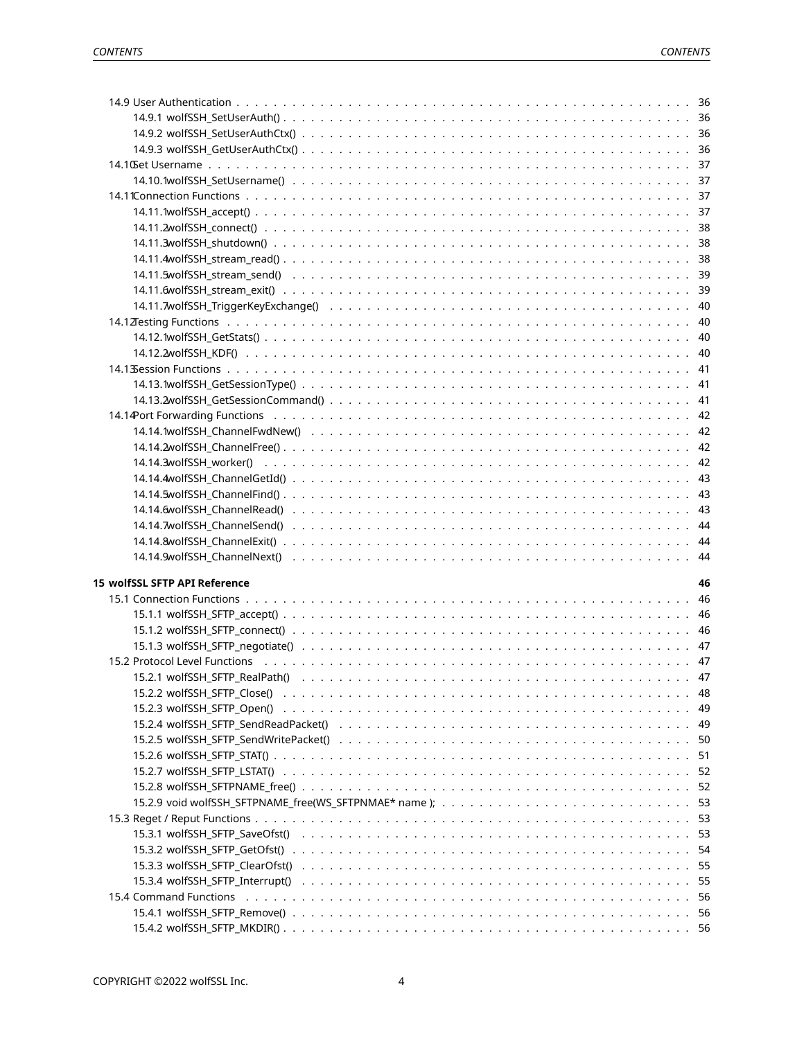- 14.9 User Authentication . . . 36
  - 14.9.1 wolfSSH_SetUserAuth() . . . 36
  - 14.9.2 wolfSSH_SetUserAuthCtx() . . . 36
  - 14.9.3 wolfSSH_GetUserAuthCtx() . . . 36
- 14.10 Set Username . . . 37
  - 14.10.1 wolfSSH_SetUsername() . . . 37
- 14.11 Connection Functions . . . 37
  - 14.11.1 wolfSSH_accept() . . . 37
  - 14.11.2 wolfSSH_connect() . . . 38
  - 14.11.3 wolfSSH_shutdown() . . . 38
  - 14.11.4 wolfSSH_stream_read() . . . 38
  - 14.11.5 wolfSSH_stream_send() . . . 39
  - 14.11.6 wolfSSH_stream_exit() . . . 39
  - 14.11.7 wolfSSH_TriggerKeyExchange() . . . 40
- 14.12 Testing Functions . . . 40
  - 14.12.1 wolfSSH_GetStats() . . . 40
  - 14.12.2 wolfSSH_KDF() . . . 40
- 14.13 Session Functions . . . 41
  - 14.13.1 wolfSSH_GetSessionType() . . . 41
  - 14.13.2 wolfSSH_GetSessionCommand() . . . 41
- 14.14 Port Forwarding Functions . . . 42
  - 14.14.1 wolfSSH_ChannelFwdNew() . . . 42
  - 14.14.2 wolfSSH_ChannelFree() . . . 42
  - 14.14.3 wolfSSH_worker() . . . 42
  - 14.14.4 wolfSSH_ChannelGetId() . . . 43
  - 14.14.5 wolfSSH_ChannelFind() . . . 43
  - 14.14.6 wolfSSH_ChannelRead() . . . 43
  - 14.14.7 wolfSSH_ChannelSend() . . . 44
  - 14.14.8 wolfSSH_ChannelExit() . . . 44
  - 14.14.9 wolfSSH_ChannelNext() . . . 44

**15 wolfSSL SFTP API Reference** **46**

- 15.1 Connection Functions . . . 46
  - 15.1.1 wolfSSH_SFTP_accept() . . . 46
  - 15.1.2 wolfSSH_SFTP_connect() . . . 46
  - 15.1.3 wolfSSH_SFTP_negotiate() . . . 47
- 15.2 Protocol Level Functions . . . 47
  - 15.2.1 wolfSSH_SFTP_RealPath() . . . 47
  - 15.2.2 wolfSSH_SFTP_Close() . . . 48
  - 15.2.3 wolfSSH_SFTP_Open() . . . 49
  - 15.2.4 wolfSSH_SFTP_SendReadPacket() . . . 49
  - 15.2.5 wolfSSH_SFTP_SendWritePacket() . . . 50
  - 15.2.6 wolfSSH_SFTP_STAT() . . . 51
  - 15.2.7 wolfSSH_SFTP_LSTAT() . . . 52
  - 15.2.8 wolfSSH_SFTPNAME_free() . . . 52
  - 15.2.9 void wolfSSH_SFTPNAME_free(WS_SFTPNMAE* name ); . . . 53
- 15.3 Reget / Reput Functions . . . 53
  - 15.3.1 wolfSSH_SFTP_SaveOfst() . . . 53
  - 15.3.2 wolfSSH_SFTP_GetOfst() . . . 54
  - 15.3.3 wolfSSH_SFTP_ClearOfst() . . . 55
  - 15.3.4 wolfSSH_SFTP_Interrupt() . . . 55
- 15.4 Command Functions . . . 56
  - 15.4.1 wolfSSH_SFTP_Remove() . . . 56
  - 15.4.2 wolfSSH_SFTP_MKDIR() . . . 56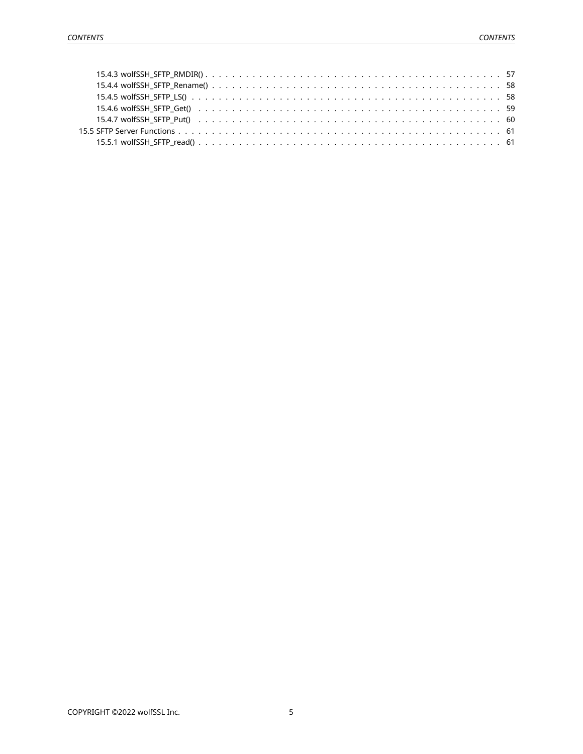- 15.4.3 wolfSSH_SFTP_RMDIR() . . . . . . . . . . 57
- 15.4.4 wolfSSH_SFTP_Rename() . . . . . . . . . . 58
- 15.4.5 wolfSSH_SFTP_LS() . . . . . . . . . . 58
- 15.4.6 wolfSSH_SFTP_Get() . . . . . . . . . . 59
- 15.4.7 wolfSSH_SFTP_Put() . . . . . . . . . . 60

15.5 SFTP Server Functions . . . . . . . . . . 61

- 15.5.1 wolfSSH_SFTP_read() . . . . . . . . . . 61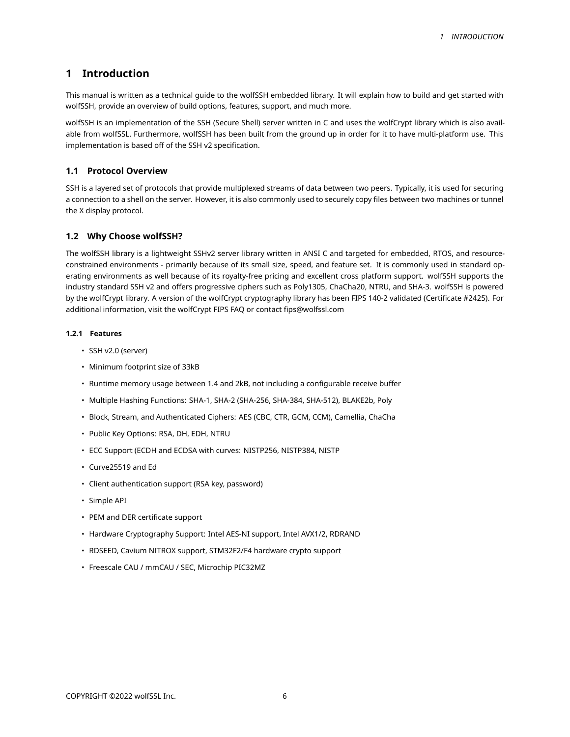# 1 Introduction

This manual is written as a technical guide to the wolfSSH embedded library. It will explain how to build and get started with wolfSSH, provide an overview of build options, features, support, and much more.

wolfSSH is an implementation of the SSH (Secure Shell) server written in C and uses the wolfCrypt library which is also available from wolfSSL. Furthermore, wolfSSH has been built from the ground up in order for it to have multi-platform use. This implementation is based off of the SSH v2 specification.

## 1.1 Protocol Overview

SSH is a layered set of protocols that provide multiplexed streams of data between two peers. Typically, it is used for securing a connection to a shell on the server. However, it is also commonly used to securely copy files between two machines or tunnel the X display protocol.

## 1.2 Why Choose wolfSSH?

The wolfSSH library is a lightweight SSHv2 server library written in ANSI C and targeted for embedded, RTOS, and resource-constrained environments - primarily because of its small size, speed, and feature set. It is commonly used in standard operating environments as well because of its royalty-free pricing and excellent cross platform support. wolfSSH supports the industry standard SSH v2 and offers progressive ciphers such as Poly1305, ChaCha20, NTRU, and SHA-3. wolfSSH is powered by the wolfCrypt library. A version of the wolfCrypt cryptography library has been FIPS 140-2 validated (Certificate #2425). For additional information, visit the wolfCrypt FIPS FAQ or contact fips@wolfssl.com

### 1.2.1 Features

- SSH v2.0 (server)
- Minimum footprint size of 33kB
- Runtime memory usage between 1.4 and 2kB, not including a configurable receive buffer
- Multiple Hashing Functions: SHA-1, SHA-2 (SHA-256, SHA-384, SHA-512), BLAKE2b, Poly
- Block, Stream, and Authenticated Ciphers: AES (CBC, CTR, GCM, CCM), Camellia, ChaCha
- Public Key Options: RSA, DH, EDH, NTRU
- ECC Support (ECDH and ECDSA with curves: NISTP256, NISTP384, NISTP
- Curve25519 and Ed
- Client authentication support (RSA key, password)
- Simple API
- PEM and DER certificate support
- Hardware Cryptography Support: Intel AES-NI support, Intel AVX1/2, RDRAND
- RDSEED, Cavium NITROX support, STM32F2/F4 hardware crypto support
- Freescale CAU / mmCAU / SEC, Microchip PIC32MZ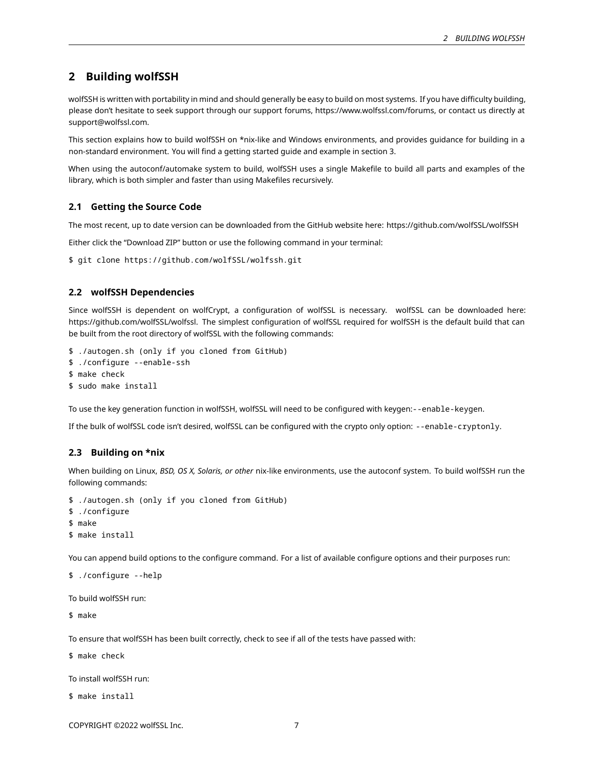## 2 Building wolfSSH

wolfSSH is written with portability in mind and should generally be easy to build on most systems. If you have difficulty building, please don't hesitate to seek support through our support forums, https://www.wolfssl.com/forums, or contact us directly at support@wolfssl.com.

This section explains how to build wolfSSH on *nix-like and Windows environments, and provides guidance for building in a non-standard environment. You will find a getting started guide and example in section 3.

When using the autoconf/automake system to build, wolfSSH uses a single Makefile to build all parts and examples of the library, which is both simpler and faster than using Makefiles recursively.

### 2.1 Getting the Source Code

The most recent, up to date version can be downloaded from the GitHub website here: https://github.com/wolfSSL/wolfSSH

Either click the "Download ZIP" button or use the following command in your terminal:

```
$ git clone https://github.com/wolfSSL/wolfssh.git
```

### 2.2 wolfSSH Dependencies

Since wolfSSH is dependent on wolfCrypt, a configuration of wolfSSL is necessary. wolfSSL can be downloaded here: https://github.com/wolfSSL/wolfssl. The simplest configuration of wolfSSL required for wolfSSH is the default build that can be built from the root directory of wolfSSL with the following commands:

```
$ ./autogen.sh (only if you cloned from GitHub)
$ ./configure --enable-ssh
$ make check
$ sudo make install
```

To use the key generation function in wolfSSH, wolfSSL will need to be configured with keygen:`--enable-keygen`.

If the bulk of wolfSSL code isn't desired, wolfSSL can be configured with the crypto only option: `--enable-cryptonly`.

### 2.3 Building on *nix

When building on Linux, *BSD, OS X, Solaris, or other* nix-like environments, use the autoconf system. To build wolfSSH run the following commands:

```
$ ./autogen.sh (only if you cloned from GitHub)
$ ./configure
$ make
$ make install
```

You can append build options to the configure command. For a list of available configure options and their purposes run:

```
$ ./configure --help
```

To build wolfSSH run:

```
$ make
```

To ensure that wolfSSH has been built correctly, check to see if all of the tests have passed with:

```
$ make check
```

To install wolfSSH run:

```
$ make install
```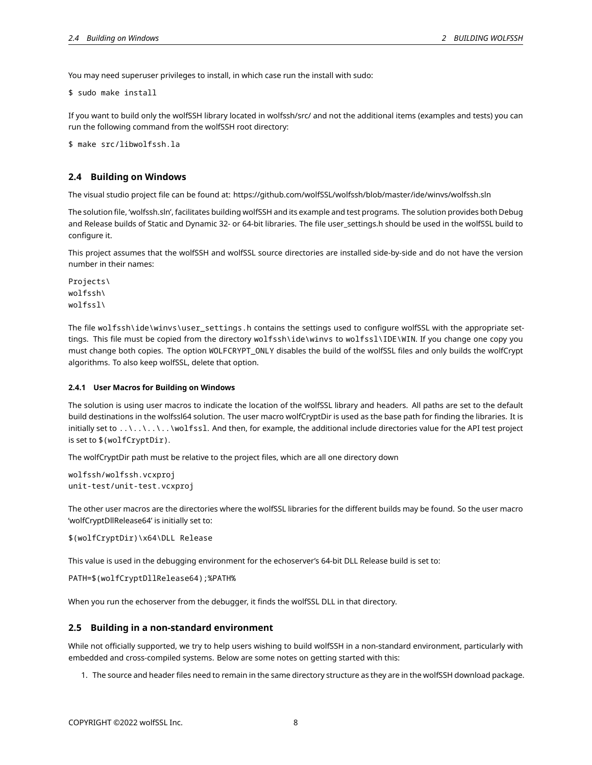You may need superuser privileges to install, in which case run the install with sudo:

```
$ sudo make install
```

If you want to build only the wolfSSH library located in wolfssh/src/ and not the additional items (examples and tests) you can run the following command from the wolfSSH root directory:

```
$ make src/libwolfssh.la
```

## 2.4 Building on Windows

The visual studio project file can be found at: https://github.com/wolfSSL/wolfssh/blob/master/ide/winvs/wolfssh.sln

The solution file, 'wolfssh.sln', facilitates building wolfSSH and its example and test programs. The solution provides both Debug and Release builds of Static and Dynamic 32- or 64-bit libraries. The file user_settings.h should be used in the wolfSSL build to configure it.

This project assumes that the wolfSSH and wolfSSL source directories are installed side-by-side and do not have the version number in their names:

```
Projects\
wolfssh\
wolfssl\
```

The file `wolfssh\ide\winvs\user_settings.h` contains the settings used to configure wolfSSL with the appropriate settings. This file must be copied from the directory `wolfssh\ide\winvs` to `wolfssl\IDE\WIN`. If you change one copy you must change both copies. The option `WOLFCRYPT_ONLY` disables the build of the wolfSSL files and only builds the wolfCrypt algorithms. To also keep wolfSSL, delete that option.

### 2.4.1 User Macros for Building on Windows

The solution is using user macros to indicate the location of the wolfSSL library and headers. All paths are set to the default build destinations in the wolfssl64 solution. The user macro wolfCryptDir is used as the base path for finding the libraries. It is initially set to `..\..\..\..\wolfssl`. And then, for example, the additional include directories value for the API test project is set to `$(wolfCryptDir)`.

The wolfCryptDir path must be relative to the project files, which are all one directory down

```
wolfssh/wolfssh.vcxproj
unit-test/unit-test.vcxproj
```

The other user macros are the directories where the wolfSSL libraries for the different builds may be found. So the user macro 'wolfCryptDllRelease64' is initially set to:

```
$(wolfCryptDir)\x64\DLL Release
```

This value is used in the debugging environment for the echoserver's 64-bit DLL Release build is set to:

```
PATH=$(wolfCryptDllRelease64);%PATH%
```

When you run the echoserver from the debugger, it finds the wolfSSL DLL in that directory.

## 2.5 Building in a non-standard environment

While not officially supported, we try to help users wishing to build wolfSSH in a non-standard environment, particularly with embedded and cross-compiled systems. Below are some notes on getting started with this:

1. The source and header files need to remain in the same directory structure as they are in the wolfSSH download package.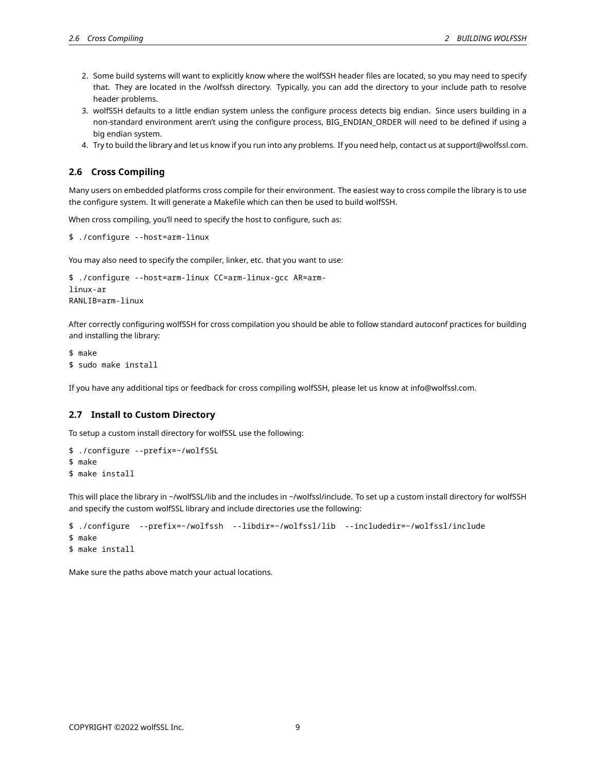2. Some build systems will want to explicitly know where the wolfSSH header files are located, so you may need to specify that. They are located in the /wolfssh directory. Typically, you can add the directory to your include path to resolve header problems.
3. wolfSSH defaults to a little endian system unless the configure process detects big endian. Since users building in a non-standard environment aren't using the configure process, BIG_ENDIAN_ORDER will need to be defined if using a big endian system.
4. Try to build the library and let us know if you run into any problems. If you need help, contact us at support@wolfssl.com.

## 2.6 Cross Compiling

Many users on embedded platforms cross compile for their environment. The easiest way to cross compile the library is to use the configure system. It will generate a Makefile which can then be used to build wolfSSH.

When cross compiling, you'll need to specify the host to configure, such as:

```
$ ./configure --host=arm-linux
```

You may also need to specify the compiler, linker, etc. that you want to use:

```
$ ./configure --host=arm-linux CC=arm-linux-gcc AR=arm-
linux-ar
RANLIB=arm-linux
```

After correctly configuring wolfSSH for cross compilation you should be able to follow standard autoconf practices for building and installing the library:

```
$ make
$ sudo make install
```

If you have any additional tips or feedback for cross compiling wolfSSH, please let us know at info@wolfssl.com.

## 2.7 Install to Custom Directory

To setup a custom install directory for wolfSSL use the following:

```
$ ./configure --prefix=~/wolfSSL
$ make
$ make install
```

This will place the library in ~/wolfSSL/lib and the includes in ~/wolfssl/include. To set up a custom install directory for wolfSSH and specify the custom wolfSSL library and include directories use the following:

```
$ ./configure  --prefix=~/wolfssh  --libdir=~/wolfssl/lib  --includedir=~/wolfssl/include
$ make
$ make install
```

Make sure the paths above match your actual locations.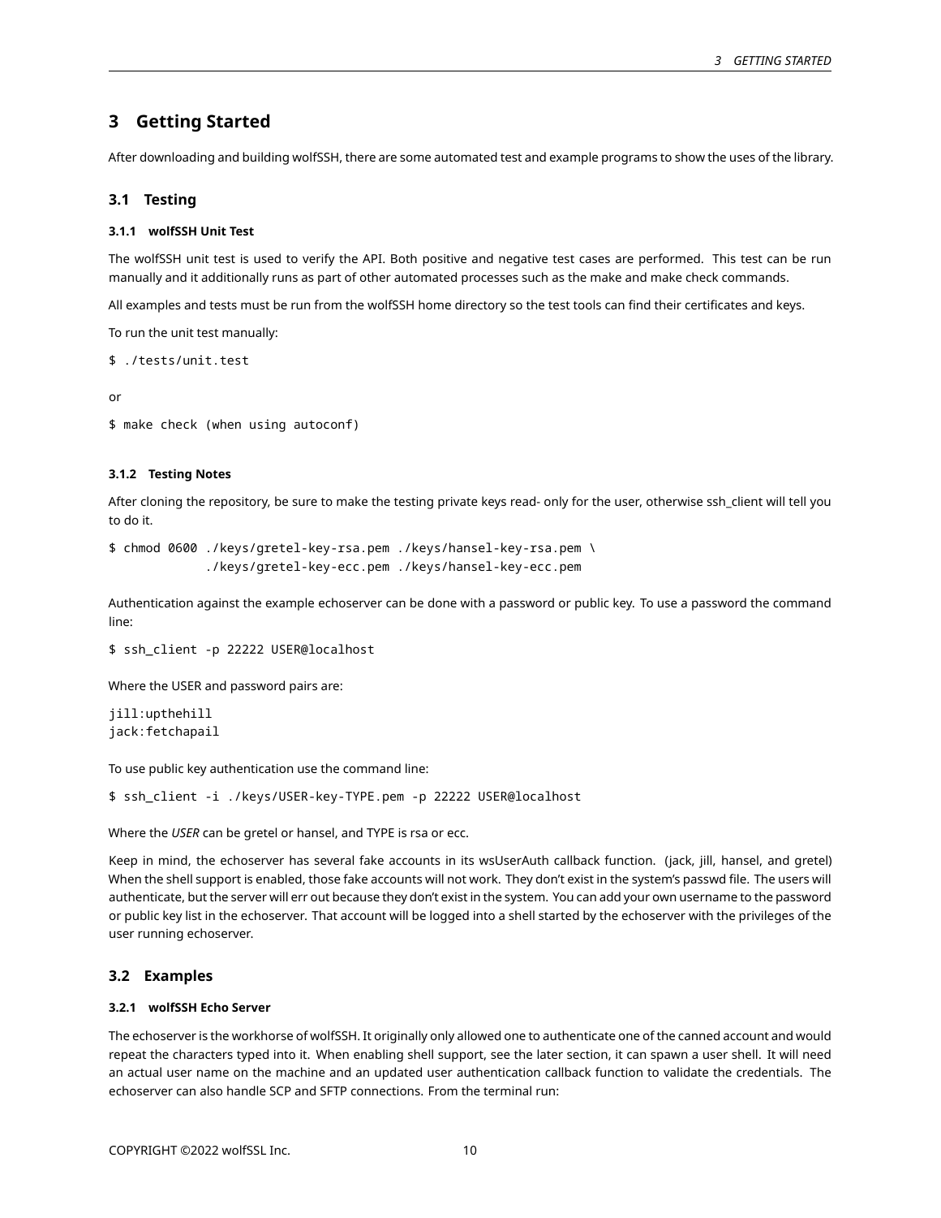# 3 Getting Started

After downloading and building wolfSSH, there are some automated test and example programs to show the uses of the library.

## 3.1 Testing

### 3.1.1 wolfSSH Unit Test

The wolfSSH unit test is used to verify the API. Both positive and negative test cases are performed. This test can be run manually and it additionally runs as part of other automated processes such as the make and make check commands.

All examples and tests must be run from the wolfSSH home directory so the test tools can find their certificates and keys.

To run the unit test manually:

```
$ ./tests/unit.test
```

or

```
$ make check (when using autoconf)
```

### 3.1.2 Testing Notes

After cloning the repository, be sure to make the testing private keys read- only for the user, otherwise ssh_client will tell you to do it.

```
$ chmod 0600 ./keys/gretel-key-rsa.pem ./keys/hansel-key-rsa.pem \
             ./keys/gretel-key-ecc.pem ./keys/hansel-key-ecc.pem
```

Authentication against the example echoserver can be done with a password or public key. To use a password the command line:

```
$ ssh_client -p 22222 USER@localhost
```

Where the USER and password pairs are:

```
jill:upthehill
jack:fetchapail
```

To use public key authentication use the command line:

```
$ ssh_client -i ./keys/USER-key-TYPE.pem -p 22222 USER@localhost
```

Where the *USER* can be gretel or hansel, and TYPE is rsa or ecc.

Keep in mind, the echoserver has several fake accounts in its wsUserAuth callback function. (jack, jill, hansel, and gretel) When the shell support is enabled, those fake accounts will not work. They don't exist in the system's passwd file. The users will authenticate, but the server will err out because they don't exist in the system. You can add your own username to the password or public key list in the echoserver. That account will be logged into a shell started by the echoserver with the privileges of the user running echoserver.

## 3.2 Examples

### 3.2.1 wolfSSH Echo Server

The echoserver is the workhorse of wolfSSH. It originally only allowed one to authenticate one of the canned account and would repeat the characters typed into it. When enabling shell support, see the later section, it can spawn a user shell. It will need an actual user name on the machine and an updated user authentication callback function to validate the credentials. The echoserver can also handle SCP and SFTP connections. From the terminal run: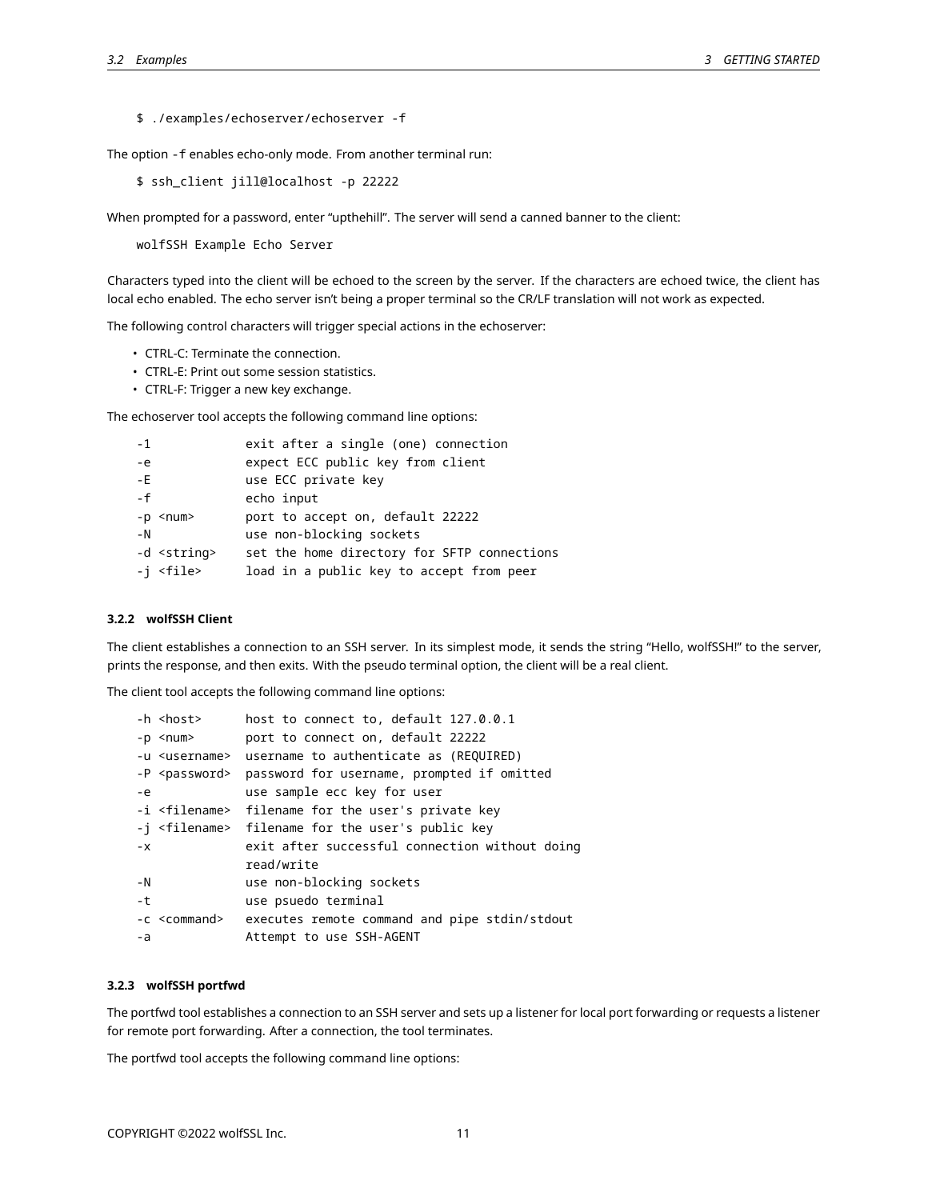```
$ ./examples/echoserver/echoserver -f
```

The option `-f` enables echo-only mode. From another terminal run:

```
$ ssh_client jill@localhost -p 22222
```

When prompted for a password, enter "upthehill". The server will send a canned banner to the client:

```
wolfSSH Example Echo Server
```

Characters typed into the client will be echoed to the screen by the server. If the characters are echoed twice, the client has local echo enabled. The echo server isn't being a proper terminal so the CR/LF translation will not work as expected.

The following control characters will trigger special actions in the echoserver:

- CTRL-C: Terminate the connection.
- CTRL-E: Print out some session statistics.
- CTRL-F: Trigger a new key exchange.

The echoserver tool accepts the following command line options:

```
-1            exit after a single (one) connection
-e            expect ECC public key from client
-E            use ECC private key
-f            echo input
-p <num>      port to accept on, default 22222
-N            use non-blocking sockets
-d <string>   set the home directory for SFTP connections
-j <file>     load in a public key to accept from peer
```

#### 3.2.2 wolfSSH Client

The client establishes a connection to an SSH server. In its simplest mode, it sends the string "Hello, wolfSSH!" to the server, prints the response, and then exits. With the pseudo terminal option, the client will be a real client.

The client tool accepts the following command line options:

```
-h <host>       host to connect to, default 127.0.0.1
-p <num>        port to connect on, default 22222
-u <username>   username to authenticate as (REQUIRED)
-P <password>   password for username, prompted if omitted
-e              use sample ecc key for user
-i <filename>   filename for the user's private key
-j <filename>   filename for the user's public key
-x              exit after successful connection without doing
                read/write
-N              use non-blocking sockets
-t              use psuedo terminal
-c <command>    executes remote command and pipe stdin/stdout
-a              Attempt to use SSH-AGENT
```

#### 3.2.3 wolfSSH portfwd

The portfwd tool establishes a connection to an SSH server and sets up a listener for local port forwarding or requests a listener for remote port forwarding. After a connection, the tool terminates.

The portfwd tool accepts the following command line options: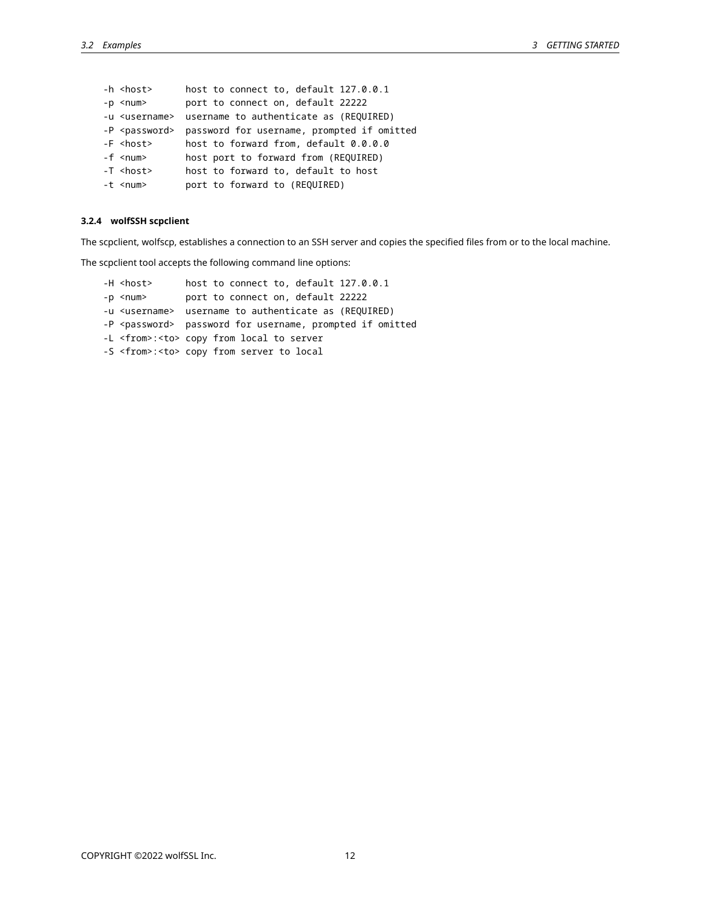```
-h <host>      host to connect to, default 127.0.0.1
-p <num>       port to connect on, default 22222
-u <username>  username to authenticate as (REQUIRED)
-P <password>  password for username, prompted if omitted
-F <host>      host to forward from, default 0.0.0.0
-f <num>       host port to forward from (REQUIRED)
-T <host>      host to forward to, default to host
-t <num>       port to forward to (REQUIRED)
```

#### 3.2.4 wolfSSH scpclient

The scpclient, wolfscp, establishes a connection to an SSH server and copies the specified files from or to the local machine.

The scpclient tool accepts the following command line options:

```
-H <host>      host to connect to, default 127.0.0.1
-p <num>       port to connect on, default 22222
-u <username>  username to authenticate as (REQUIRED)
-P <password>  password for username, prompted if omitted
-L <from>:<to> copy from local to server
-S <from>:<to> copy from server to local
```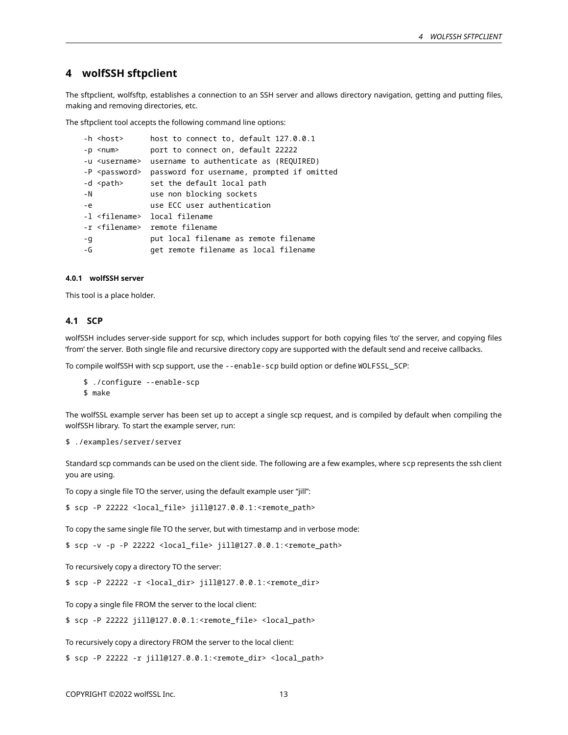# 4 wolfSSH sftpclient

The sftpclient, wolfsftp, establishes a connection to an SSH server and allows directory navigation, getting and putting files, making and removing directories, etc.

The sftpclient tool accepts the following command line options:

```
-h <host>      host to connect to, default 127.0.0.1
-p <num>       port to connect on, default 22222
-u <username>  username to authenticate as (REQUIRED)
-P <password>  password for username, prompted if omitted
-d <path>      set the default local path
-N             use non blocking sockets
-e             use ECC user authentication
-l <filename>  local filename
-r <filename>  remote filename
-g             put local filename as remote filename
-G             get remote filename as local filename
```

#### 4.0.1 wolfSSH server

This tool is a place holder.

## 4.1 SCP

wolfSSH includes server-side support for scp, which includes support for both copying files 'to' the server, and copying files 'from' the server. Both single file and recursive directory copy are supported with the default send and receive callbacks.

To compile wolfSSH with scp support, use the `--enable-scp` build option or define `WOLFSSL_SCP`:

```
$ ./configure --enable-scp
$ make
```

The wolfSSL example server has been set up to accept a single scp request, and is compiled by default when compiling the wolfSSH library. To start the example server, run:

```
$ ./examples/server/server
```

Standard scp commands can be used on the client side. The following are a few examples, where `scp` represents the ssh client you are using.

To copy a single file TO the server, using the default example user "jill":

```
$ scp -P 22222 <local_file> jill@127.0.0.1:<remote_path>
```

To copy the same single file TO the server, but with timestamp and in verbose mode:

```
$ scp -v -p -P 22222 <local_file> jill@127.0.0.1:<remote_path>
```

To recursively copy a directory TO the server:

```
$ scp -P 22222 -r <local_dir> jill@127.0.0.1:<remote_dir>
```

To copy a single file FROM the server to the local client:

```
$ scp -P 22222 jill@127.0.0.1:<remote_file> <local_path>
```

To recursively copy a directory FROM the server to the local client:

```
$ scp -P 22222 -r jill@127.0.0.1:<remote_dir> <local_path>
```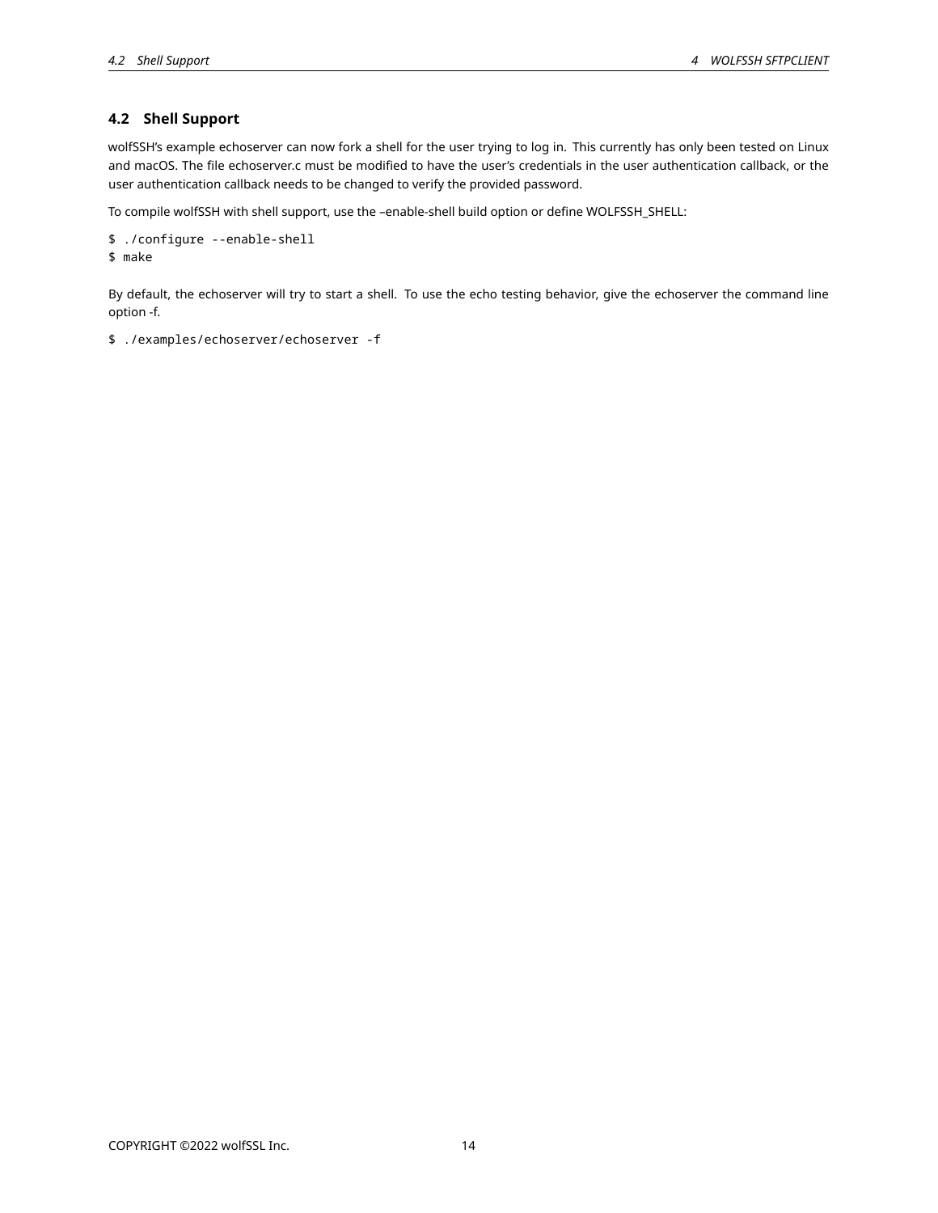### 4.2 Shell Support

wolfSSH's example echoserver can now fork a shell for the user trying to log in. This currently has only been tested on Linux and macOS. The file echoserver.c must be modified to have the user's credentials in the user authentication callback, or the user authentication callback needs to be changed to verify the provided password.

To compile wolfSSH with shell support, use the –enable-shell build option or define WOLFSSH_SHELL:

```
$ ./configure --enable-shell
$ make
```

By default, the echoserver will try to start a shell. To use the echo testing behavior, give the echoserver the command line option -f.

```
$ ./examples/echoserver/echoserver -f
```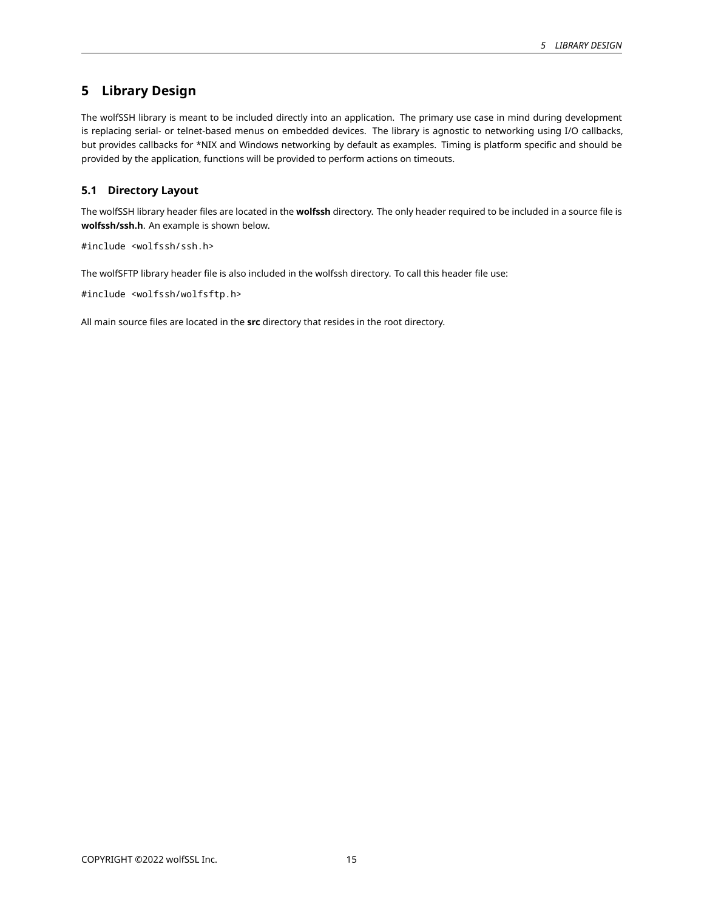# 5 Library Design

The wolfSSH library is meant to be included directly into an application. The primary use case in mind during development is replacing serial- or telnet-based menus on embedded devices. The library is agnostic to networking using I/O callbacks, but provides callbacks for *NIX and Windows networking by default as examples. Timing is platform specific and should be provided by the application, functions will be provided to perform actions on timeouts.

## 5.1 Directory Layout

The wolfSSH library header files are located in the **wolfssh** directory. The only header required to be included in a source file is **wolfssh/ssh.h**. An example is shown below.

```
#include <wolfssh/ssh.h>
```

The wolfSFTP library header file is also included in the wolfssh directory. To call this header file use:

```
#include <wolfssh/wolfsftp.h>
```

All main source files are located in the **src** directory that resides in the root directory.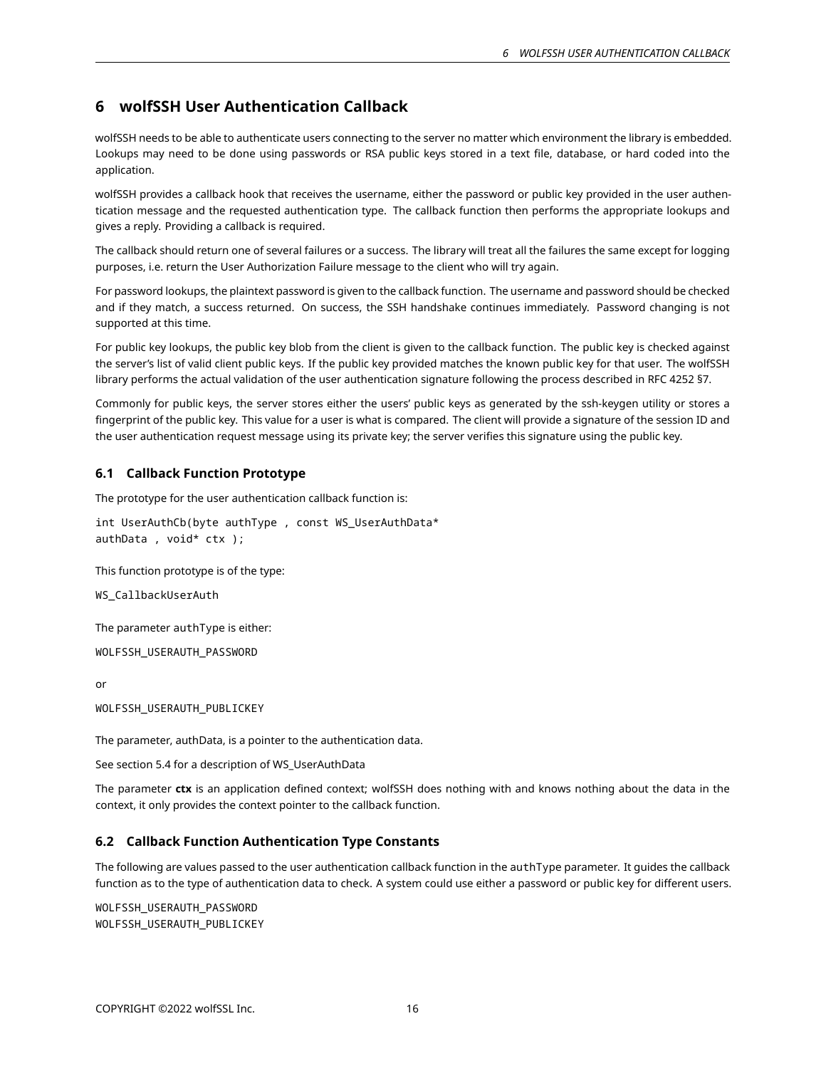# 6 wolfSSH User Authentication Callback

wolfSSH needs to be able to authenticate users connecting to the server no matter which environment the library is embedded. Lookups may need to be done using passwords or RSA public keys stored in a text file, database, or hard coded into the application.

wolfSSH provides a callback hook that receives the username, either the password or public key provided in the user authentication message and the requested authentication type. The callback function then performs the appropriate lookups and gives a reply. Providing a callback is required.

The callback should return one of several failures or a success. The library will treat all the failures the same except for logging purposes, i.e. return the User Authorization Failure message to the client who will try again.

For password lookups, the plaintext password is given to the callback function. The username and password should be checked and if they match, a success returned. On success, the SSH handshake continues immediately. Password changing is not supported at this time.

For public key lookups, the public key blob from the client is given to the callback function. The public key is checked against the server's list of valid client public keys. If the public key provided matches the known public key for that user. The wolfSSH library performs the actual validation of the user authentication signature following the process described in RFC 4252 §7.

Commonly for public keys, the server stores either the users' public keys as generated by the ssh-keygen utility or stores a fingerprint of the public key. This value for a user is what is compared. The client will provide a signature of the session ID and the user authentication request message using its private key; the server verifies this signature using the public key.

## 6.1 Callback Function Prototype

The prototype for the user authentication callback function is:

```
int UserAuthCb(byte authType , const WS_UserAuthData*
authData , void* ctx );
```

This function prototype is of the type:

```
WS_CallbackUserAuth
```

The parameter `authType` is either:

```
WOLFSSH_USERAUTH_PASSWORD
```

or

```
WOLFSSH_USERAUTH_PUBLICKEY
```

The parameter, authData, is a pointer to the authentication data.

See section 5.4 for a description of WS_UserAuthData

The parameter **ctx** is an application defined context; wolfSSH does nothing with and knows nothing about the data in the context, it only provides the context pointer to the callback function.

## 6.2 Callback Function Authentication Type Constants

The following are values passed to the user authentication callback function in the `authType` parameter. It guides the callback function as to the type of authentication data to check. A system could use either a password or public key for different users.

```
WOLFSSH_USERAUTH_PASSWORD
WOLFSSH_USERAUTH_PUBLICKEY
```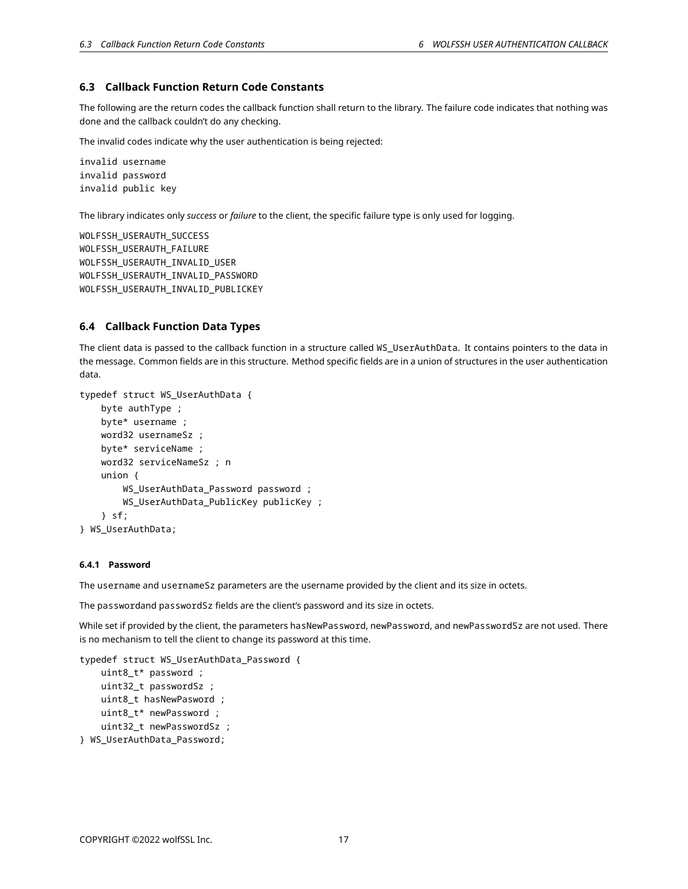## 6.3 Callback Function Return Code Constants

The following are the return codes the callback function shall return to the library. The failure code indicates that nothing was done and the callback couldn't do any checking.

The invalid codes indicate why the user authentication is being rejected:

```
invalid username
invalid password
invalid public key
```

The library indicates only *success* or *failure* to the client, the specific failure type is only used for logging.

```
WOLFSSH_USERAUTH_SUCCESS
WOLFSSH_USERAUTH_FAILURE
WOLFSSH_USERAUTH_INVALID_USER
WOLFSSH_USERAUTH_INVALID_PASSWORD
WOLFSSH_USERAUTH_INVALID_PUBLICKEY
```

## 6.4 Callback Function Data Types

The client data is passed to the callback function in a structure called `WS_UserAuthData`. It contains pointers to the data in the message. Common fields are in this structure. Method specific fields are in a union of structures in the user authentication data.

```
typedef struct WS_UserAuthData {
    byte authType ;
    byte* username ;
    word32 usernameSz ;
    byte* serviceName ;
    word32 serviceNameSz ; n
    union {
        WS_UserAuthData_Password password ;
        WS_UserAuthData_PublicKey publicKey ;
    } sf;
} WS_UserAuthData;
```

#### 6.4.1 Password

The `username` and `usernameSz` parameters are the username provided by the client and its size in octets.

The `password`and `passwordSz` fields are the client's password and its size in octets.

While set if provided by the client, the parameters `hasNewPassword`, `newPassword`, and `newPasswordSz` are not used. There is no mechanism to tell the client to change its password at this time.

```
typedef struct WS_UserAuthData_Password {
    uint8_t* password ;
    uint32_t passwordSz ;
    uint8_t hasNewPasword ;
    uint8_t* newPassword ;
    uint32_t newPasswordSz ;
} WS_UserAuthData_Password;
```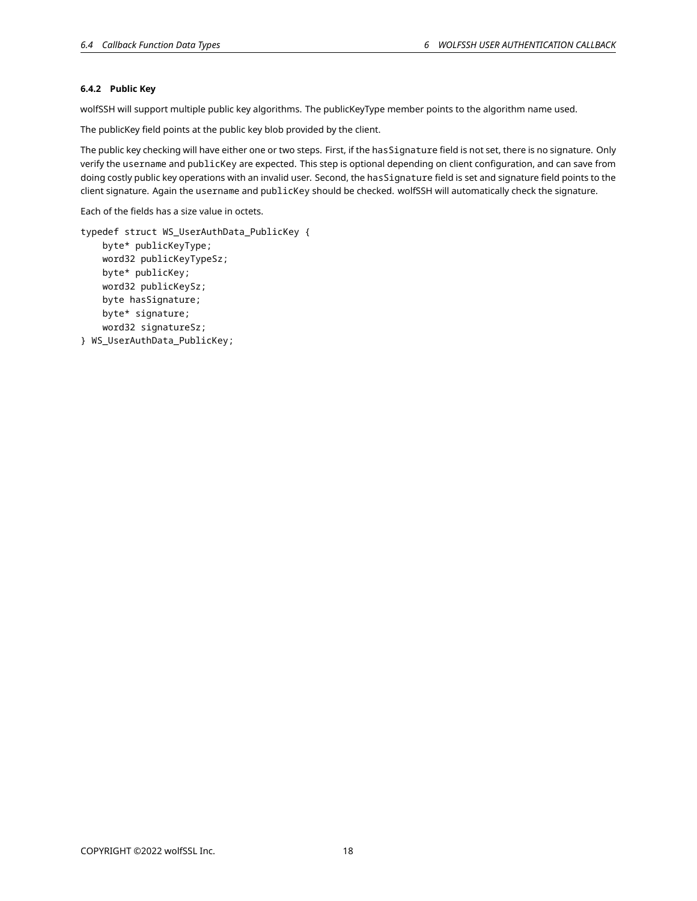#### 6.4.2 Public Key

wolfSSH will support multiple public key algorithms. The publicKeyType member points to the algorithm name used.

The publicKey field points at the public key blob provided by the client.

The public key checking will have either one or two steps. First, if the `hasSignature` field is not set, there is no signature. Only verify the `username` and `publicKey` are expected. This step is optional depending on client configuration, and can save from doing costly public key operations with an invalid user. Second, the `hasSignature` field is set and signature field points to the client signature. Again the `username` and `publicKey` should be checked. wolfSSH will automatically check the signature.

Each of the fields has a size value in octets.

```
typedef struct WS_UserAuthData_PublicKey {
    byte* publicKeyType;
    word32 publicKeyTypeSz;
    byte* publicKey;
    word32 publicKeySz;
    byte hasSignature;
    byte* signature;
    word32 signatureSz;
} WS_UserAuthData_PublicKey;
```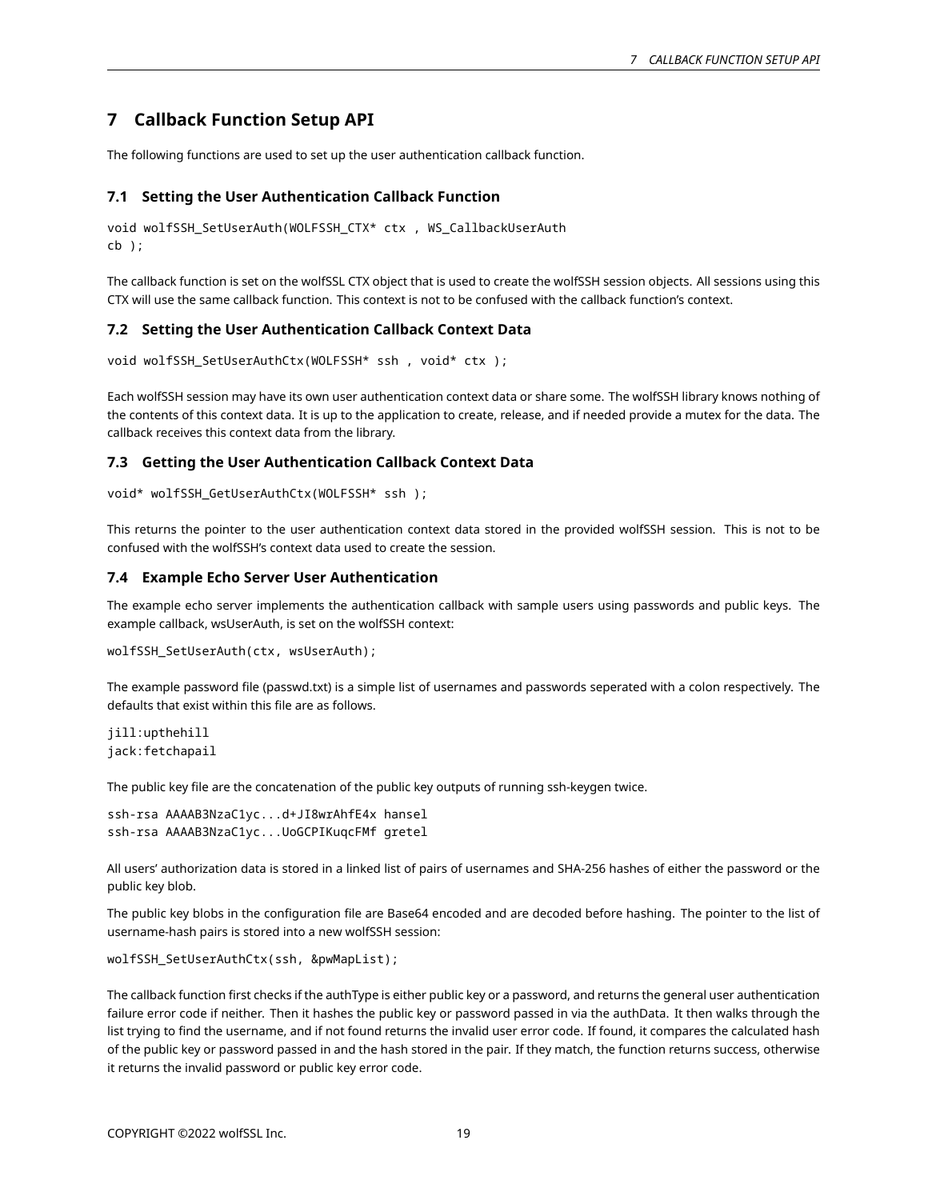# 7 Callback Function Setup API

The following functions are used to set up the user authentication callback function.

## 7.1 Setting the User Authentication Callback Function

```
void wolfSSH_SetUserAuth(WOLFSSH_CTX* ctx , WS_CallbackUserAuth
cb );
```

The callback function is set on the wolfSSL CTX object that is used to create the wolfSSH session objects. All sessions using this CTX will use the same callback function. This context is not to be confused with the callback function's context.

## 7.2 Setting the User Authentication Callback Context Data

```
void wolfSSH_SetUserAuthCtx(WOLFSSH* ssh , void* ctx );
```

Each wolfSSH session may have its own user authentication context data or share some. The wolfSSH library knows nothing of the contents of this context data. It is up to the application to create, release, and if needed provide a mutex for the data. The callback receives this context data from the library.

## 7.3 Getting the User Authentication Callback Context Data

```
void* wolfSSH_GetUserAuthCtx(WOLFSSH* ssh );
```

This returns the pointer to the user authentication context data stored in the provided wolfSSH session. This is not to be confused with the wolfSSH's context data used to create the session.

## 7.4 Example Echo Server User Authentication

The example echo server implements the authentication callback with sample users using passwords and public keys. The example callback, wsUserAuth, is set on the wolfSSH context:

```
wolfSSH_SetUserAuth(ctx, wsUserAuth);
```

The example password file (passwd.txt) is a simple list of usernames and passwords seperated with a colon respectively. The defaults that exist within this file are as follows.

```
jill:upthehill
jack:fetchapail
```

The public key file are the concatenation of the public key outputs of running ssh-keygen twice.

```
ssh-rsa AAAAB3NzaC1yc...d+JI8wrAhfE4x hansel
ssh-rsa AAAAB3NzaC1yc...UoGCPIKuqcFMf gretel
```

All users' authorization data is stored in a linked list of pairs of usernames and SHA-256 hashes of either the password or the public key blob.

The public key blobs in the configuration file are Base64 encoded and are decoded before hashing. The pointer to the list of username-hash pairs is stored into a new wolfSSH session:

```
wolfSSH_SetUserAuthCtx(ssh, &pwMapList);
```

The callback function first checks if the authType is either public key or a password, and returns the general user authentication failure error code if neither. Then it hashes the public key or password passed in via the authData. It then walks through the list trying to find the username, and if not found returns the invalid user error code. If found, it compares the calculated hash of the public key or password passed in and the hash stored in the pair. If they match, the function returns success, otherwise it returns the invalid password or public key error code.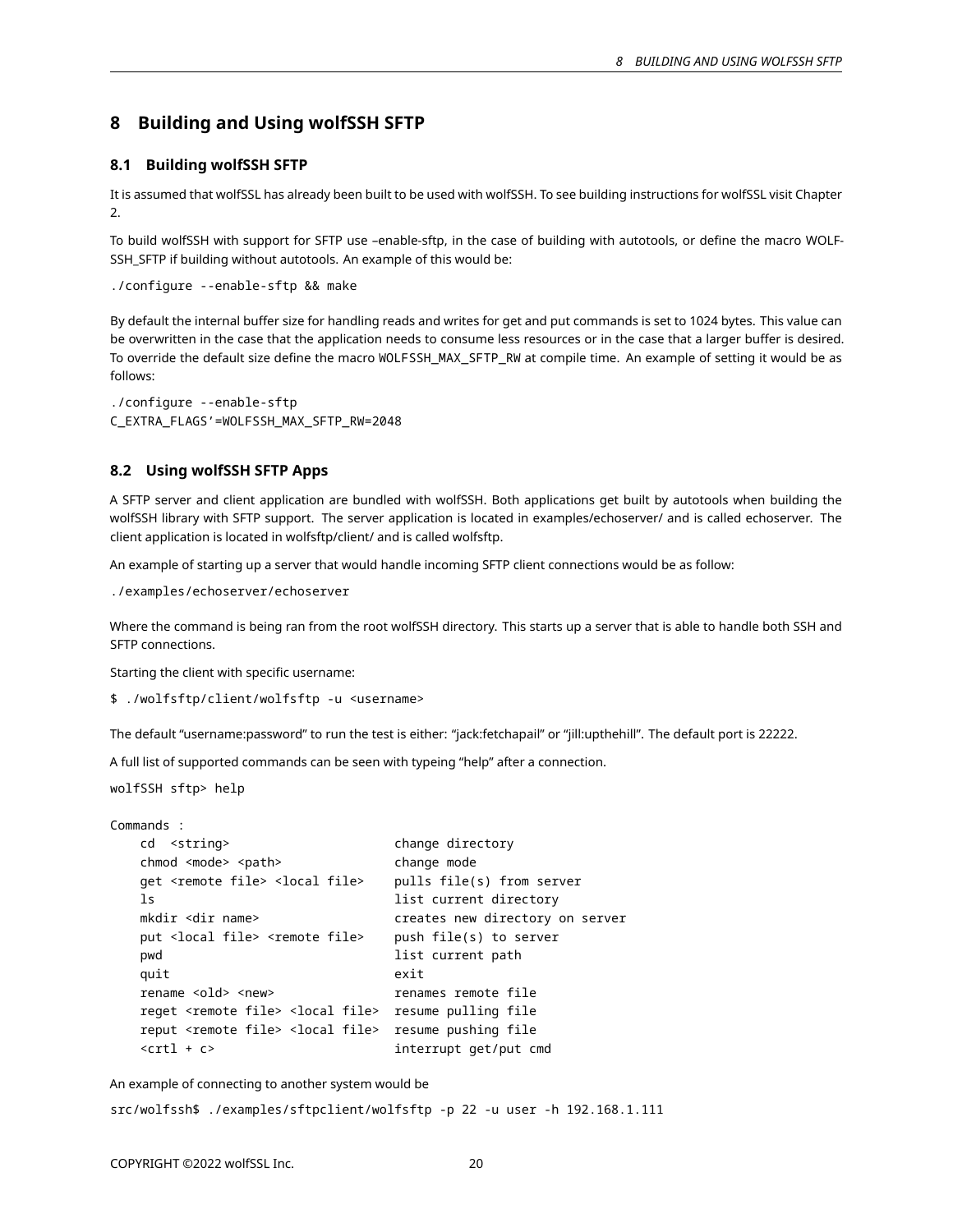# 8 Building and Using wolfSSH SFTP

## 8.1 Building wolfSSH SFTP

It is assumed that wolfSSL has already been built to be used with wolfSSH. To see building instructions for wolfSSL visit Chapter 2.

To build wolfSSH with support for SFTP use –enable-sftp, in the case of building with autotools, or define the macro WOLFSSH_SFTP if building without autotools. An example of this would be:

```
./configure --enable-sftp && make
```

By default the internal buffer size for handling reads and writes for get and put commands is set to 1024 bytes. This value can be overwritten in the case that the application needs to consume less resources or in the case that a larger buffer is desired. To override the default size define the macro `WOLFSSH_MAX_SFTP_RW` at compile time. An example of setting it would be as follows:

```
./configure --enable-sftp
C_EXTRA_FLAGS'=WOLFSSH_MAX_SFTP_RW=2048
```

## 8.2 Using wolfSSH SFTP Apps

A SFTP server and client application are bundled with wolfSSH. Both applications get built by autotools when building the wolfSSH library with SFTP support. The server application is located in examples/echoserver/ and is called echoserver. The client application is located in wolfsftp/client/ and is called wolfsftp.

An example of starting up a server that would handle incoming SFTP client connections would be as follow:

```
./examples/echoserver/echoserver
```

Where the command is being ran from the root wolfSSH directory. This starts up a server that is able to handle both SSH and SFTP connections.

Starting the client with specific username:

```
$ ./wolfsftp/client/wolfsftp -u <username>
```

The default "username:password" to run the test is either: "jack:fetchapail" or "jill:upthehill". The default port is 22222.

A full list of supported commands can be seen with typeing "help" after a connection.

```
wolfSSH sftp> help

Commands :
    cd  <string>                      change directory
    chmod <mode> <path>               change mode
    get <remote file> <local file>    pulls file(s) from server
    ls                                list current directory
    mkdir <dir name>                  creates new directory on server
    put <local file> <remote file>    push file(s) to server
    pwd                               list current path
    quit                              exit
    rename <old> <new>                renames remote file
    reget <remote file> <local file>  resume pulling file
    reput <remote file> <local file>  resume pushing file
    <crtl + c>                        interrupt get/put cmd
```

An example of connecting to another system would be

```
src/wolfssh$ ./examples/sftpclient/wolfsftp -p 22 -u user -h 192.168.1.111
```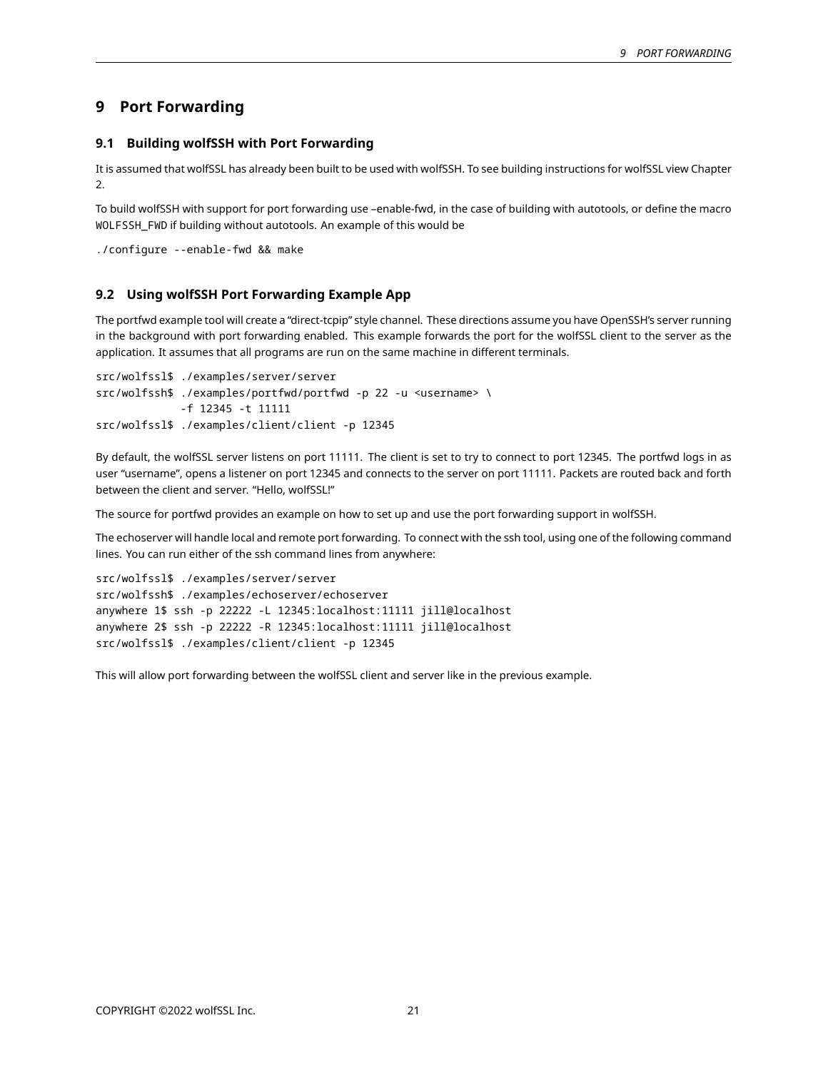# 9 Port Forwarding

## 9.1 Building wolfSSH with Port Forwarding

It is assumed that wolfSSL has already been built to be used with wolfSSH. To see building instructions for wolfSSL view Chapter 2.

To build wolfSSH with support for port forwarding use –enable-fwd, in the case of building with autotools, or define the macro `WOLFSSH_FWD` if building without autotools. An example of this would be

```
./configure --enable-fwd && make
```

## 9.2 Using wolfSSH Port Forwarding Example App

The portfwd example tool will create a "direct-tcpip" style channel. These directions assume you have OpenSSH's server running in the background with port forwarding enabled. This example forwards the port for the wolfSSL client to the server as the application. It assumes that all programs are run on the same machine in different terminals.

```
src/wolfssl$ ./examples/server/server
src/wolfssh$ ./examples/portfwd/portfwd -p 22 -u <username> \
            -f 12345 -t 11111
src/wolfssl$ ./examples/client/client -p 12345
```

By default, the wolfSSL server listens on port 11111. The client is set to try to connect to port 12345. The portfwd logs in as user "username", opens a listener on port 12345 and connects to the server on port 11111. Packets are routed back and forth between the client and server. "Hello, wolfSSL!"

The source for portfwd provides an example on how to set up and use the port forwarding support in wolfSSH.

The echoserver will handle local and remote port forwarding. To connect with the ssh tool, using one of the following command lines. You can run either of the ssh command lines from anywhere:

```
src/wolfssl$ ./examples/server/server
src/wolfssh$ ./examples/echoserver/echoserver
anywhere 1$ ssh -p 22222 -L 12345:localhost:11111 jill@localhost
anywhere 2$ ssh -p 22222 -R 12345:localhost:11111 jill@localhost
src/wolfssl$ ./examples/client/client -p 12345
```

This will allow port forwarding between the wolfSSL client and server like in the previous example.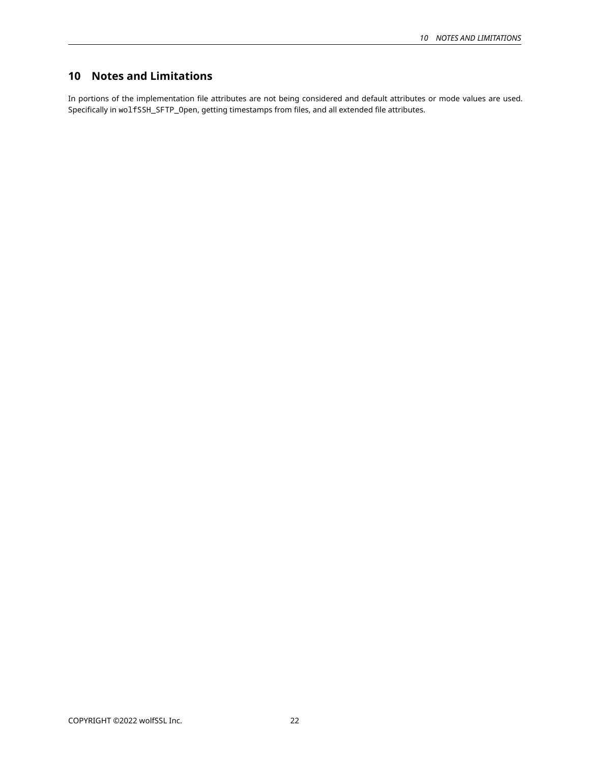# 10 Notes and Limitations

In portions of the implementation file attributes are not being considered and default attributes or mode values are used. Specifically in `wolfSSH_SFTP_Open`, getting timestamps from files, and all extended file attributes.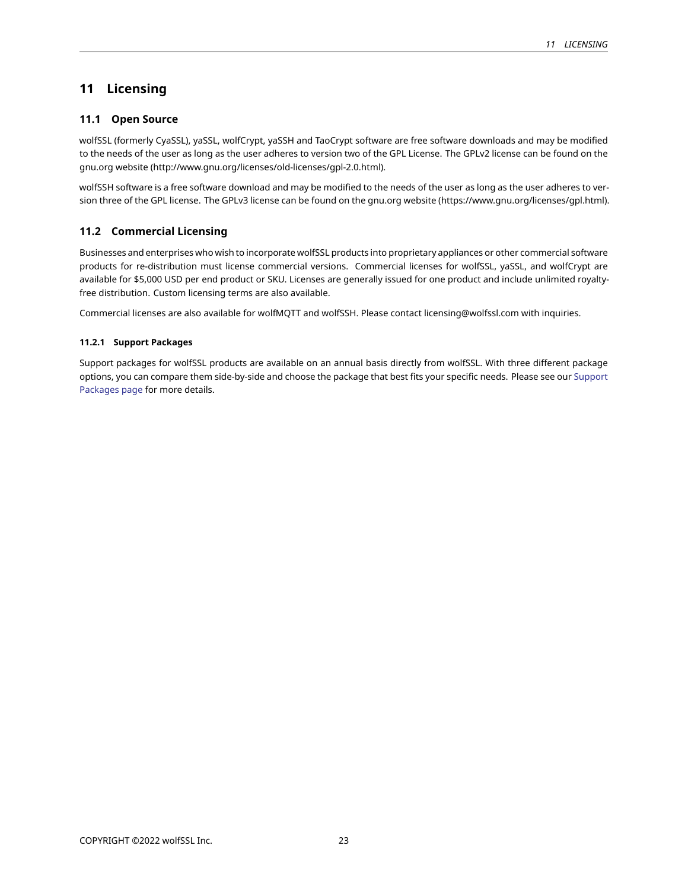# 11 Licensing

## 11.1 Open Source

wolfSSL (formerly CyaSSL), yaSSL, wolfCrypt, yaSSH and TaoCrypt software are free software downloads and may be modified to the needs of the user as long as the user adheres to version two of the GPL License. The GPLv2 license can be found on the gnu.org website (http://www.gnu.org/licenses/old-licenses/gpl-2.0.html).

wolfSSH software is a free software download and may be modified to the needs of the user as long as the user adheres to version three of the GPL license. The GPLv3 license can be found on the gnu.org website (https://www.gnu.org/licenses/gpl.html).

## 11.2 Commercial Licensing

Businesses and enterprises who wish to incorporate wolfSSL products into proprietary appliances or other commercial software products for re-distribution must license commercial versions. Commercial licenses for wolfSSL, yaSSL, and wolfCrypt are available for $5,000 USD per end product or SKU. Licenses are generally issued for one product and include unlimited royalty-free distribution. Custom licensing terms are also available.

Commercial licenses are also available for wolfMQTT and wolfSSH. Please contact licensing@wolfssl.com with inquiries.

### 11.2.1 Support Packages

Support packages for wolfSSL products are available on an annual basis directly from wolfSSL. With three different package options, you can compare them side-by-side and choose the package that best fits your specific needs. Please see our Support Packages page for more details.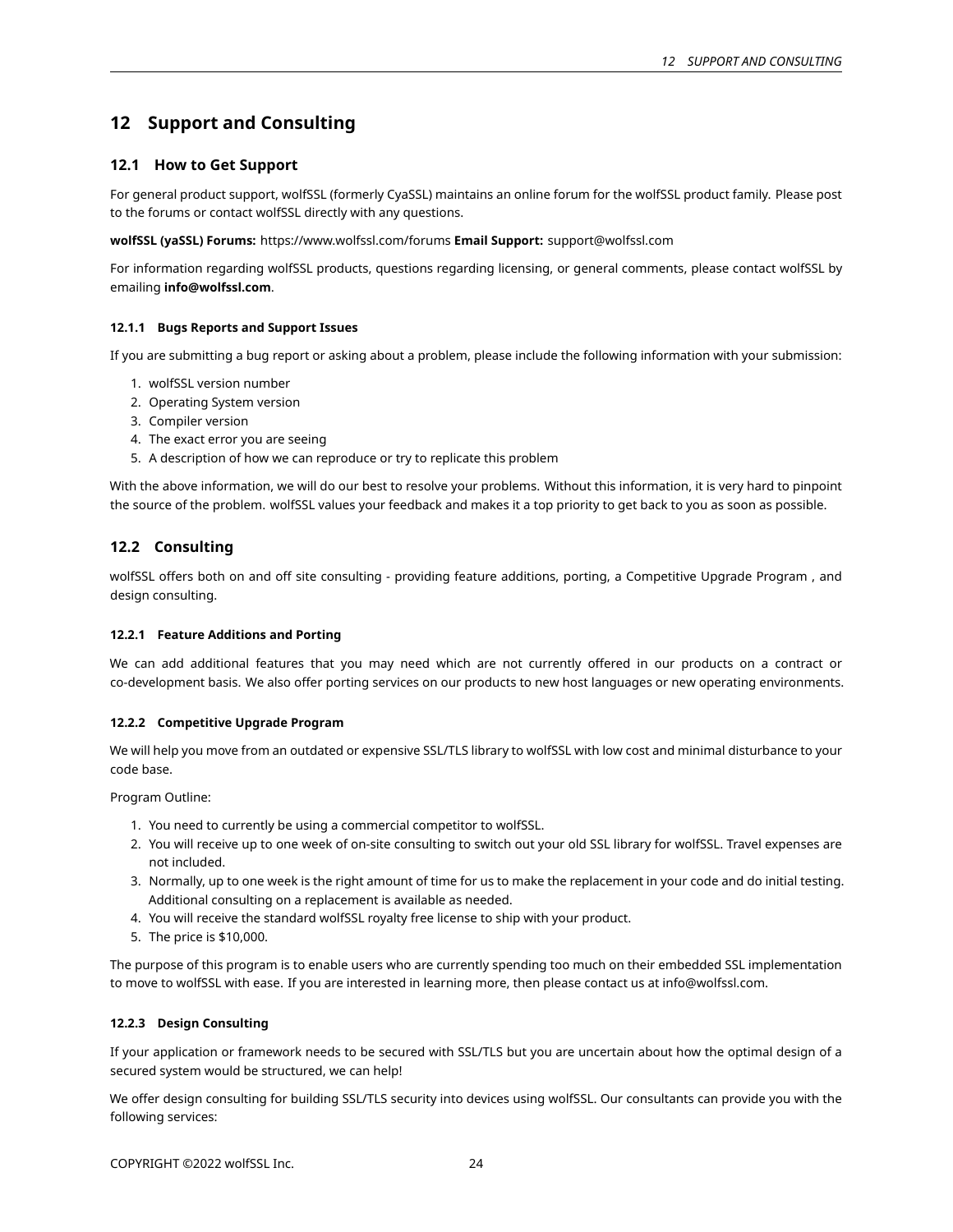# 12 Support and Consulting

## 12.1 How to Get Support

For general product support, wolfSSL (formerly CyaSSL) maintains an online forum for the wolfSSL product family. Please post to the forums or contact wolfSSL directly with any questions.

**wolfSSL (yaSSL) Forums:** https://www.wolfssl.com/forums **Email Support:** support@wolfssl.com

For information regarding wolfSSL products, questions regarding licensing, or general comments, please contact wolfSSL by emailing **info@wolfssl.com**.

### 12.1.1 Bugs Reports and Support Issues

If you are submitting a bug report or asking about a problem, please include the following information with your submission:

1. wolfSSL version number
2. Operating System version
3. Compiler version
4. The exact error you are seeing
5. A description of how we can reproduce or try to replicate this problem

With the above information, we will do our best to resolve your problems. Without this information, it is very hard to pinpoint the source of the problem. wolfSSL values your feedback and makes it a top priority to get back to you as soon as possible.

## 12.2 Consulting

wolfSSL offers both on and off site consulting - providing feature additions, porting, a Competitive Upgrade Program , and design consulting.

### 12.2.1 Feature Additions and Porting

We can add additional features that you may need which are not currently offered in our products on a contract or co-development basis. We also offer porting services on our products to new host languages or new operating environments.

### 12.2.2 Competitive Upgrade Program

We will help you move from an outdated or expensive SSL/TLS library to wolfSSL with low cost and minimal disturbance to your code base.

Program Outline:

1. You need to currently be using a commercial competitor to wolfSSL.
2. You will receive up to one week of on-site consulting to switch out your old SSL library for wolfSSL. Travel expenses are not included.
3. Normally, up to one week is the right amount of time for us to make the replacement in your code and do initial testing. Additional consulting on a replacement is available as needed.
4. You will receive the standard wolfSSL royalty free license to ship with your product.
5. The price is $10,000.

The purpose of this program is to enable users who are currently spending too much on their embedded SSL implementation to move to wolfSSL with ease. If you are interested in learning more, then please contact us at info@wolfssl.com.

### 12.2.3 Design Consulting

If your application or framework needs to be secured with SSL/TLS but you are uncertain about how the optimal design of a secured system would be structured, we can help!

We offer design consulting for building SSL/TLS security into devices using wolfSSL. Our consultants can provide you with the following services: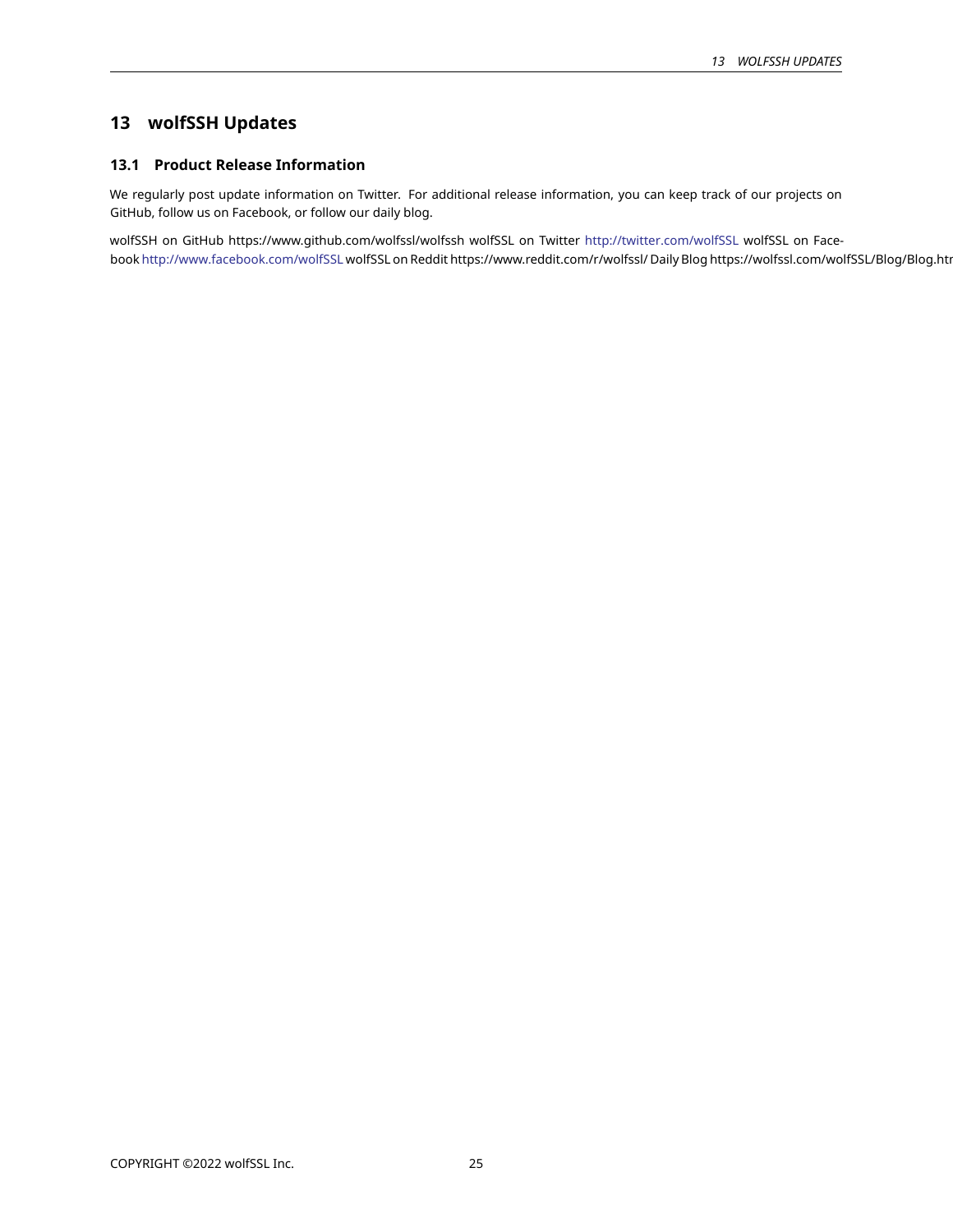# 13 wolfSSH Updates

## 13.1 Product Release Information

We regularly post update information on Twitter. For additional release information, you can keep track of our projects on GitHub, follow us on Facebook, or follow our daily blog.

wolfSSH on GitHub https://www.github.com/wolfssl/wolfssh wolfSSL on Twitter http://twitter.com/wolfSSL wolfSSL on Facebook http://www.facebook.com/wolfSSL wolfSSL on Reddit https://www.reddit.com/r/wolfssl/ Daily Blog https://wolfssl.com/wolfSSL/Blog/Blog.htr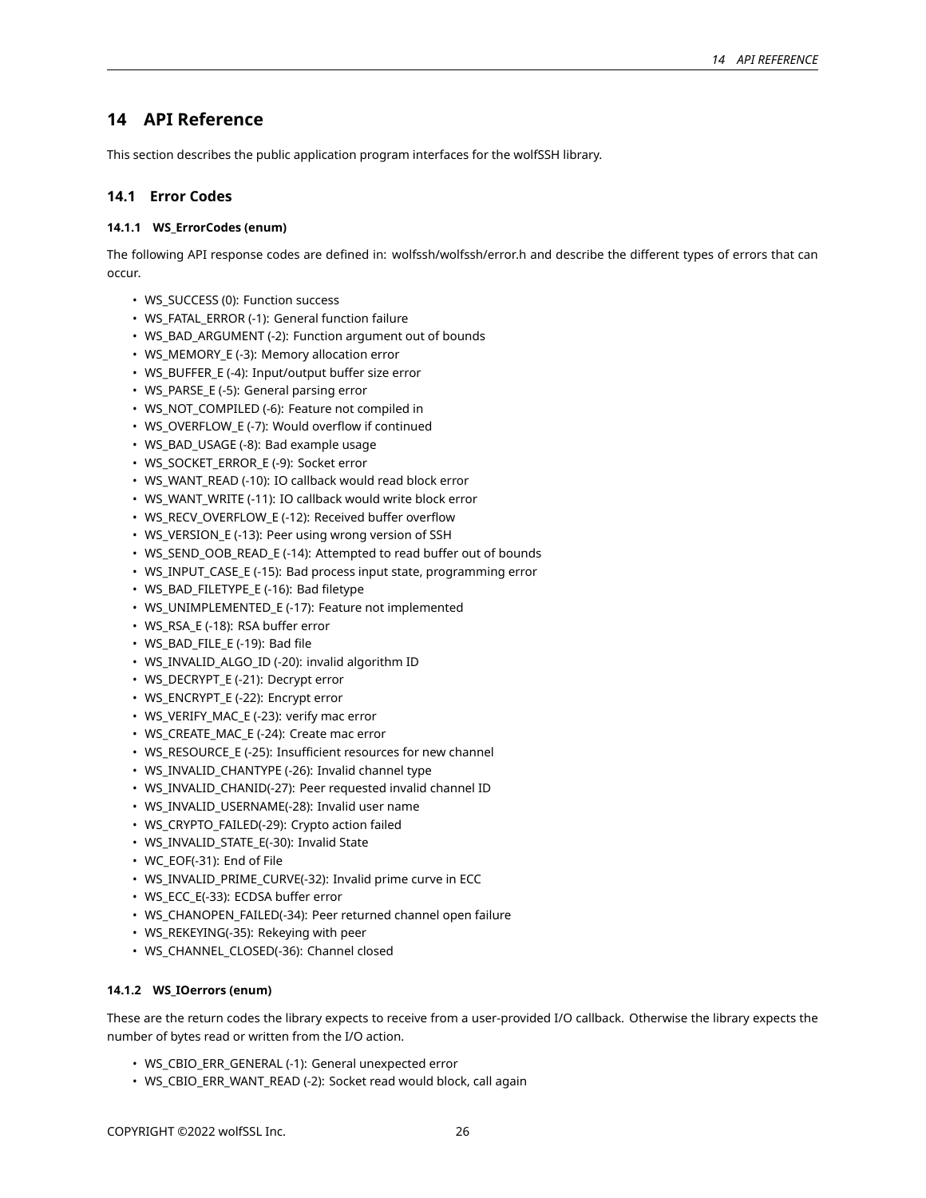# 14 API Reference

This section describes the public application program interfaces for the wolfSSH library.

## 14.1 Error Codes

### 14.1.1 WS_ErrorCodes (enum)

The following API response codes are defined in: wolfssh/wolfssh/error.h and describe the different types of errors that can occur.

- WS_SUCCESS (0): Function success
- WS_FATAL_ERROR (-1): General function failure
- WS_BAD_ARGUMENT (-2): Function argument out of bounds
- WS_MEMORY_E (-3): Memory allocation error
- WS_BUFFER_E (-4): Input/output buffer size error
- WS_PARSE_E (-5): General parsing error
- WS_NOT_COMPILED (-6): Feature not compiled in
- WS_OVERFLOW_E (-7): Would overflow if continued
- WS_BAD_USAGE (-8): Bad example usage
- WS_SOCKET_ERROR_E (-9): Socket error
- WS_WANT_READ (-10): IO callback would read block error
- WS_WANT_WRITE (-11): IO callback would write block error
- WS_RECV_OVERFLOW_E (-12): Received buffer overflow
- WS_VERSION_E (-13): Peer using wrong version of SSH
- WS_SEND_OOB_READ_E (-14): Attempted to read buffer out of bounds
- WS_INPUT_CASE_E (-15): Bad process input state, programming error
- WS_BAD_FILETYPE_E (-16): Bad filetype
- WS_UNIMPLEMENTED_E (-17): Feature not implemented
- WS_RSA_E (-18): RSA buffer error
- WS_BAD_FILE_E (-19): Bad file
- WS_INVALID_ALGO_ID (-20): invalid algorithm ID
- WS_DECRYPT_E (-21): Decrypt error
- WS_ENCRYPT_E (-22): Encrypt error
- WS_VERIFY_MAC_E (-23): verify mac error
- WS_CREATE_MAC_E (-24): Create mac error
- WS_RESOURCE_E (-25): Insufficient resources for new channel
- WS_INVALID_CHANTYPE (-26): Invalid channel type
- WS_INVALID_CHANID(-27): Peer requested invalid channel ID
- WS_INVALID_USERNAME(-28): Invalid user name
- WS_CRYPTO_FAILED(-29): Crypto action failed
- WS_INVALID_STATE_E(-30): Invalid State
- WC_EOF(-31): End of File
- WS_INVALID_PRIME_CURVE(-32): Invalid prime curve in ECC
- WS_ECC_E(-33): ECDSA buffer error
- WS_CHANOPEN_FAILED(-34): Peer returned channel open failure
- WS_REKEYING(-35): Rekeying with peer
- WS_CHANNEL_CLOSED(-36): Channel closed

### 14.1.2 WS_IOerrors (enum)

These are the return codes the library expects to receive from a user-provided I/O callback. Otherwise the library expects the number of bytes read or written from the I/O action.

- WS_CBIO_ERR_GENERAL (-1): General unexpected error
- WS_CBIO_ERR_WANT_READ (-2): Socket read would block, call again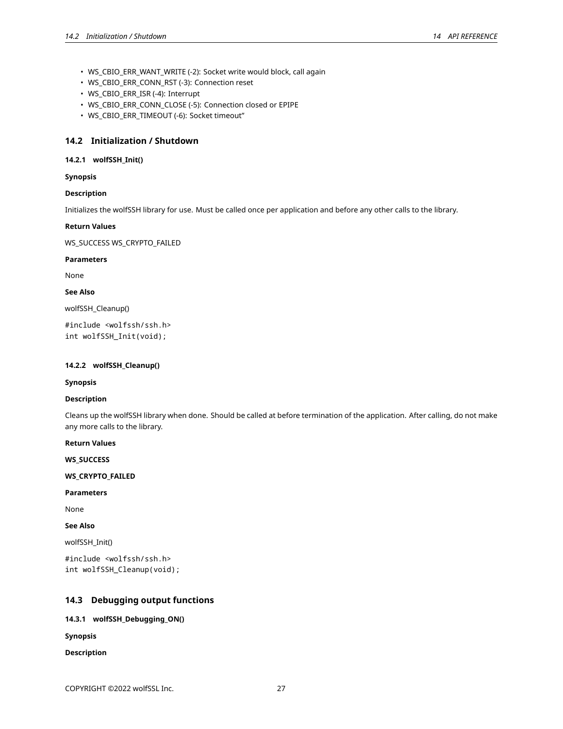- WS_CBIO_ERR_WANT_WRITE (-2): Socket write would block, call again
- WS_CBIO_ERR_CONN_RST (-3): Connection reset
- WS_CBIO_ERR_ISR (-4): Interrupt
- WS_CBIO_ERR_CONN_CLOSE (-5): Connection closed or EPIPE
- WS_CBIO_ERR_TIMEOUT (-6): Socket timeout"

## 14.2 Initialization / Shutdown

### 14.2.1 wolfSSH_Init()

**Synopsis**

**Description**

Initializes the wolfSSH library for use. Must be called once per application and before any other calls to the library.

**Return Values**

WS_SUCCESS WS_CRYPTO_FAILED

**Parameters**

None

**See Also**

wolfSSH_Cleanup()

```
#include <wolfssh/ssh.h>
int wolfSSH_Init(void);
```

### 14.2.2 wolfSSH_Cleanup()

**Synopsis**

**Description**

Cleans up the wolfSSH library when done. Should be called at before termination of the application. After calling, do not make any more calls to the library.

**Return Values**

**WS_SUCCESS**

**WS_CRYPTO_FAILED**

**Parameters**

None

**See Also**

wolfSSH_Init()

```
#include <wolfssh/ssh.h>
int wolfSSH_Cleanup(void);
```

## 14.3 Debugging output functions

### 14.3.1 wolfSSH_Debugging_ON()

**Synopsis**

**Description**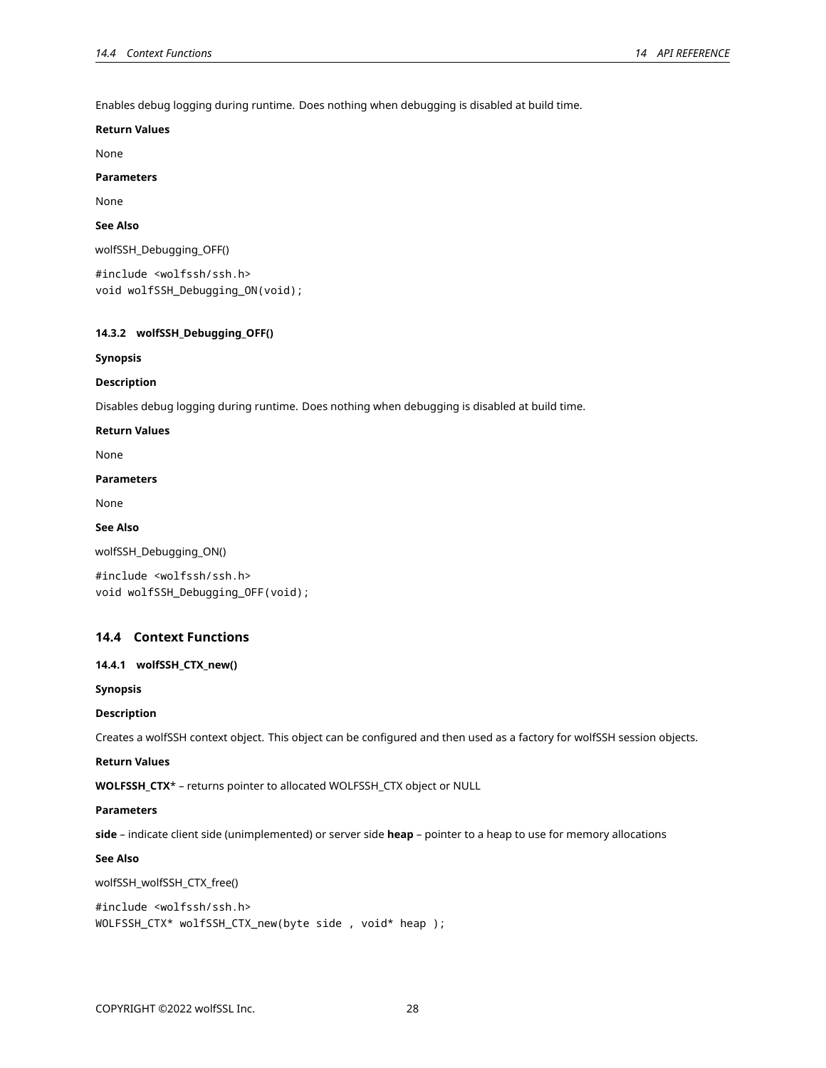Enables debug logging during runtime. Does nothing when debugging is disabled at build time.

**Return Values**

None

**Parameters**

None

**See Also**

wolfSSH_Debugging_OFF()

```
#include <wolfssh/ssh.h>
void wolfSSH_Debugging_ON(void);
```

#### 14.3.2 wolfSSH_Debugging_OFF()

**Synopsis**

**Description**

Disables debug logging during runtime. Does nothing when debugging is disabled at build time.

**Return Values**

None

**Parameters**

None

**See Also**

wolfSSH_Debugging_ON()

```
#include <wolfssh/ssh.h>
void wolfSSH_Debugging_OFF(void);
```

### 14.4 Context Functions

#### 14.4.1 wolfSSH_CTX_new()

**Synopsis**

**Description**

Creates a wolfSSH context object. This object can be configured and then used as a factory for wolfSSH session objects.

**Return Values**

**WOLFSSH_CTX*** – returns pointer to allocated WOLFSSH_CTX object or NULL

**Parameters**

**side** – indicate client side (unimplemented) or server side **heap** – pointer to a heap to use for memory allocations

**See Also**

wolfSSH_wolfSSH_CTX_free()

```
#include <wolfssh/ssh.h>
WOLFSSH_CTX* wolfSSH_CTX_new(byte side , void* heap );
```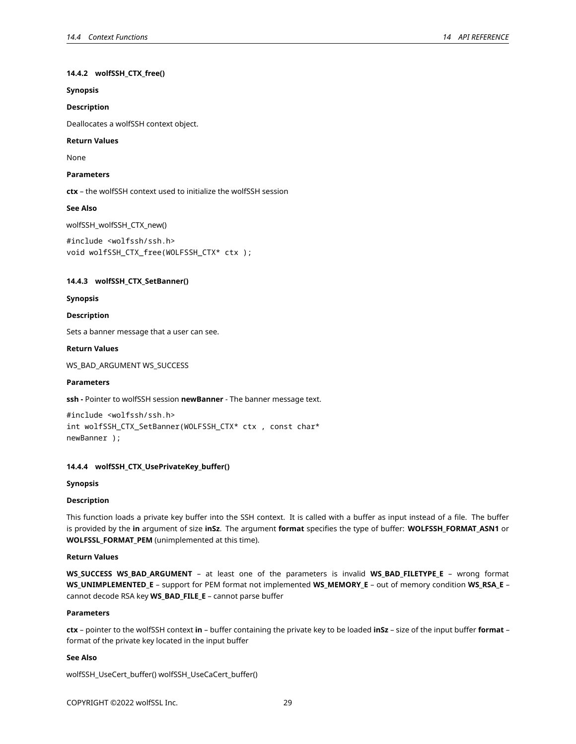#### 14.4.2 wolfSSH_CTX_free()

**Synopsis**

**Description**

Deallocates a wolfSSH context object.

**Return Values**

None

**Parameters**

**ctx** – the wolfSSH context used to initialize the wolfSSH session

**See Also**

wolfSSH_wolfSSH_CTX_new()

```
#include <wolfssh/ssh.h>
void wolfSSH_CTX_free(WOLFSSH_CTX* ctx );
```

#### 14.4.3 wolfSSH_CTX_SetBanner()

**Synopsis**

**Description**

Sets a banner message that a user can see.

**Return Values**

WS_BAD_ARGUMENT WS_SUCCESS

**Parameters**

**ssh -** Pointer to wolfSSH session **newBanner** - The banner message text.

```
#include <wolfssh/ssh.h>
int wolfSSH_CTX_SetBanner(WOLFSSH_CTX* ctx , const char*
newBanner );
```

#### 14.4.4 wolfSSH_CTX_UsePrivateKey_buffer()

**Synopsis**

**Description**

This function loads a private key buffer into the SSH context. It is called with a buffer as input instead of a file. The buffer is provided by the **in** argument of size **inSz**. The argument **format** specifies the type of buffer: **WOLFSSH_FORMAT_ASN1** or **WOLFSSL_FORMAT_PEM** (unimplemented at this time).

**Return Values**

**WS_SUCCESS** **WS_BAD_ARGUMENT** – at least one of the parameters is invalid **WS_BAD_FILETYPE_E** – wrong format **WS_UNIMPLEMENTED_E** – support for PEM format not implemented **WS_MEMORY_E** – out of memory condition **WS_RSA_E** – cannot decode RSA key **WS_BAD_FILE_E** – cannot parse buffer

**Parameters**

**ctx** – pointer to the wolfSSH context **in** – buffer containing the private key to be loaded **inSz** – size of the input buffer **format** – format of the private key located in the input buffer

**See Also**

wolfSSH_UseCert_buffer() wolfSSH_UseCaCert_buffer()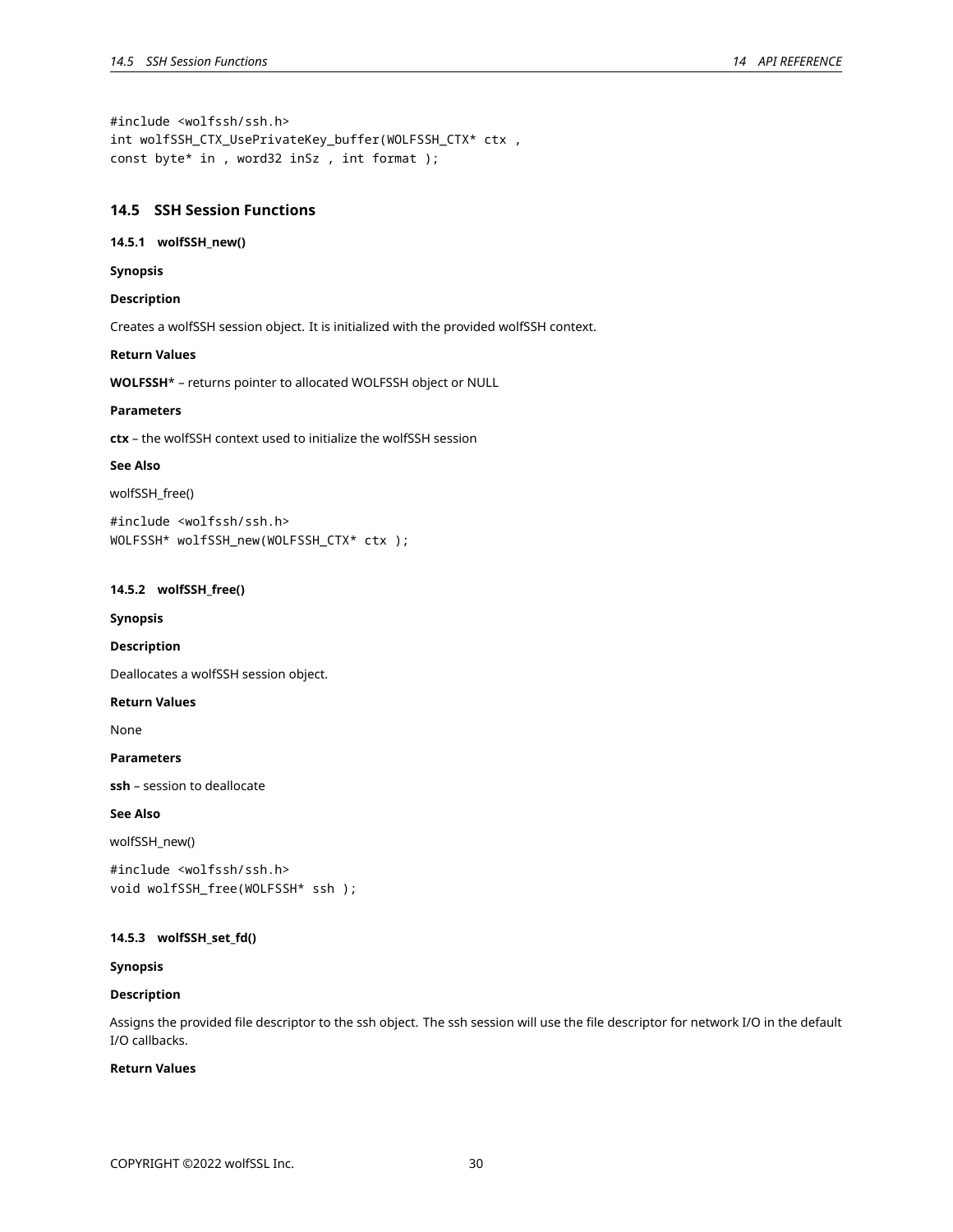```
#include <wolfssh/ssh.h>
int wolfSSH_CTX_UsePrivateKey_buffer(WOLFSSH_CTX* ctx ,
const byte* in , word32 inSz , int format );
```

## 14.5 SSH Session Functions

### 14.5.1 wolfSSH_new()

**Synopsis**

**Description**

Creates a wolfSSH session object. It is initialized with the provided wolfSSH context.

**Return Values**

**WOLFSSH*** – returns pointer to allocated WOLFSSH object or NULL

**Parameters**

**ctx** – the wolfSSH context used to initialize the wolfSSH session

**See Also**

wolfSSH_free()

```
#include <wolfssh/ssh.h>
WOLFSSH* wolfSSH_new(WOLFSSH_CTX* ctx );
```

### 14.5.2 wolfSSH_free()

**Synopsis**

**Description**

Deallocates a wolfSSH session object.

**Return Values**

None

**Parameters**

**ssh** – session to deallocate

**See Also**

wolfSSH_new()

```
#include <wolfssh/ssh.h>
void wolfSSH_free(WOLFSSH* ssh );
```

### 14.5.3 wolfSSH_set_fd()

**Synopsis**

**Description**

Assigns the provided file descriptor to the ssh object. The ssh session will use the file descriptor for network I/O in the default I/O callbacks.

**Return Values**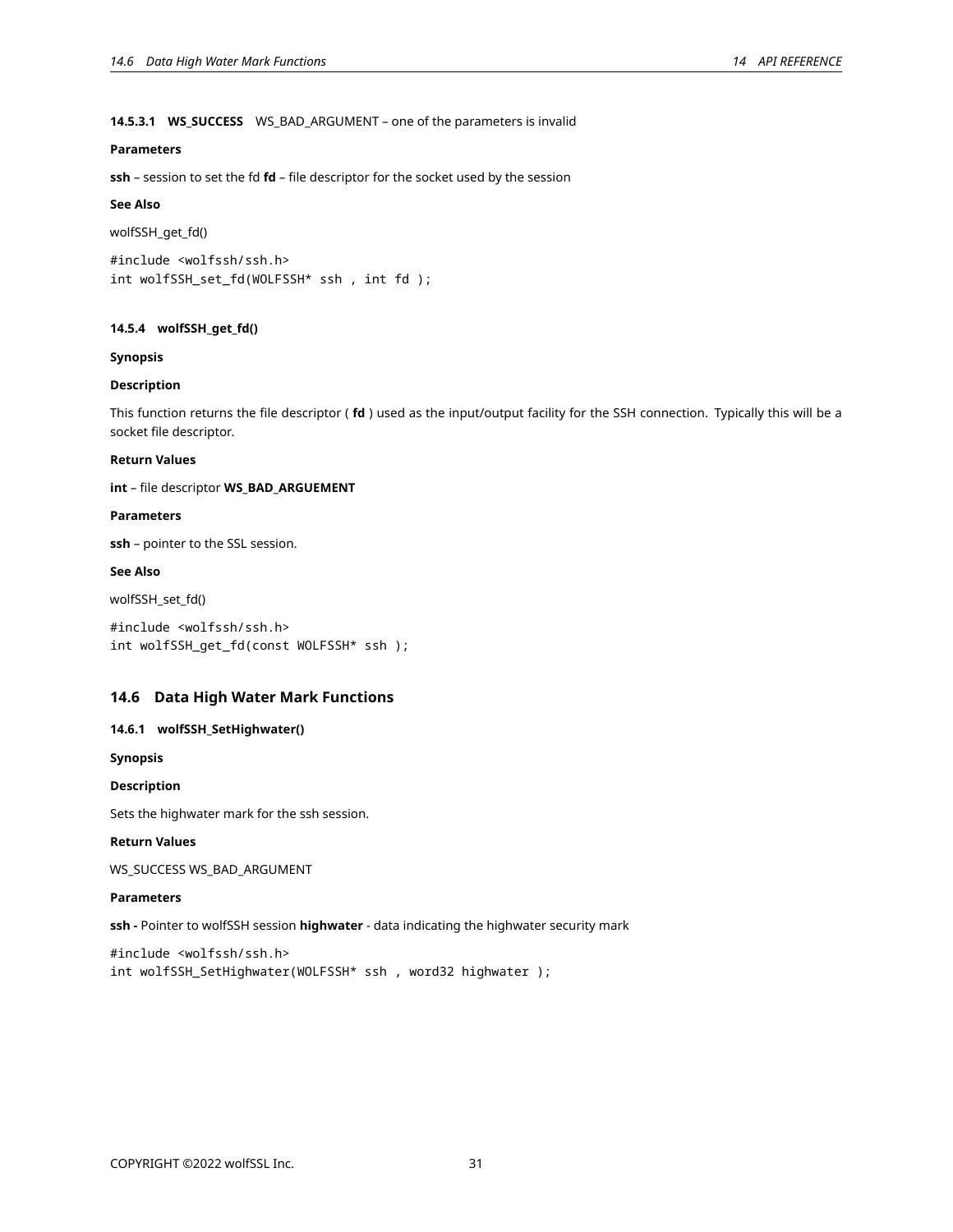#### 14.5.3.1 WS_SUCCESS WS_BAD_ARGUMENT – one of the parameters is invalid

**Parameters**

**ssh** – session to set the fd **fd** – file descriptor for the socket used by the session

**See Also**

wolfSSH_get_fd()

```
#include <wolfssh/ssh.h>
int wolfSSH_set_fd(WOLFSSH* ssh , int fd );
```

### 14.5.4 wolfSSH_get_fd()

**Synopsis**

**Description**

This function returns the file descriptor ( **fd** ) used as the input/output facility for the SSH connection. Typically this will be a socket file descriptor.

**Return Values**

**int** – file descriptor **WS_BAD_ARGUEMENT**

**Parameters**

**ssh** – pointer to the SSL session.

**See Also**

wolfSSH_set_fd()

```
#include <wolfssh/ssh.h>
int wolfSSH_get_fd(const WOLFSSH* ssh );
```

## 14.6 Data High Water Mark Functions

### 14.6.1 wolfSSH_SetHighwater()

**Synopsis**

**Description**

Sets the highwater mark for the ssh session.

**Return Values**

WS_SUCCESS WS_BAD_ARGUMENT

**Parameters**

**ssh -** Pointer to wolfSSH session **highwater** - data indicating the highwater security mark

```
#include <wolfssh/ssh.h>
int wolfSSH_SetHighwater(WOLFSSH* ssh , word32 highwater );
```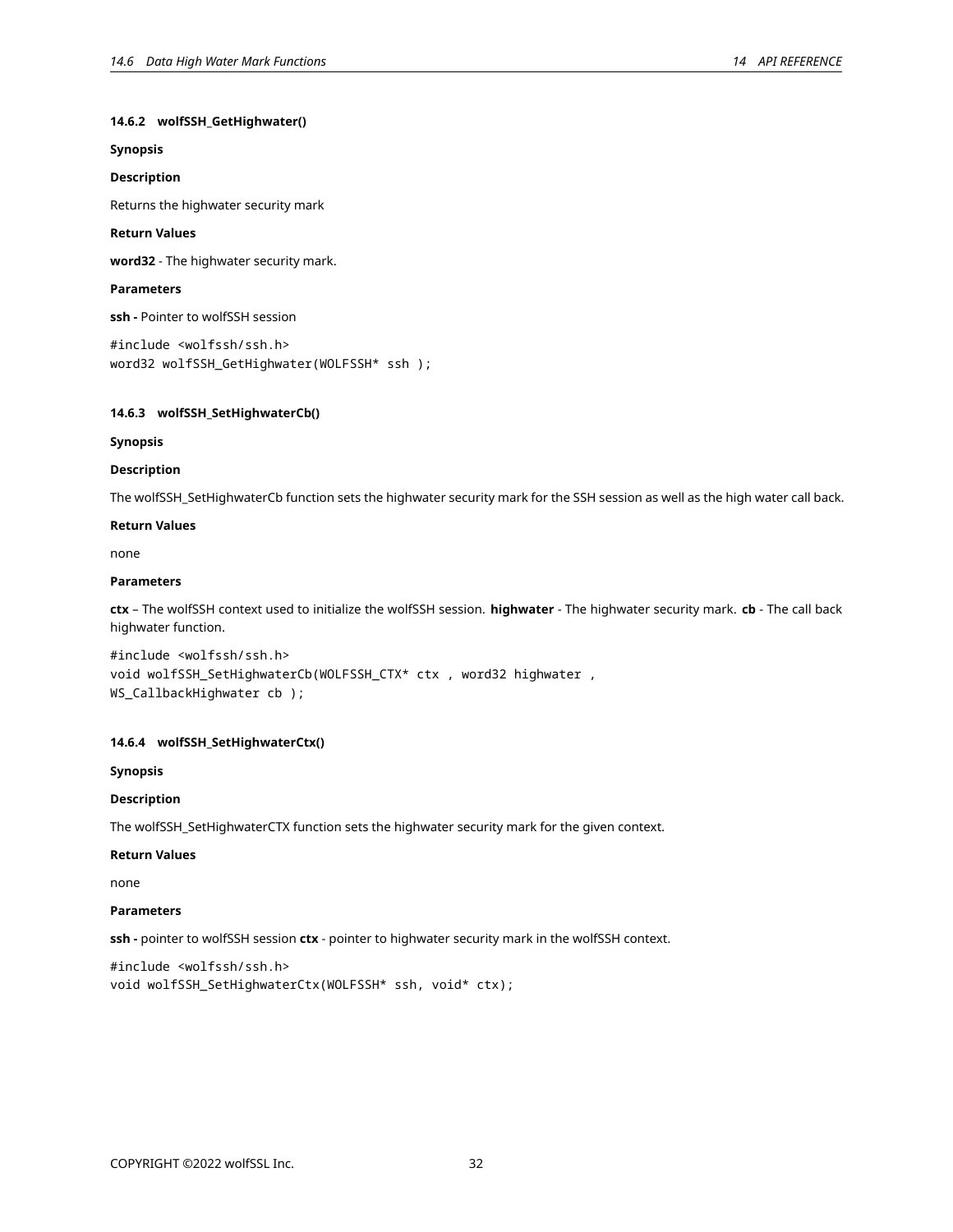#### 14.6.2 wolfSSH_GetHighwater()

**Synopsis**

**Description**

Returns the highwater security mark

**Return Values**

**word32** - The highwater security mark.

**Parameters**

**ssh -** Pointer to wolfSSH session

```
#include <wolfssh/ssh.h>
word32 wolfSSH_GetHighwater(WOLFSSH* ssh );
```

#### 14.6.3 wolfSSH_SetHighwaterCb()

**Synopsis**

**Description**

The wolfSSH_SetHighwaterCb function sets the highwater security mark for the SSH session as well as the high water call back.

**Return Values**

none

**Parameters**

**ctx** – The wolfSSH context used to initialize the wolfSSH session. **highwater** - The highwater security mark. **cb** - The call back highwater function.

```
#include <wolfssh/ssh.h>
void wolfSSH_SetHighwaterCb(WOLFSSH_CTX* ctx , word32 highwater ,
WS_CallbackHighwater cb );
```

#### 14.6.4 wolfSSH_SetHighwaterCtx()

**Synopsis**

**Description**

The wolfSSH_SetHighwaterCTX function sets the highwater security mark for the given context.

**Return Values**

none

**Parameters**

**ssh -** pointer to wolfSSH session **ctx** - pointer to highwater security mark in the wolfSSH context.

```
#include <wolfssh/ssh.h>
void wolfSSH_SetHighwaterCtx(WOLFSSH* ssh, void* ctx);
```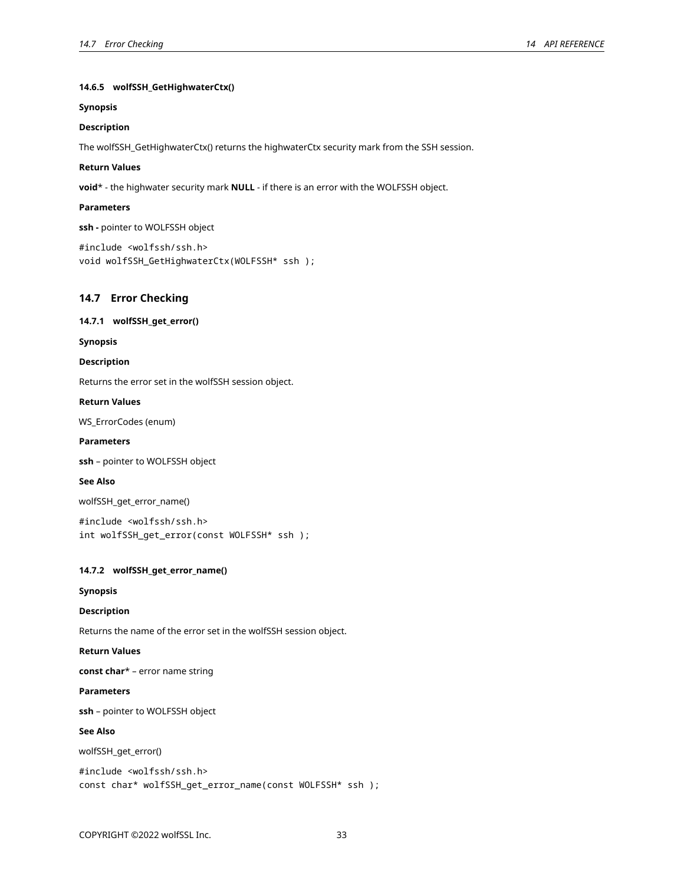#### 14.6.5 wolfSSH_GetHighwaterCtx()

**Synopsis**

**Description**

The wolfSSH_GetHighwaterCtx() returns the highwaterCtx security mark from the SSH session.

**Return Values**

**void*** - the highwater security mark **NULL** - if there is an error with the WOLFSSH object.

**Parameters**

**ssh -** pointer to WOLFSSH object

```
#include <wolfssh/ssh.h>
void wolfSSH_GetHighwaterCtx(WOLFSSH* ssh );
```

### 14.7 Error Checking

#### 14.7.1 wolfSSH_get_error()

**Synopsis**

**Description**

Returns the error set in the wolfSSH session object.

**Return Values**

WS_ErrorCodes (enum)

**Parameters**

**ssh** – pointer to WOLFSSH object

**See Also**

wolfSSH_get_error_name()

```
#include <wolfssh/ssh.h>
int wolfSSH_get_error(const WOLFSSH* ssh );
```

#### 14.7.2 wolfSSH_get_error_name()

**Synopsis**

**Description**

Returns the name of the error set in the wolfSSH session object.

**Return Values**

**const char*** – error name string

**Parameters**

**ssh** – pointer to WOLFSSH object

**See Also**

wolfSSH_get_error()

```
#include <wolfssh/ssh.h>
const char* wolfSSH_get_error_name(const WOLFSSH* ssh );
```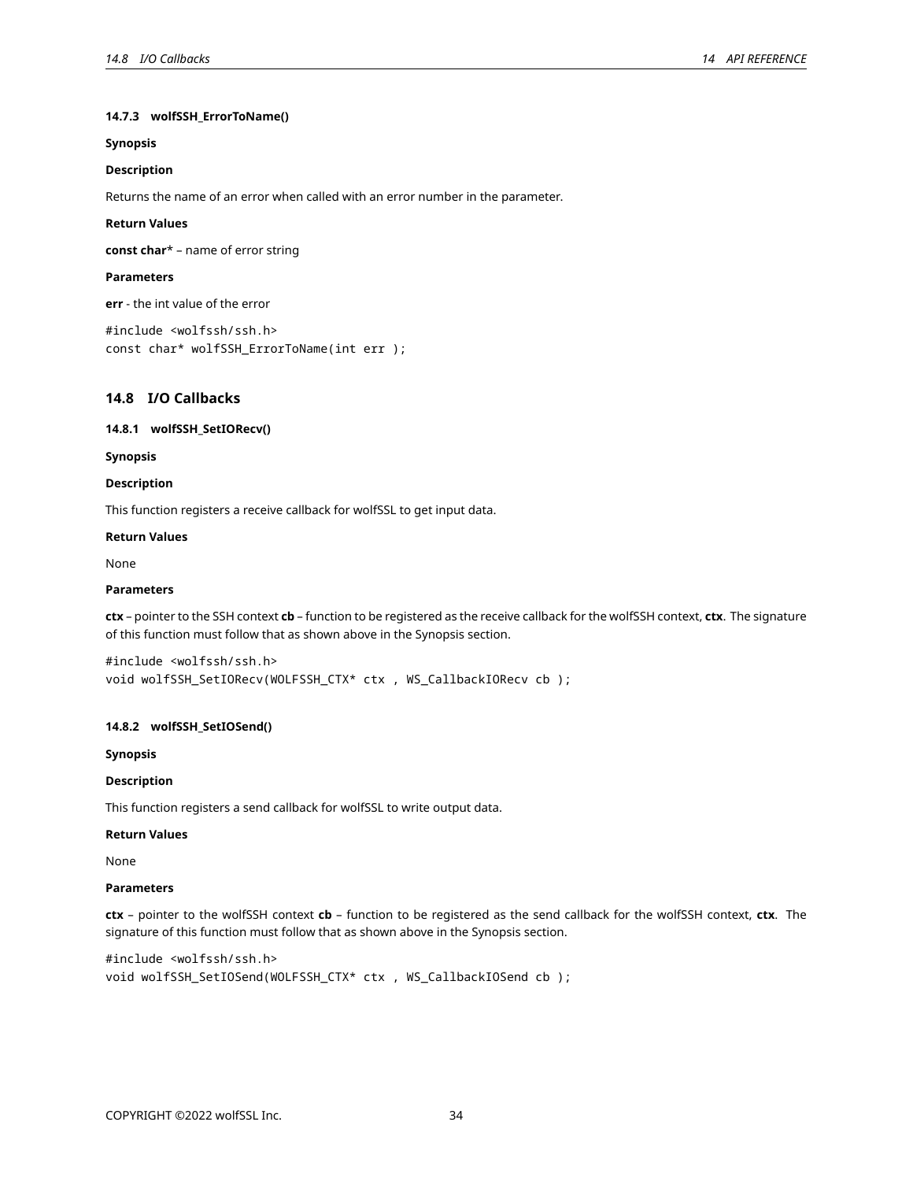#### 14.7.3 wolfSSH_ErrorToName()

**Synopsis**

**Description**

Returns the name of an error when called with an error number in the parameter.

**Return Values**

**const char*** – name of error string

**Parameters**

**err** - the int value of the error

```
#include <wolfssh/ssh.h>
const char* wolfSSH_ErrorToName(int err );
```

### 14.8 I/O Callbacks

#### 14.8.1 wolfSSH_SetIORecv()

**Synopsis**

**Description**

This function registers a receive callback for wolfSSL to get input data.

**Return Values**

None

**Parameters**

**ctx** – pointer to the SSH context **cb** – function to be registered as the receive callback for the wolfSSH context, **ctx**. The signature of this function must follow that as shown above in the Synopsis section.

```
#include <wolfssh/ssh.h>
void wolfSSH_SetIORecv(WOLFSSH_CTX* ctx , WS_CallbackIORecv cb );
```

#### 14.8.2 wolfSSH_SetIOSend()

**Synopsis**

**Description**

This function registers a send callback for wolfSSL to write output data.

**Return Values**

None

**Parameters**

**ctx** – pointer to the wolfSSH context **cb** – function to be registered as the send callback for the wolfSSH context, **ctx**. The signature of this function must follow that as shown above in the Synopsis section.

```
#include <wolfssh/ssh.h>
void wolfSSH_SetIOSend(WOLFSSH_CTX* ctx , WS_CallbackIOSend cb );
```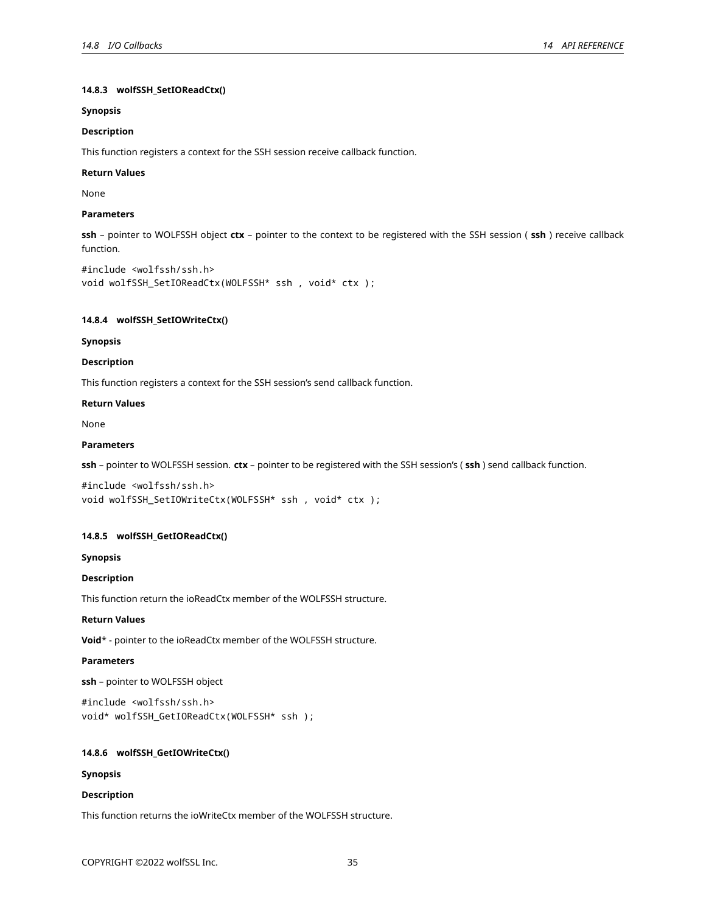#### 14.8.3 wolfSSH_SetIOReadCtx()

**Synopsis**

**Description**

This function registers a context for the SSH session receive callback function.

**Return Values**

None

**Parameters**

**ssh** – pointer to WOLFSSH object **ctx** – pointer to the context to be registered with the SSH session ( **ssh** ) receive callback function.

```
#include <wolfssh/ssh.h>
void wolfSSH_SetIOReadCtx(WOLFSSH* ssh , void* ctx );
```

#### 14.8.4 wolfSSH_SetIOWriteCtx()

**Synopsis**

**Description**

This function registers a context for the SSH session's send callback function.

**Return Values**

None

**Parameters**

**ssh** – pointer to WOLFSSH session. **ctx** – pointer to be registered with the SSH session's ( **ssh** ) send callback function.

```
#include <wolfssh/ssh.h>
void wolfSSH_SetIOWriteCtx(WOLFSSH* ssh , void* ctx );
```

#### 14.8.5 wolfSSH_GetIOReadCtx()

**Synopsis**

**Description**

This function return the ioReadCtx member of the WOLFSSH structure.

**Return Values**

**Void*** - pointer to the ioReadCtx member of the WOLFSSH structure.

**Parameters**

**ssh** – pointer to WOLFSSH object

```
#include <wolfssh/ssh.h>
void* wolfSSH_GetIOReadCtx(WOLFSSH* ssh );
```

#### 14.8.6 wolfSSH_GetIOWriteCtx()

**Synopsis**

**Description**

This function returns the ioWriteCtx member of the WOLFSSH structure.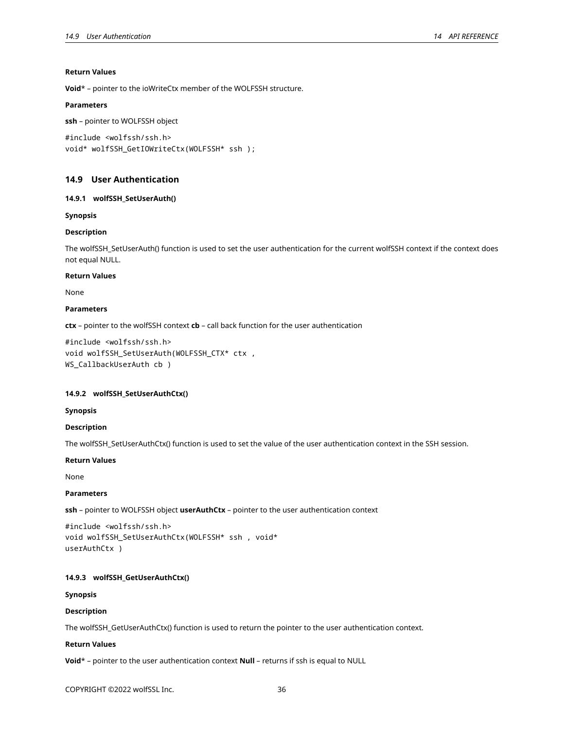**Return Values**

**Void*** – pointer to the ioWriteCtx member of the WOLFSSH structure.

**Parameters**

**ssh** – pointer to WOLFSSH object

```
#include <wolfssh/ssh.h>
void* wolfSSH_GetIOWriteCtx(WOLFSSH* ssh );
```

## 14.9 User Authentication

### 14.9.1 wolfSSH_SetUserAuth()

**Synopsis**

**Description**

The wolfSSH_SetUserAuth() function is used to set the user authentication for the current wolfSSH context if the context does not equal NULL.

**Return Values**

None

**Parameters**

**ctx** – pointer to the wolfSSH context **cb** – call back function for the user authentication

```
#include <wolfssh/ssh.h>
void wolfSSH_SetUserAuth(WOLFSSH_CTX* ctx ,
WS_CallbackUserAuth cb )
```

### 14.9.2 wolfSSH_SetUserAuthCtx()

**Synopsis**

**Description**

The wolfSSH_SetUserAuthCtx() function is used to set the value of the user authentication context in the SSH session.

**Return Values**

None

**Parameters**

**ssh** – pointer to WOLFSSH object **userAuthCtx** – pointer to the user authentication context

```
#include <wolfssh/ssh.h>
void wolfSSH_SetUserAuthCtx(WOLFSSH* ssh , void*
userAuthCtx )
```

### 14.9.3 wolfSSH_GetUserAuthCtx()

**Synopsis**

**Description**

The wolfSSH_GetUserAuthCtx() function is used to return the pointer to the user authentication context.

**Return Values**

**Void*** – pointer to the user authentication context **Null** – returns if ssh is equal to NULL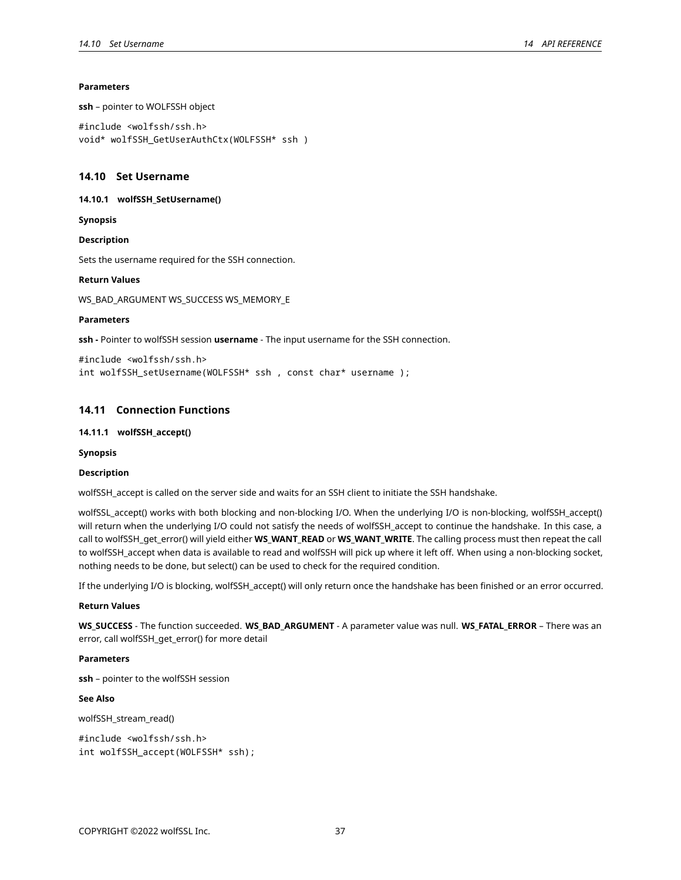**Parameters**

**ssh** – pointer to WOLFSSH object

```
#include <wolfssh/ssh.h>
void* wolfSSH_GetUserAuthCtx(WOLFSSH* ssh )
```

## 14.10 Set Username

### 14.10.1 wolfSSH_SetUsername()

**Synopsis**

**Description**

Sets the username required for the SSH connection.

**Return Values**

WS_BAD_ARGUMENT WS_SUCCESS WS_MEMORY_E

**Parameters**

**ssh -** Pointer to wolfSSH session **username** - The input username for the SSH connection.

```
#include <wolfssh/ssh.h>
int wolfSSH_setUsername(WOLFSSH* ssh , const char* username );
```

## 14.11 Connection Functions

### 14.11.1 wolfSSH_accept()

**Synopsis**

**Description**

wolfSSH_accept is called on the server side and waits for an SSH client to initiate the SSH handshake.

wolfSSL_accept() works with both blocking and non-blocking I/O. When the underlying I/O is non-blocking, wolfSSH_accept() will return when the underlying I/O could not satisfy the needs of wolfSSH_accept to continue the handshake. In this case, a call to wolfSSH_get_error() will yield either **WS_WANT_READ** or **WS_WANT_WRITE**. The calling process must then repeat the call to wolfSSH_accept when data is available to read and wolfSSH will pick up where it left off. When using a non-blocking socket, nothing needs to be done, but select() can be used to check for the required condition.

If the underlying I/O is blocking, wolfSSH_accept() will only return once the handshake has been finished or an error occurred.

**Return Values**

**WS_SUCCESS** - The function succeeded. **WS_BAD_ARGUMENT** - A parameter value was null. **WS_FATAL_ERROR** – There was an error, call wolfSSH_get_error() for more detail

**Parameters**

**ssh** – pointer to the wolfSSH session

**See Also**

wolfSSH_stream_read()

```
#include <wolfssh/ssh.h>
int wolfSSH_accept(WOLFSSH* ssh);
```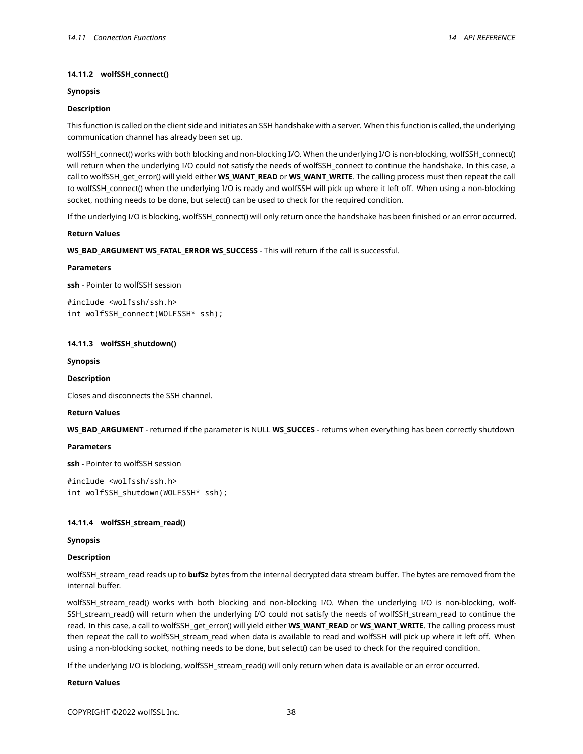#### 14.11.2 wolfSSH_connect()

**Synopsis**

**Description**

This function is called on the client side and initiates an SSH handshake with a server. When this function is called, the underlying communication channel has already been set up.

wolfSSH_connect() works with both blocking and non-blocking I/O. When the underlying I/O is non-blocking, wolfSSH_connect() will return when the underlying I/O could not satisfy the needs of wolfSSH_connect to continue the handshake. In this case, a call to wolfSSH_get_error() will yield either **WS_WANT_READ** or **WS_WANT_WRITE**. The calling process must then repeat the call to wolfSSH_connect() when the underlying I/O is ready and wolfSSH will pick up where it left off. When using a non-blocking socket, nothing needs to be done, but select() can be used to check for the required condition.

If the underlying I/O is blocking, wolfSSH_connect() will only return once the handshake has been finished or an error occurred.

**Return Values**

**WS_BAD_ARGUMENT WS_FATAL_ERROR WS_SUCCESS** - This will return if the call is successful.

**Parameters**

**ssh** - Pointer to wolfSSH session

```
#include <wolfssh/ssh.h>
int wolfSSH_connect(WOLFSSH* ssh);
```

#### 14.11.3 wolfSSH_shutdown()

**Synopsis**

**Description**

Closes and disconnects the SSH channel.

**Return Values**

**WS_BAD_ARGUMENT** - returned if the parameter is NULL **WS_SUCCES** - returns when everything has been correctly shutdown

**Parameters**

**ssh -** Pointer to wolfSSH session

```
#include <wolfssh/ssh.h>
int wolfSSH_shutdown(WOLFSSH* ssh);
```

#### 14.11.4 wolfSSH_stream_read()

**Synopsis**

**Description**

wolfSSH_stream_read reads up to **bufSz** bytes from the internal decrypted data stream buffer. The bytes are removed from the internal buffer.

wolfSSH_stream_read() works with both blocking and non-blocking I/O. When the underlying I/O is non-blocking, wolfSSH_stream_read() will return when the underlying I/O could not satisfy the needs of wolfSSH_stream_read to continue the read. In this case, a call to wolfSSH_get_error() will yield either **WS_WANT_READ** or **WS_WANT_WRITE**. The calling process must then repeat the call to wolfSSH_stream_read when data is available to read and wolfSSH will pick up where it left off. When using a non-blocking socket, nothing needs to be done, but select() can be used to check for the required condition.

If the underlying I/O is blocking, wolfSSH_stream_read() will only return when data is available or an error occurred.

**Return Values**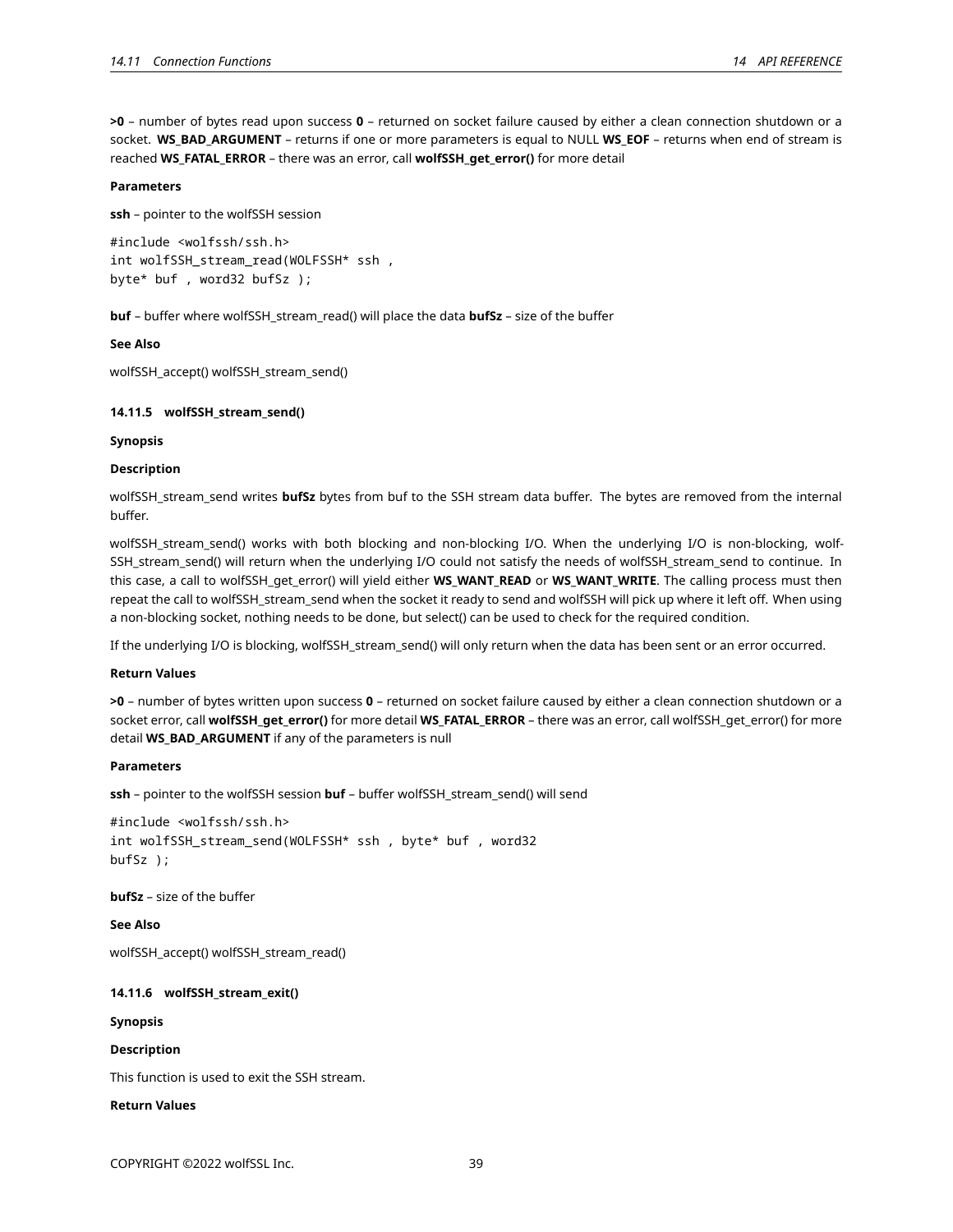**>0** – number of bytes read upon success **0** – returned on socket failure caused by either a clean connection shutdown or a socket. **WS_BAD_ARGUMENT** – returns if one or more parameters is equal to NULL **WS_EOF** – returns when end of stream is reached **WS_FATAL_ERROR** – there was an error, call **wolfSSH_get_error()** for more detail

**Parameters**

**ssh** – pointer to the wolfSSH session

```
#include <wolfssh/ssh.h>
int wolfSSH_stream_read(WOLFSSH* ssh ,
byte* buf , word32 bufSz );
```

**buf** – buffer where wolfSSH_stream_read() will place the data **bufSz** – size of the buffer

**See Also**

wolfSSH_accept() wolfSSH_stream_send()

#### 14.11.5 wolfSSH_stream_send()

**Synopsis**

**Description**

wolfSSH_stream_send writes **bufSz** bytes from buf to the SSH stream data buffer. The bytes are removed from the internal buffer.

wolfSSH_stream_send() works with both blocking and non-blocking I/O. When the underlying I/O is non-blocking, wolfSSH_stream_send() will return when the underlying I/O could not satisfy the needs of wolfSSH_stream_send to continue. In this case, a call to wolfSSH_get_error() will yield either **WS_WANT_READ** or **WS_WANT_WRITE**. The calling process must then repeat the call to wolfSSH_stream_send when the socket it ready to send and wolfSSH will pick up where it left off. When using a non-blocking socket, nothing needs to be done, but select() can be used to check for the required condition.

If the underlying I/O is blocking, wolfSSH_stream_send() will only return when the data has been sent or an error occurred.

**Return Values**

**>0** – number of bytes written upon success **0** – returned on socket failure caused by either a clean connection shutdown or a socket error, call **wolfSSH_get_error()** for more detail **WS_FATAL_ERROR** – there was an error, call wolfSSH_get_error() for more detail **WS_BAD_ARGUMENT** if any of the parameters is null

**Parameters**

**ssh** – pointer to the wolfSSH session **buf** – buffer wolfSSH_stream_send() will send

```
#include <wolfssh/ssh.h>
int wolfSSH_stream_send(WOLFSSH* ssh , byte* buf , word32
bufSz );
```

**bufSz** – size of the buffer

**See Also**

wolfSSH_accept() wolfSSH_stream_read()

#### 14.11.6 wolfSSH_stream_exit()

**Synopsis**

**Description**

This function is used to exit the SSH stream.

**Return Values**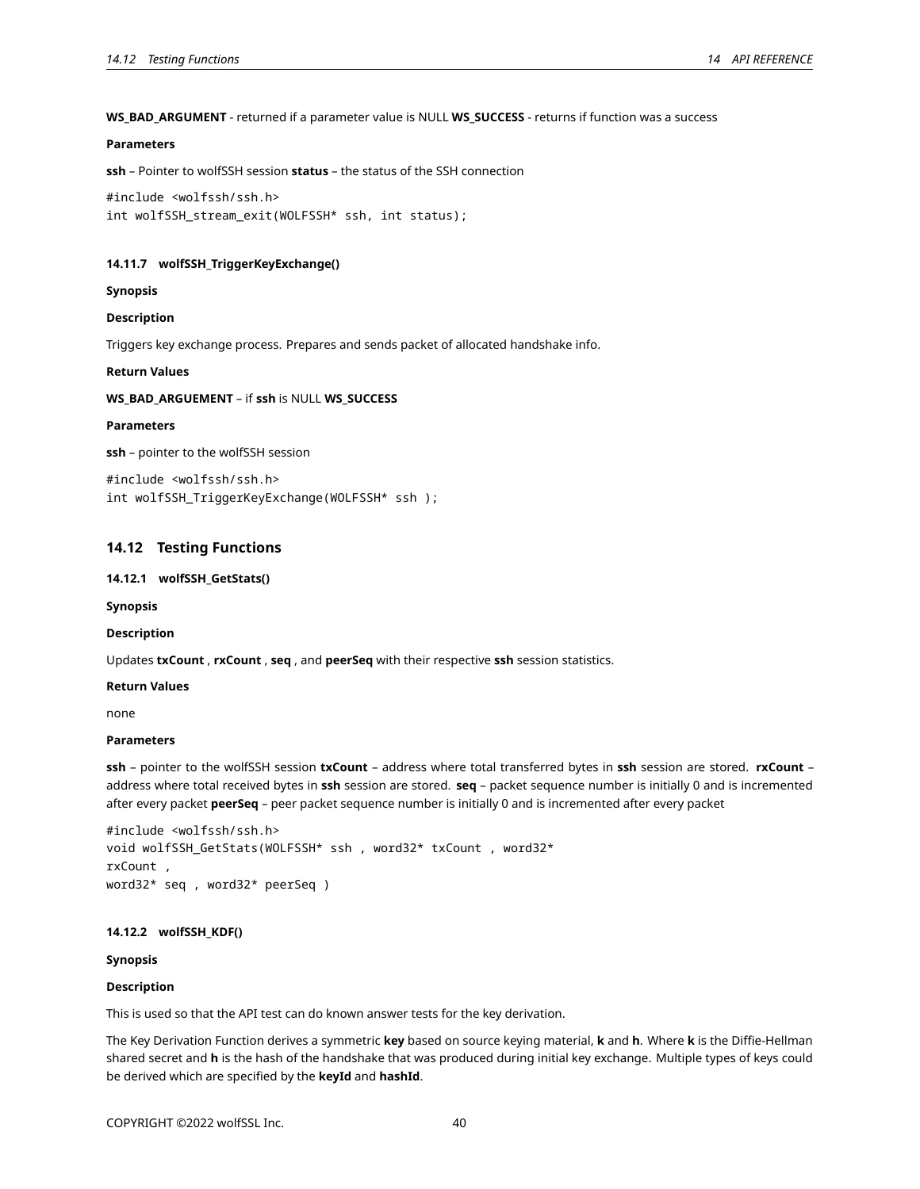**WS_BAD_ARGUMENT** - returned if a parameter value is NULL **WS_SUCCESS** - returns if function was a success

**Parameters**

**ssh** – Pointer to wolfSSH session **status** – the status of the SSH connection

```
#include <wolfssh/ssh.h>
int wolfSSH_stream_exit(WOLFSSH* ssh, int status);
```

#### 14.11.7 wolfSSH_TriggerKeyExchange()

**Synopsis**

**Description**

Triggers key exchange process. Prepares and sends packet of allocated handshake info.

**Return Values**

**WS_BAD_ARGUEMENT** – if **ssh** is NULL **WS_SUCCESS**

**Parameters**

**ssh** – pointer to the wolfSSH session

```
#include <wolfssh/ssh.h>
int wolfSSH_TriggerKeyExchange(WOLFSSH* ssh );
```

### 14.12 Testing Functions

#### 14.12.1 wolfSSH_GetStats()

**Synopsis**

**Description**

Updates **txCount** , **rxCount** , **seq** , and **peerSeq** with their respective **ssh** session statistics.

**Return Values**

none

**Parameters**

**ssh** – pointer to the wolfSSH session **txCount** – address where total transferred bytes in **ssh** session are stored. **rxCount** – address where total received bytes in **ssh** session are stored. **seq** – packet sequence number is initially 0 and is incremented after every packet **peerSeq** – peer packet sequence number is initially 0 and is incremented after every packet

```
#include <wolfssh/ssh.h>
void wolfSSH_GetStats(WOLFSSH* ssh , word32* txCount , word32*
rxCount ,
word32* seq , word32* peerSeq )
```

#### 14.12.2 wolfSSH_KDF()

**Synopsis**

**Description**

This is used so that the API test can do known answer tests for the key derivation.

The Key Derivation Function derives a symmetric **key** based on source keying material, **k** and **h**. Where **k** is the Diffie-Hellman shared secret and **h** is the hash of the handshake that was produced during initial key exchange. Multiple types of keys could be derived which are specified by the **keyId** and **hashId**.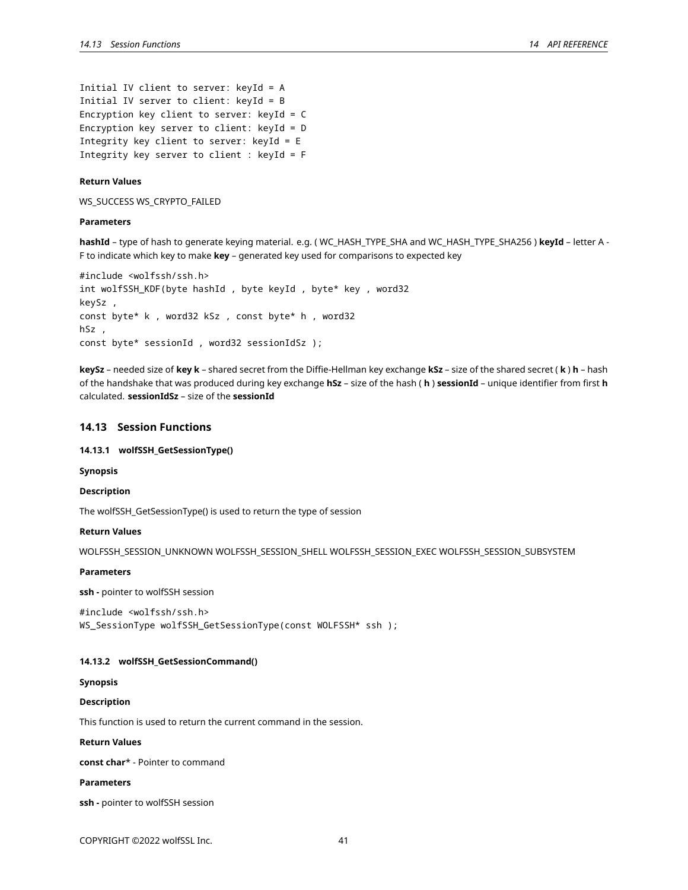```
Initial IV client to server: keyId = A
Initial IV server to client: keyId = B
Encryption key client to server: keyId = C
Encryption key server to client: keyId = D
Integrity key client to server: keyId = E
Integrity key server to client : keyId = F
```

**Return Values**

WS_SUCCESS WS_CRYPTO_FAILED

**Parameters**

**hashId** – type of hash to generate keying material. e.g. ( WC_HASH_TYPE_SHA and WC_HASH_TYPE_SHA256 ) **keyId** – letter A - F to indicate which key to make **key** – generated key used for comparisons to expected key

```
#include <wolfssh/ssh.h>
int wolfSSH_KDF(byte hashId , byte keyId , byte* key , word32
keySz ,
const byte* k , word32 kSz , const byte* h , word32
hSz ,
const byte* sessionId , word32 sessionIdSz );
```

**keySz** – needed size of **key k** – shared secret from the Diffie-Hellman key exchange **kSz** – size of the shared secret ( **k** ) **h** – hash of the handshake that was produced during key exchange **hSz** – size of the hash ( **h** ) **sessionId** – unique identifier from first **h** calculated. **sessionIdSz** – size of the **sessionId**

## 14.13 Session Functions

### 14.13.1 wolfSSH_GetSessionType()

**Synopsis**

**Description**

The wolfSSH_GetSessionType() is used to return the type of session

**Return Values**

WOLFSSH_SESSION_UNKNOWN WOLFSSH_SESSION_SHELL WOLFSSH_SESSION_EXEC WOLFSSH_SESSION_SUBSYSTEM

**Parameters**

**ssh -** pointer to wolfSSH session

```
#include <wolfssh/ssh.h>
WS_SessionType wolfSSH_GetSessionType(const WOLFSSH* ssh );
```

### 14.13.2 wolfSSH_GetSessionCommand()

**Synopsis**

**Description**

This function is used to return the current command in the session.

**Return Values**

**const char*** - Pointer to command

**Parameters**

**ssh -** pointer to wolfSSH session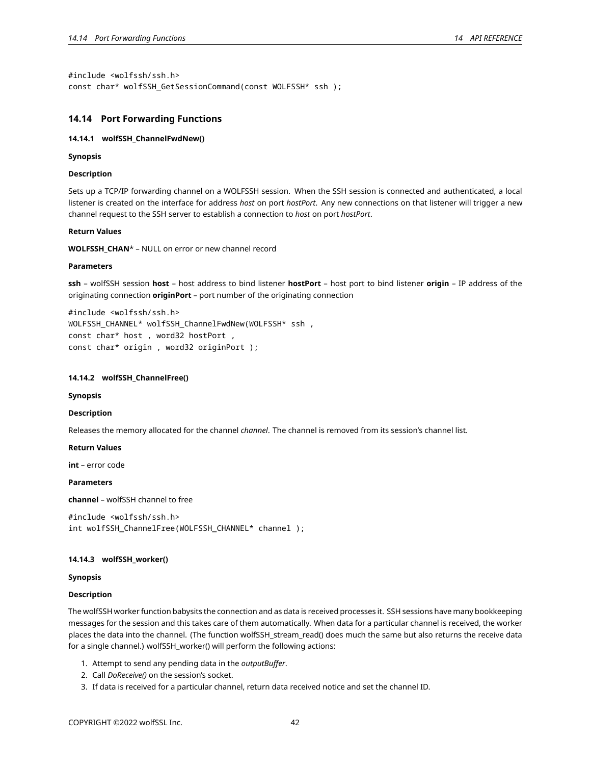```
#include <wolfssh/ssh.h>
const char* wolfSSH_GetSessionCommand(const WOLFSSH* ssh );
```

## 14.14 Port Forwarding Functions

### 14.14.1 wolfSSH_ChannelFwdNew()

**Synopsis**

**Description**

Sets up a TCP/IP forwarding channel on a WOLFSSH session. When the SSH session is connected and authenticated, a local listener is created on the interface for address *host* on port *hostPort*. Any new connections on that listener will trigger a new channel request to the SSH server to establish a connection to *host* on port *hostPort*.

**Return Values**

**WOLFSSH_CHAN*** – NULL on error or new channel record

**Parameters**

**ssh** – wolfSSH session **host** – host address to bind listener **hostPort** – host port to bind listener **origin** – IP address of the originating connection **originPort** – port number of the originating connection

```
#include <wolfssh/ssh.h>
WOLFSSH_CHANNEL* wolfSSH_ChannelFwdNew(WOLFSSH* ssh ,
const char* host , word32 hostPort ,
const char* origin , word32 originPort );
```

### 14.14.2 wolfSSH_ChannelFree()

**Synopsis**

**Description**

Releases the memory allocated for the channel *channel*. The channel is removed from its session's channel list.

**Return Values**

**int** – error code

**Parameters**

**channel** – wolfSSH channel to free

```
#include <wolfssh/ssh.h>
int wolfSSH_ChannelFree(WOLFSSH_CHANNEL* channel );
```

### 14.14.3 wolfSSH_worker()

**Synopsis**

**Description**

The wolfSSH worker function babysits the connection and as data is received processes it. SSH sessions have many bookkeeping messages for the session and this takes care of them automatically. When data for a particular channel is received, the worker places the data into the channel. (The function wolfSSH_stream_read() does much the same but also returns the receive data for a single channel.) wolfSSH_worker() will perform the following actions:

1. Attempt to send any pending data in the *outputBuffer*.
2. Call *DoReceive()* on the session's socket.
3. If data is received for a particular channel, return data received notice and set the channel ID.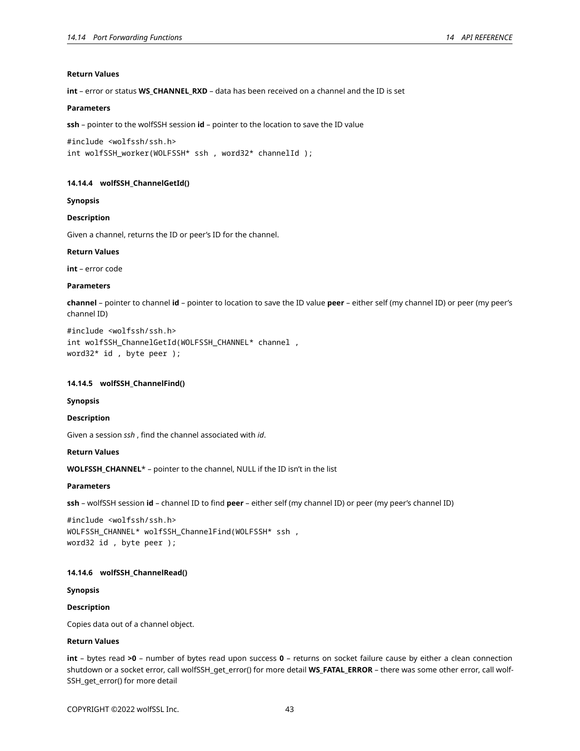**Return Values**

**int** – error or status **WS_CHANNEL_RXD** – data has been received on a channel and the ID is set

**Parameters**

**ssh** – pointer to the wolfSSH session **id** – pointer to the location to save the ID value

```
#include <wolfssh/ssh.h>
int wolfSSH_worker(WOLFSSH* ssh , word32* channelId );
```

#### 14.14.4 wolfSSH_ChannelGetId()

**Synopsis**

**Description**

Given a channel, returns the ID or peer's ID for the channel.

**Return Values**

**int** – error code

**Parameters**

**channel** – pointer to channel **id** – pointer to location to save the ID value **peer** – either self (my channel ID) or peer (my peer's channel ID)

```
#include <wolfssh/ssh.h>
int wolfSSH_ChannelGetId(WOLFSSH_CHANNEL* channel ,
word32* id , byte peer );
```

#### 14.14.5 wolfSSH_ChannelFind()

**Synopsis**

**Description**

Given a session *ssh* , find the channel associated with *id*.

**Return Values**

**WOLFSSH_CHANNEL*** – pointer to the channel, NULL if the ID isn't in the list

**Parameters**

**ssh** – wolfSSH session **id** – channel ID to find **peer** – either self (my channel ID) or peer (my peer's channel ID)

```
#include <wolfssh/ssh.h>
WOLFSSH_CHANNEL* wolfSSH_ChannelFind(WOLFSSH* ssh ,
word32 id , byte peer );
```

#### 14.14.6 wolfSSH_ChannelRead()

**Synopsis**

**Description**

Copies data out of a channel object.

**Return Values**

**int** – bytes read **>0** – number of bytes read upon success **0** – returns on socket failure cause by either a clean connection shutdown or a socket error, call wolfSSH_get_error() for more detail **WS_FATAL_ERROR** – there was some other error, call wolfSSH_get_error() for more detail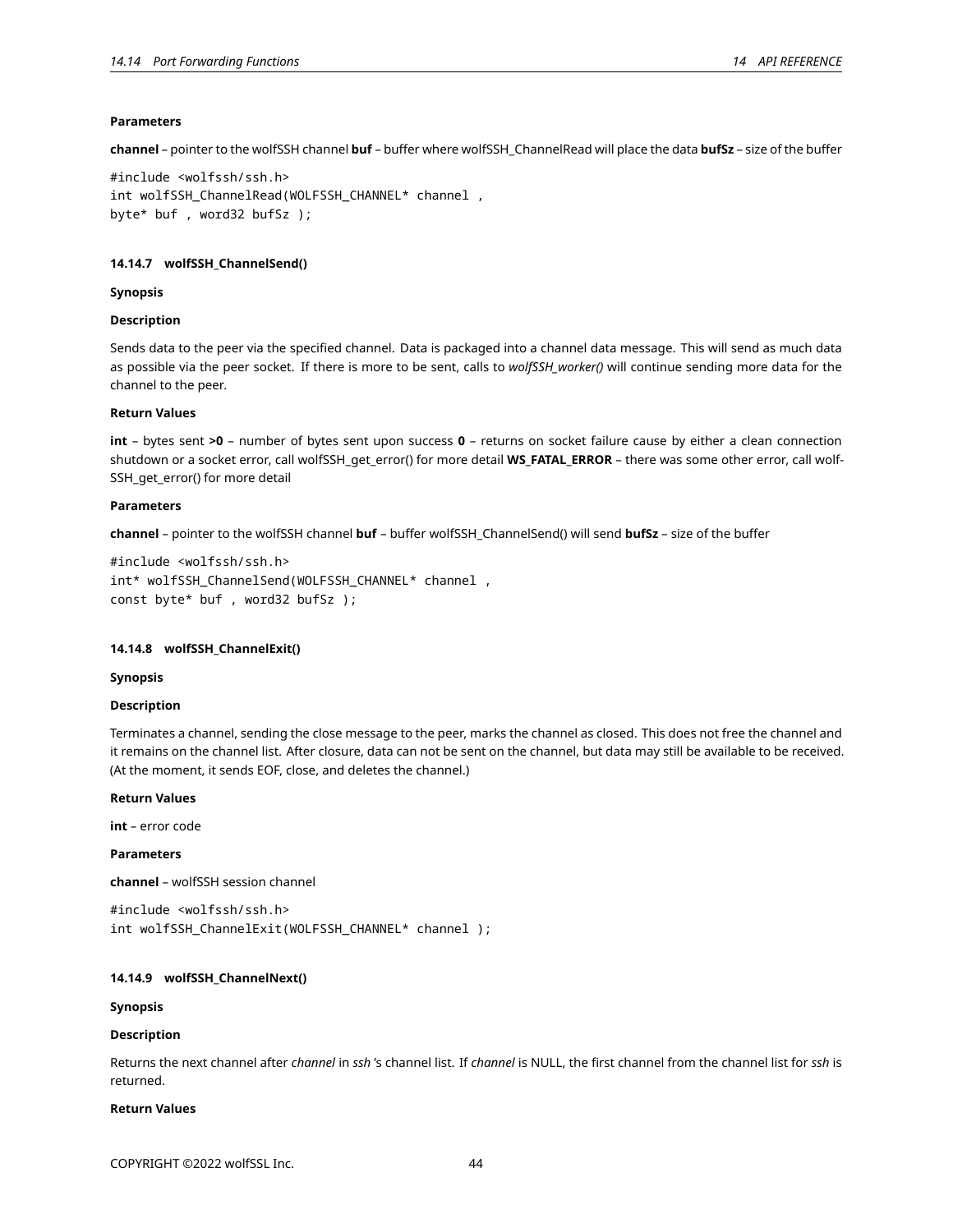**Parameters**

**channel** – pointer to the wolfSSH channel **buf** – buffer where wolfSSH_ChannelRead will place the data **bufSz** – size of the buffer

```
#include <wolfssh/ssh.h>
int wolfSSH_ChannelRead(WOLFSSH_CHANNEL* channel ,
byte* buf , word32 bufSz );
```

#### 14.14.7 wolfSSH_ChannelSend()

**Synopsis**

**Description**

Sends data to the peer via the specified channel. Data is packaged into a channel data message. This will send as much data as possible via the peer socket. If there is more to be sent, calls to *wolfSSH_worker()* will continue sending more data for the channel to the peer.

**Return Values**

**int** – bytes sent **>0** – number of bytes sent upon success **0** – returns on socket failure cause by either a clean connection shutdown or a socket error, call wolfSSH_get_error() for more detail **WS_FATAL_ERROR** – there was some other error, call wolfSSH_get_error() for more detail

**Parameters**

**channel** – pointer to the wolfSSH channel **buf** – buffer wolfSSH_ChannelSend() will send **bufSz** – size of the buffer

```
#include <wolfssh/ssh.h>
int* wolfSSH_ChannelSend(WOLFSSH_CHANNEL* channel ,
const byte* buf , word32 bufSz );
```

#### 14.14.8 wolfSSH_ChannelExit()

**Synopsis**

**Description**

Terminates a channel, sending the close message to the peer, marks the channel as closed. This does not free the channel and it remains on the channel list. After closure, data can not be sent on the channel, but data may still be available to be received. (At the moment, it sends EOF, close, and deletes the channel.)

**Return Values**

**int** – error code

**Parameters**

**channel** – wolfSSH session channel

```
#include <wolfssh/ssh.h>
int wolfSSH_ChannelExit(WOLFSSH_CHANNEL* channel );
```

#### 14.14.9 wolfSSH_ChannelNext()

**Synopsis**

**Description**

Returns the next channel after *channel* in *ssh* 's channel list. If *channel* is NULL, the first channel from the channel list for *ssh* is returned.

**Return Values**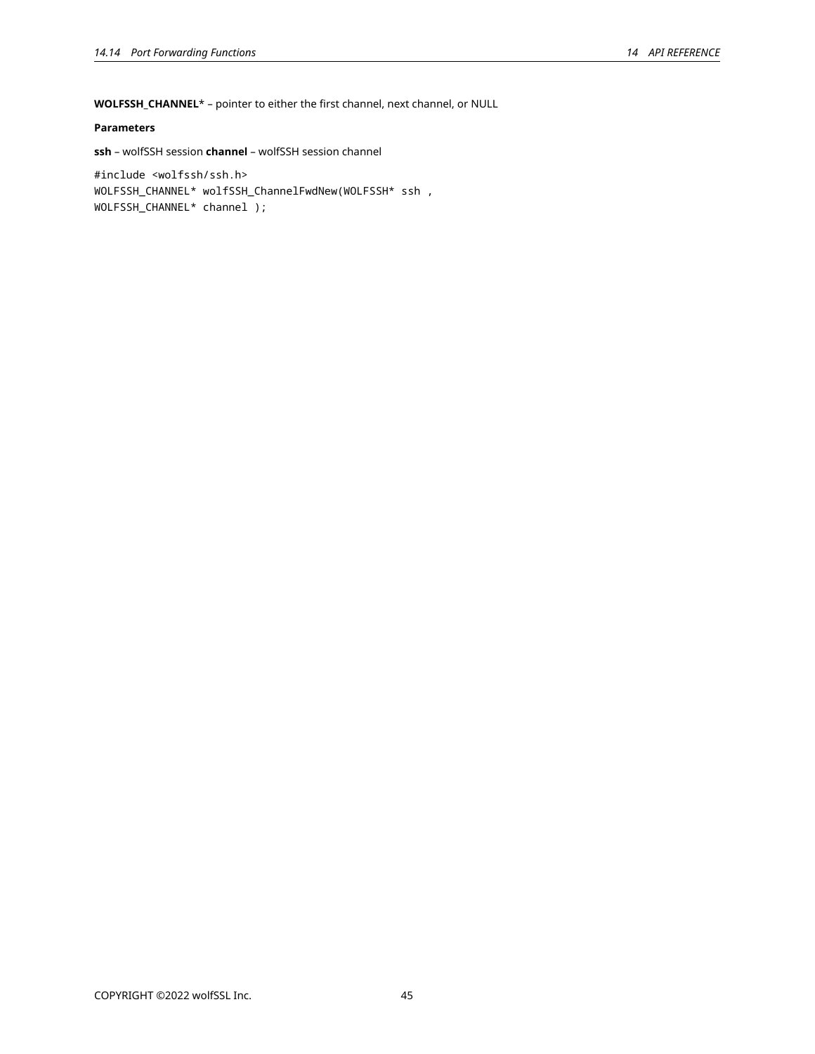**WOLFSSH_CHANNEL*** – pointer to either the first channel, next channel, or NULL

**Parameters**

**ssh** – wolfSSH session **channel** – wolfSSH session channel

```
#include <wolfssh/ssh.h>
WOLFSSH_CHANNEL* wolfSSH_ChannelFwdNew(WOLFSSH* ssh ,
WOLFSSH_CHANNEL* channel );
```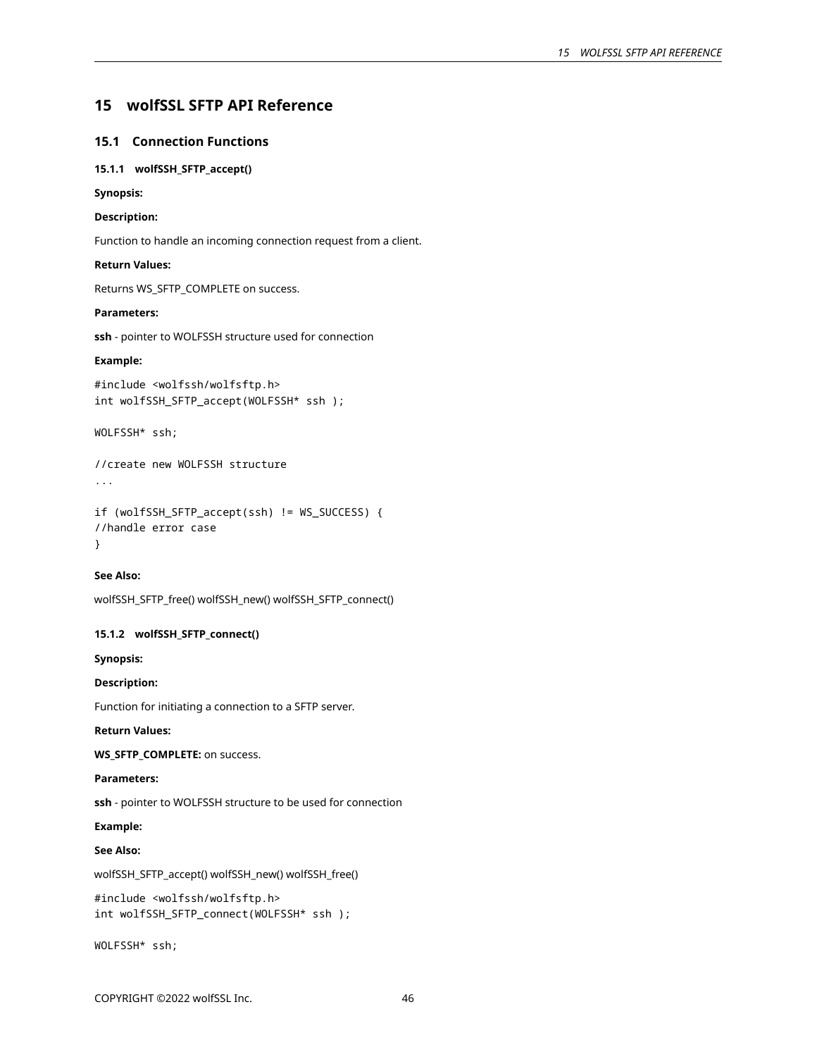# 15 wolfSSL SFTP API Reference

## 15.1 Connection Functions

### 15.1.1 wolfSSH_SFTP_accept()

**Synopsis:**

**Description:**

Function to handle an incoming connection request from a client.

**Return Values:**

Returns WS_SFTP_COMPLETE on success.

**Parameters:**

**ssh** - pointer to WOLFSSH structure used for connection

**Example:**

```
#include <wolfssh/wolfsftp.h>
int wolfSSH_SFTP_accept(WOLFSSH* ssh );

WOLFSSH* ssh;

//create new WOLFSSH structure
...

if (wolfSSH_SFTP_accept(ssh) != WS_SUCCESS) {
//handle error case
}
```

**See Also:**

wolfSSH_SFTP_free() wolfSSH_new() wolfSSH_SFTP_connect()

### 15.1.2 wolfSSH_SFTP_connect()

**Synopsis:**

**Description:**

Function for initiating a connection to a SFTP server.

**Return Values:**

**WS_SFTP_COMPLETE:** on success.

**Parameters:**

**ssh** - pointer to WOLFSSH structure to be used for connection

**Example:**

**See Also:**

wolfSSH_SFTP_accept() wolfSSH_new() wolfSSH_free()

```
#include <wolfssh/wolfsftp.h>
int wolfSSH_SFTP_connect(WOLFSSH* ssh );

WOLFSSH* ssh;
```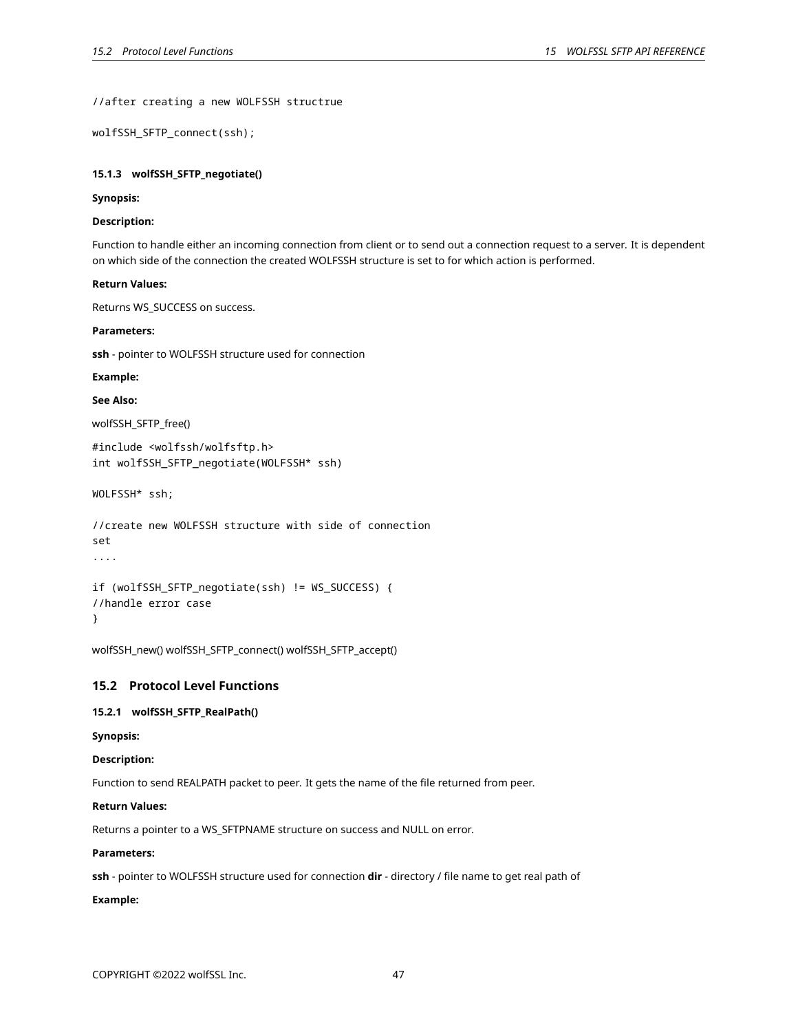```
//after creating a new WOLFSSH structrue

wolfSSH_SFTP_connect(ssh);
```

#### 15.1.3 wolfSSH_SFTP_negotiate()

**Synopsis:**

**Description:**

Function to handle either an incoming connection from client or to send out a connection request to a server. It is dependent on which side of the connection the created WOLFSSH structure is set to for which action is performed.

**Return Values:**

Returns WS_SUCCESS on success.

**Parameters:**

**ssh** - pointer to WOLFSSH structure used for connection

**Example:**

**See Also:**

wolfSSH_SFTP_free()

```
#include <wolfssh/wolfsftp.h>
int wolfSSH_SFTP_negotiate(WOLFSSH* ssh)
```

```
WOLFSSH* ssh;

//create new WOLFSSH structure with side of connection
set
....

if (wolfSSH_SFTP_negotiate(ssh) != WS_SUCCESS) {
//handle error case
}
```

wolfSSH_new() wolfSSH_SFTP_connect() wolfSSH_SFTP_accept()

### 15.2 Protocol Level Functions

#### 15.2.1 wolfSSH_SFTP_RealPath()

**Synopsis:**

**Description:**

Function to send REALPATH packet to peer. It gets the name of the file returned from peer.

**Return Values:**

Returns a pointer to a WS_SFTPNAME structure on success and NULL on error.

**Parameters:**

**ssh** - pointer to WOLFSSH structure used for connection **dir** - directory / file name to get real path of

**Example:**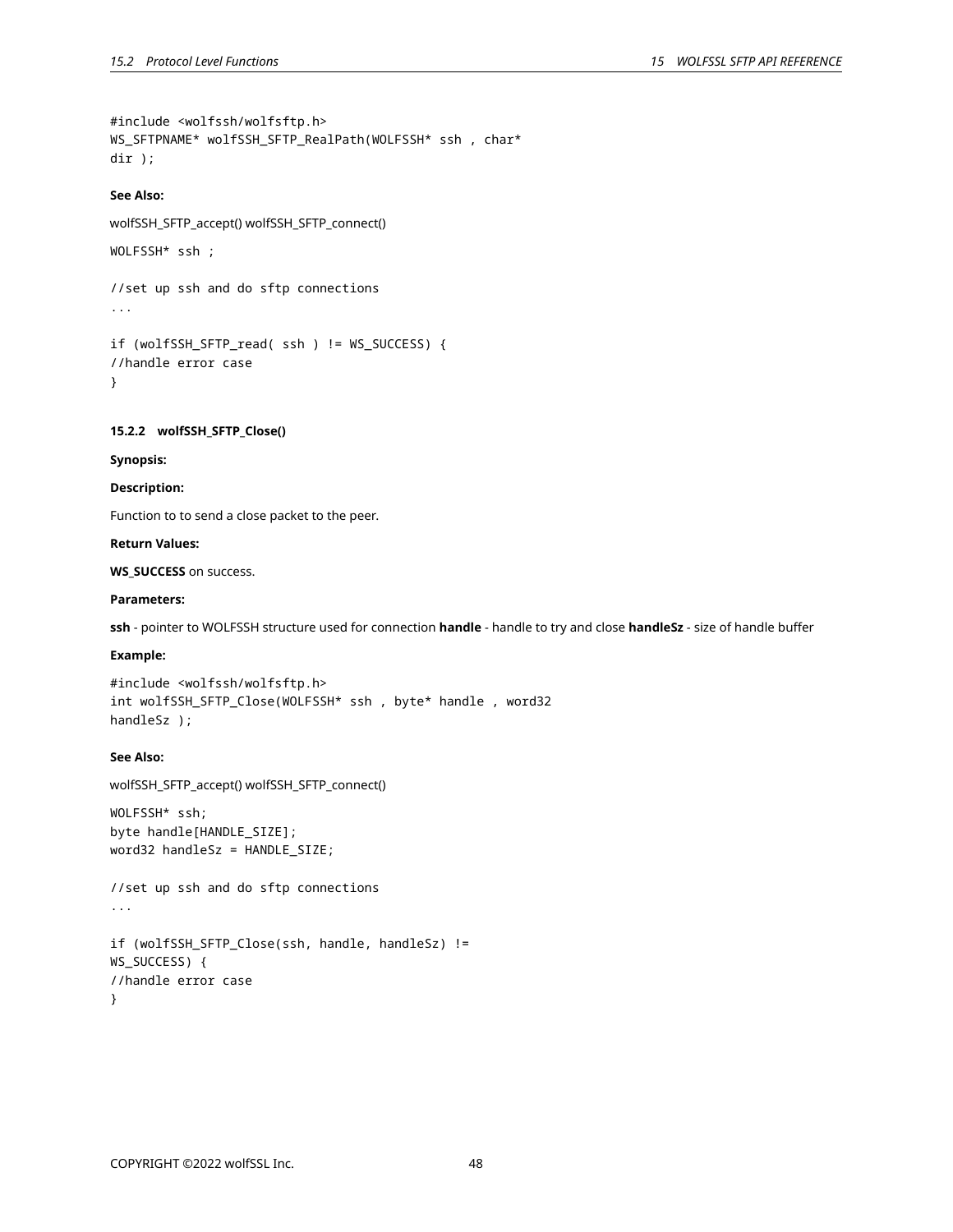```
#include <wolfssh/wolfsftp.h>
WS_SFTPNAME* wolfSSH_SFTP_RealPath(WOLFSSH* ssh , char*
dir );
```

**See Also:**

wolfSSH_SFTP_accept() wolfSSH_SFTP_connect()

```
WOLFSSH* ssh ;

//set up ssh and do sftp connections
...

if (wolfSSH_SFTP_read( ssh ) != WS_SUCCESS) {
//handle error case
}
```

### 15.2.2 wolfSSH_SFTP_Close()

**Synopsis:**

**Description:**

Function to to send a close packet to the peer.

**Return Values:**

**WS_SUCCESS** on success.

**Parameters:**

**ssh** - pointer to WOLFSSH structure used for connection **handle** - handle to try and close **handleSz** - size of handle buffer

**Example:**

```
#include <wolfssh/wolfsftp.h>
int wolfSSH_SFTP_Close(WOLFSSH* ssh , byte* handle , word32
handleSz );
```

**See Also:**

wolfSSH_SFTP_accept() wolfSSH_SFTP_connect()

```
WOLFSSH* ssh;
byte handle[HANDLE_SIZE];
word32 handleSz = HANDLE_SIZE;

//set up ssh and do sftp connections
...

if (wolfSSH_SFTP_Close(ssh, handle, handleSz) !=
WS_SUCCESS) {
//handle error case
}
```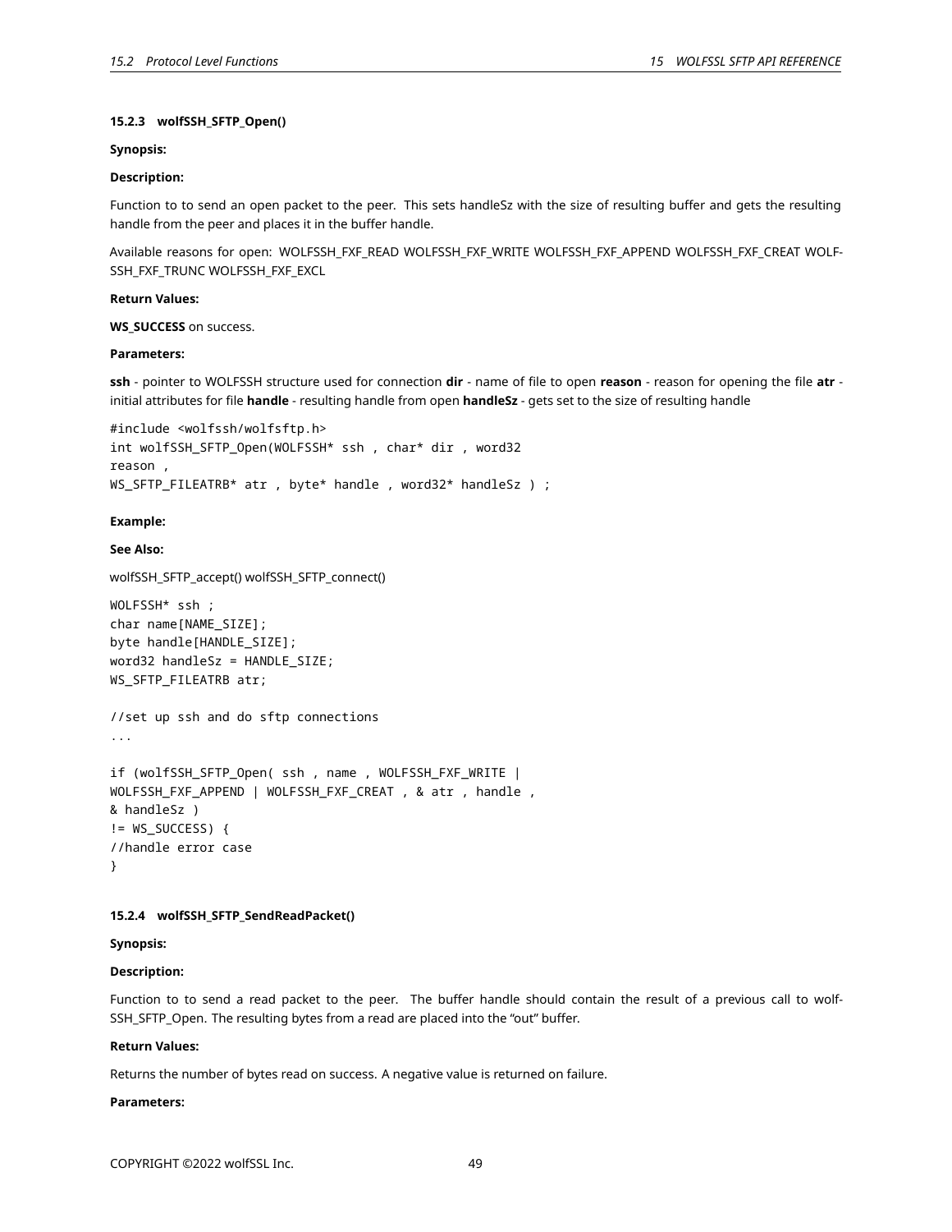#### 15.2.3 wolfSSH_SFTP_Open()

**Synopsis:**

**Description:**

Function to to send an open packet to the peer. This sets handleSz with the size of resulting buffer and gets the resulting handle from the peer and places it in the buffer handle.

Available reasons for open: WOLFSSH_FXF_READ WOLFSSH_FXF_WRITE WOLFSSH_FXF_APPEND WOLFSSH_FXF_CREAT WOLFSSH_FXF_TRUNC WOLFSSH_FXF_EXCL

**Return Values:**

**WS_SUCCESS** on success.

**Parameters:**

**ssh** - pointer to WOLFSSH structure used for connection **dir** - name of file to open **reason** - reason for opening the file **atr** - initial attributes for file **handle** - resulting handle from open **handleSz** - gets set to the size of resulting handle

```
#include <wolfssh/wolfsftp.h>
int wolfSSH_SFTP_Open(WOLFSSH* ssh , char* dir , word32
reason ,
WS_SFTP_FILEATRB* atr , byte* handle , word32* handleSz ) ;
```

**Example:**

**See Also:**

wolfSSH_SFTP_accept() wolfSSH_SFTP_connect()

```
WOLFSSH* ssh ;
char name[NAME_SIZE];
byte handle[HANDLE_SIZE];
word32 handleSz = HANDLE_SIZE;
WS_SFTP_FILEATRB atr;

//set up ssh and do sftp connections
...

if (wolfSSH_SFTP_Open( ssh , name , WOLFSSH_FXF_WRITE |
WOLFSSH_FXF_APPEND | WOLFSSH_FXF_CREAT , & atr , handle ,
& handleSz )
!= WS_SUCCESS) {
//handle error case
}
```

#### 15.2.4 wolfSSH_SFTP_SendReadPacket()

**Synopsis:**

**Description:**

Function to to send a read packet to the peer. The buffer handle should contain the result of a previous call to wolfSSH_SFTP_Open. The resulting bytes from a read are placed into the "out" buffer.

**Return Values:**

Returns the number of bytes read on success. A negative value is returned on failure.

**Parameters:**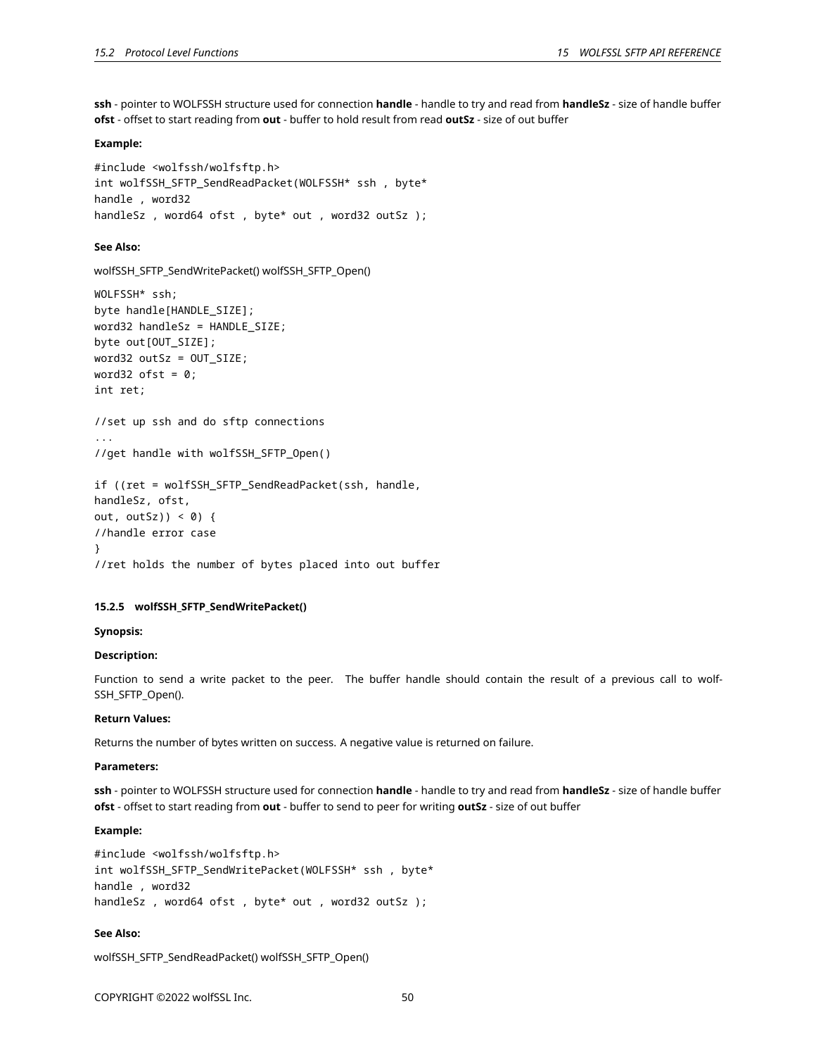**ssh** - pointer to WOLFSSH structure used for connection **handle** - handle to try and read from **handleSz** - size of handle buffer **ofst** - offset to start reading from **out** - buffer to hold result from read **outSz** - size of out buffer

**Example:**

```
#include <wolfssh/wolfsftp.h>
int wolfSSH_SFTP_SendReadPacket(WOLFSSH* ssh , byte*
handle , word32
handleSz , word64 ofst , byte* out , word32 outSz );
```

**See Also:**

wolfSSH_SFTP_SendWritePacket() wolfSSH_SFTP_Open()

```
WOLFSSH* ssh;
byte handle[HANDLE_SIZE];
word32 handleSz = HANDLE_SIZE;
byte out[OUT_SIZE];
word32 outSz = OUT_SIZE;
word32 ofst = 0;
int ret;

//set up ssh and do sftp connections
...
//get handle with wolfSSH_SFTP_Open()

if ((ret = wolfSSH_SFTP_SendReadPacket(ssh, handle,
handleSz, ofst,
out, outSz)) < 0) {
//handle error case
}
//ret holds the number of bytes placed into out buffer
```

#### 15.2.5 wolfSSH_SFTP_SendWritePacket()

**Synopsis:**

**Description:**

Function to send a write packet to the peer. The buffer handle should contain the result of a previous call to wolfSSH_SFTP_Open().

**Return Values:**

Returns the number of bytes written on success. A negative value is returned on failure.

**Parameters:**

**ssh** - pointer to WOLFSSH structure used for connection **handle** - handle to try and read from **handleSz** - size of handle buffer **ofst** - offset to start reading from **out** - buffer to send to peer for writing **outSz** - size of out buffer

**Example:**

```
#include <wolfssh/wolfsftp.h>
int wolfSSH_SFTP_SendWritePacket(WOLFSSH* ssh , byte*
handle , word32
handleSz , word64 ofst , byte* out , word32 outSz );
```

**See Also:**

wolfSSH_SFTP_SendReadPacket() wolfSSH_SFTP_Open()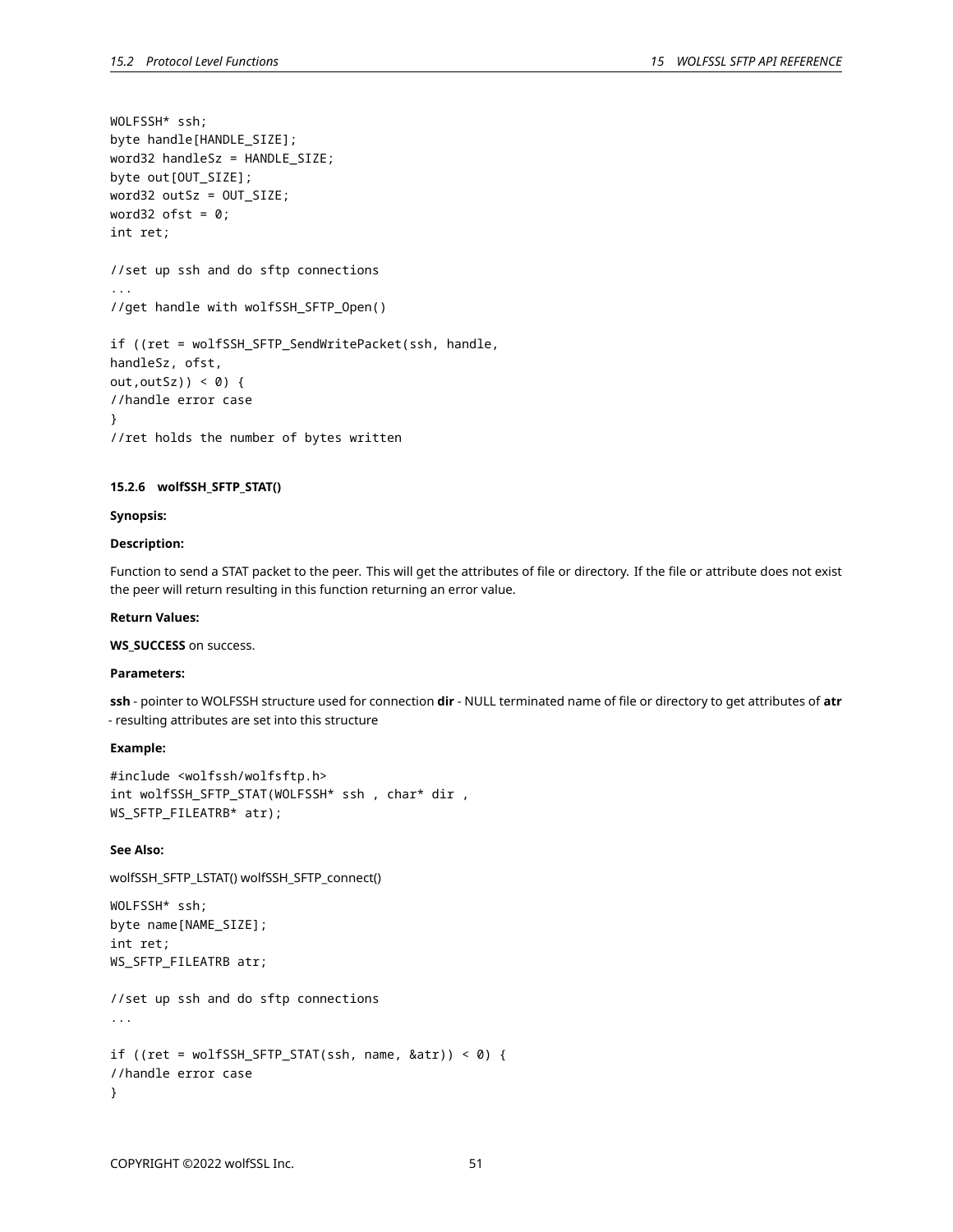```
WOLFSSH* ssh;
byte handle[HANDLE_SIZE];
word32 handleSz = HANDLE_SIZE;
byte out[OUT_SIZE];
word32 outSz = OUT_SIZE;
word32 ofst = 0;
int ret;

//set up ssh and do sftp connections
...
//get handle with wolfSSH_SFTP_Open()

if ((ret = wolfSSH_SFTP_SendWritePacket(ssh, handle,
handleSz, ofst,
out,outSz)) < 0) {
//handle error case
}
//ret holds the number of bytes written
```

#### 15.2.6 wolfSSH_SFTP_STAT()

**Synopsis:**

**Description:**

Function to send a STAT packet to the peer. This will get the attributes of file or directory. If the file or attribute does not exist the peer will return resulting in this function returning an error value.

**Return Values:**

**WS_SUCCESS** on success.

**Parameters:**

**ssh** - pointer to WOLFSSH structure used for connection **dir** - NULL terminated name of file or directory to get attributes of **atr** - resulting attributes are set into this structure

**Example:**

```
#include <wolfssh/wolfsftp.h>
int wolfSSH_SFTP_STAT(WOLFSSH* ssh , char* dir ,
WS_SFTP_FILEATRB* atr);
```

**See Also:**

wolfSSH_SFTP_LSTAT() wolfSSH_SFTP_connect()

```
WOLFSSH* ssh;
byte name[NAME_SIZE];
int ret;
WS_SFTP_FILEATRB atr;

//set up ssh and do sftp connections
...

if ((ret = wolfSSH_SFTP_STAT(ssh, name, &atr)) < 0) {
//handle error case
}
```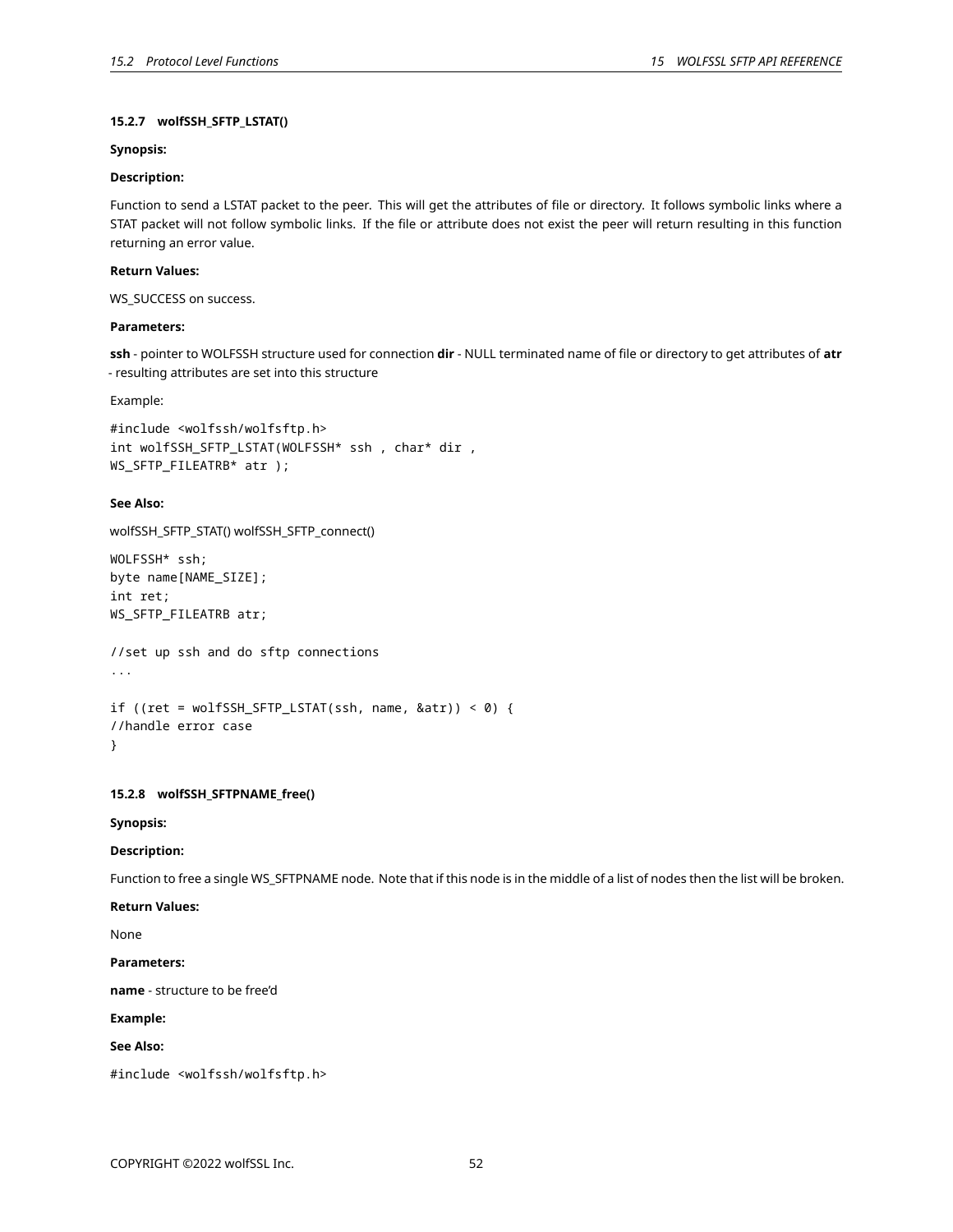### 15.2.7 wolfSSH_SFTP_LSTAT()

**Synopsis:**

**Description:**

Function to send a LSTAT packet to the peer. This will get the attributes of file or directory. It follows symbolic links where a STAT packet will not follow symbolic links. If the file or attribute does not exist the peer will return resulting in this function returning an error value.

**Return Values:**

WS_SUCCESS on success.

**Parameters:**

**ssh** - pointer to WOLFSSH structure used for connection **dir** - NULL terminated name of file or directory to get attributes of **atr** - resulting attributes are set into this structure

Example:

```
#include <wolfssh/wolfsftp.h>
int wolfSSH_SFTP_LSTAT(WOLFSSH* ssh , char* dir ,
WS_SFTP_FILEATRB* atr );
```

**See Also:**

wolfSSH_SFTP_STAT() wolfSSH_SFTP_connect()

```
WOLFSSH* ssh;
byte name[NAME_SIZE];
int ret;
WS_SFTP_FILEATRB atr;

//set up ssh and do sftp connections
...

if ((ret = wolfSSH_SFTP_LSTAT(ssh, name, &atr)) < 0) {
//handle error case
}
```

### 15.2.8 wolfSSH_SFTPNAME_free()

**Synopsis:**

**Description:**

Function to free a single WS_SFTPNAME node. Note that if this node is in the middle of a list of nodes then the list will be broken.

**Return Values:**

None

**Parameters:**

**name** - structure to be free'd

**Example:**

**See Also:**

```
#include <wolfssh/wolfsftp.h>
```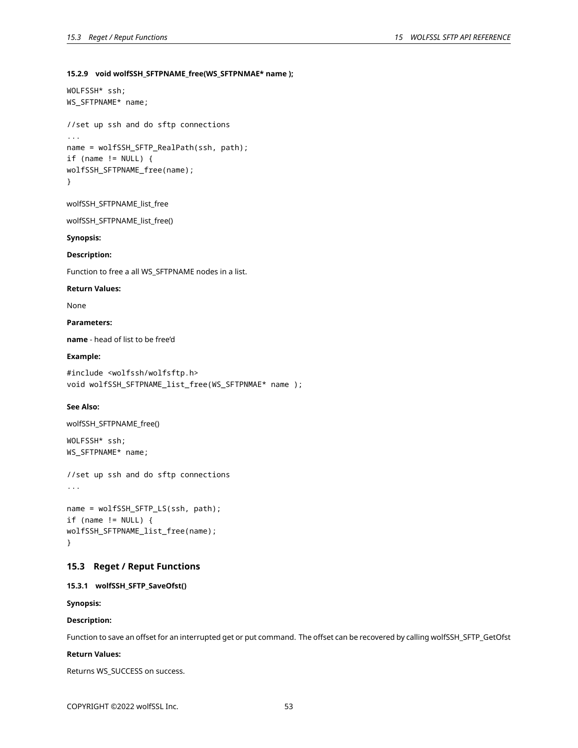#### 15.2.9 void wolfSSH_SFTPNAME_free(WS_SFTPNMAE* name );

```
WOLFSSH* ssh;
WS_SFTPNAME* name;

//set up ssh and do sftp connections
...
name = wolfSSH_SFTP_RealPath(ssh, path);
if (name != NULL) {
wolfSSH_SFTPNAME_free(name);
}
```

wolfSSH_SFTPNAME_list_free

wolfSSH_SFTPNAME_list_free()

**Synopsis:**

**Description:**

Function to free a all WS_SFTPNAME nodes in a list.

**Return Values:**

None

**Parameters:**

**name** - head of list to be free'd

**Example:**

```
#include <wolfssh/wolfsftp.h>
void wolfSSH_SFTPNAME_list_free(WS_SFTPNMAE* name );
```

**See Also:**

wolfSSH_SFTPNAME_free()

```
WOLFSSH* ssh;
WS_SFTPNAME* name;

//set up ssh and do sftp connections
...

name = wolfSSH_SFTP_LS(ssh, path);
if (name != NULL) {
wolfSSH_SFTPNAME_list_free(name);
}
```

### 15.3 Reget / Reput Functions

#### 15.3.1 wolfSSH_SFTP_SaveOfst()

**Synopsis:**

**Description:**

Function to save an offset for an interrupted get or put command. The offset can be recovered by calling wolfSSH_SFTP_GetOfst

**Return Values:**

Returns WS_SUCCESS on success.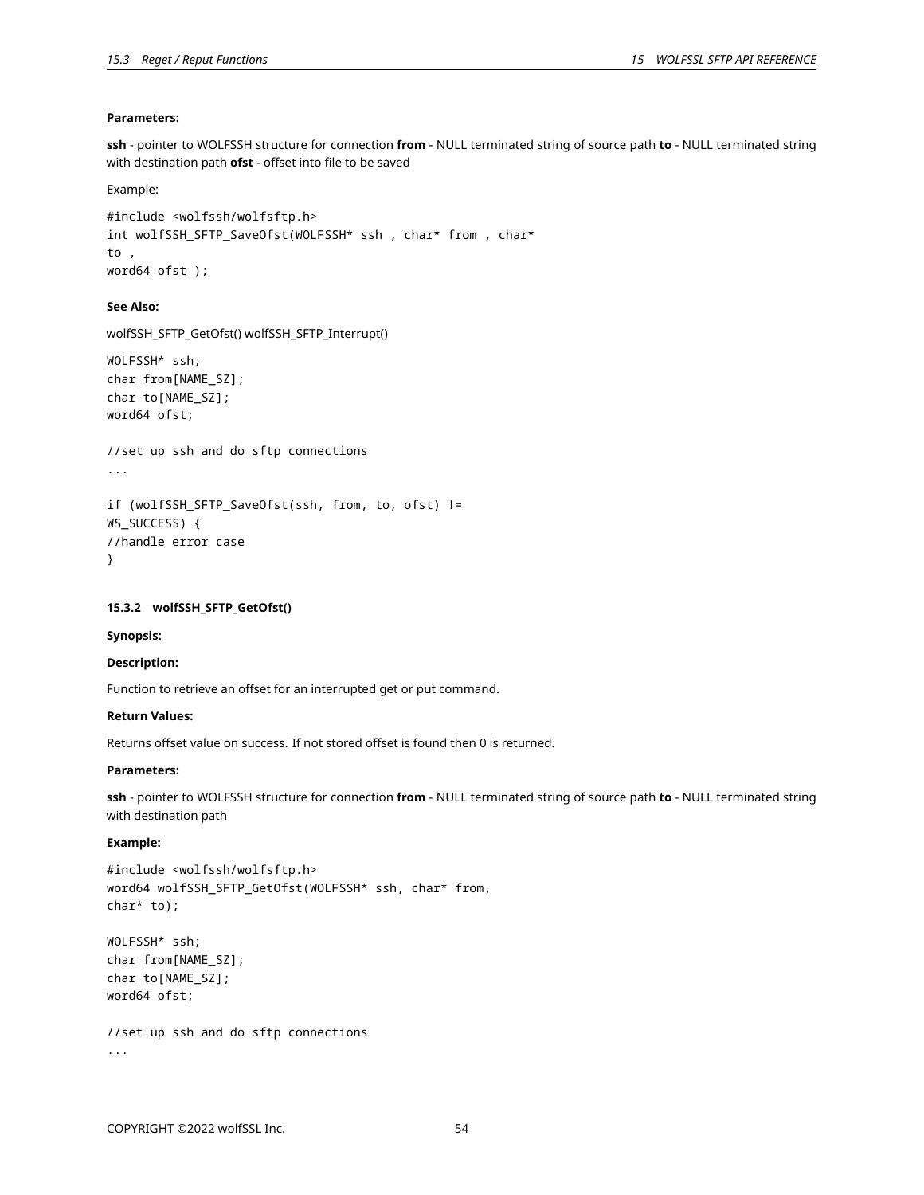**Parameters:**

**ssh** - pointer to WOLFSSH structure for connection **from** - NULL terminated string of source path **to** - NULL terminated string with destination path **ofst** - offset into file to be saved

Example:

```
#include <wolfssh/wolfsftp.h>
int wolfSSH_SFTP_SaveOfst(WOLFSSH* ssh , char* from , char*
to ,
word64 ofst );
```

**See Also:**

wolfSSH_SFTP_GetOfst() wolfSSH_SFTP_Interrupt()

```
WOLFSSH* ssh;
char from[NAME_SZ];
char to[NAME_SZ];
word64 ofst;

//set up ssh and do sftp connections
...

if (wolfSSH_SFTP_SaveOfst(ssh, from, to, ofst) !=
WS_SUCCESS) {
//handle error case
}
```

#### 15.3.2 wolfSSH_SFTP_GetOfst()

**Synopsis:**

**Description:**

Function to retrieve an offset for an interrupted get or put command.

**Return Values:**

Returns offset value on success. If not stored offset is found then 0 is returned.

**Parameters:**

**ssh** - pointer to WOLFSSH structure for connection **from** - NULL terminated string of source path **to** - NULL terminated string with destination path

**Example:**

```
#include <wolfssh/wolfsftp.h>
word64 wolfSSH_SFTP_GetOfst(WOLFSSH* ssh, char* from,
char* to);

WOLFSSH* ssh;
char from[NAME_SZ];
char to[NAME_SZ];
word64 ofst;

//set up ssh and do sftp connections
...
```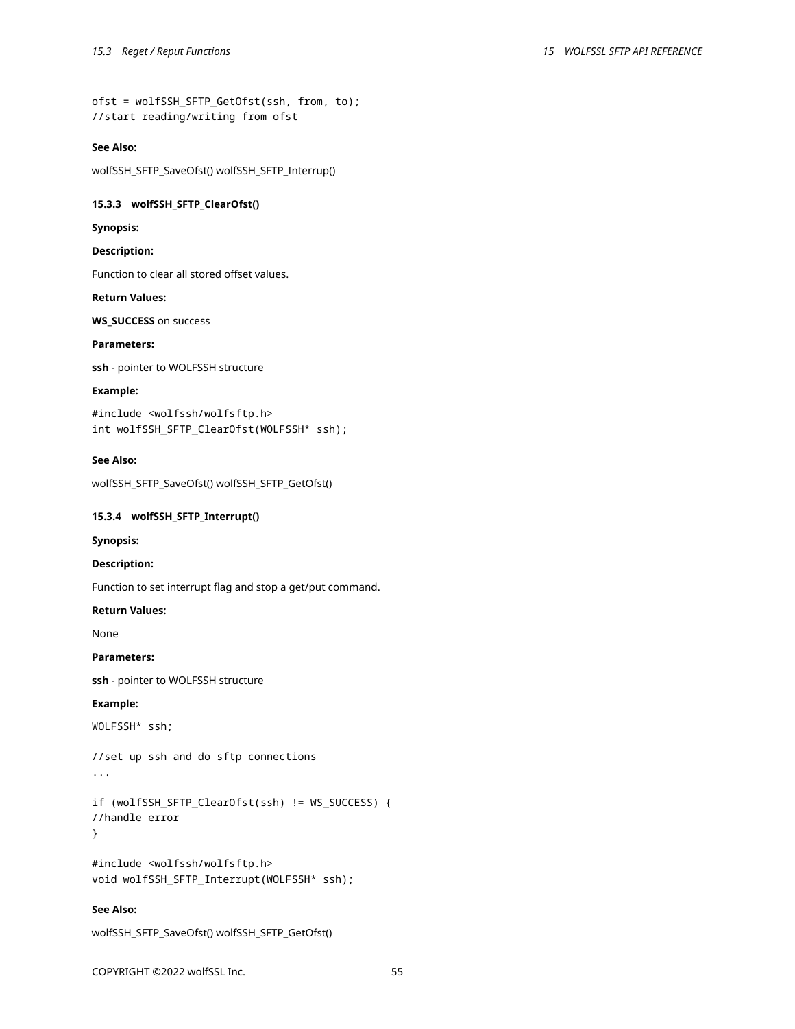```
ofst = wolfSSH_SFTP_GetOfst(ssh, from, to);
//start reading/writing from ofst
```

**See Also:**

wolfSSH_SFTP_SaveOfst() wolfSSH_SFTP_Interrup()

#### 15.3.3 wolfSSH_SFTP_ClearOfst()

**Synopsis:**

**Description:**

Function to clear all stored offset values.

**Return Values:**

**WS_SUCCESS** on success

**Parameters:**

**ssh** - pointer to WOLFSSH structure

**Example:**

```
#include <wolfssh/wolfsftp.h>
int wolfSSH_SFTP_ClearOfst(WOLFSSH* ssh);
```

**See Also:**

wolfSSH_SFTP_SaveOfst() wolfSSH_SFTP_GetOfst()

#### 15.3.4 wolfSSH_SFTP_Interrupt()

**Synopsis:**

**Description:**

Function to set interrupt flag and stop a get/put command.

**Return Values:**

None

**Parameters:**

**ssh** - pointer to WOLFSSH structure

**Example:**

```
WOLFSSH* ssh;

//set up ssh and do sftp connections
...

if (wolfSSH_SFTP_ClearOfst(ssh) != WS_SUCCESS) {
//handle error
}

#include <wolfssh/wolfsftp.h>
void wolfSSH_SFTP_Interrupt(WOLFSSH* ssh);
```

**See Also:**

wolfSSH_SFTP_SaveOfst() wolfSSH_SFTP_GetOfst()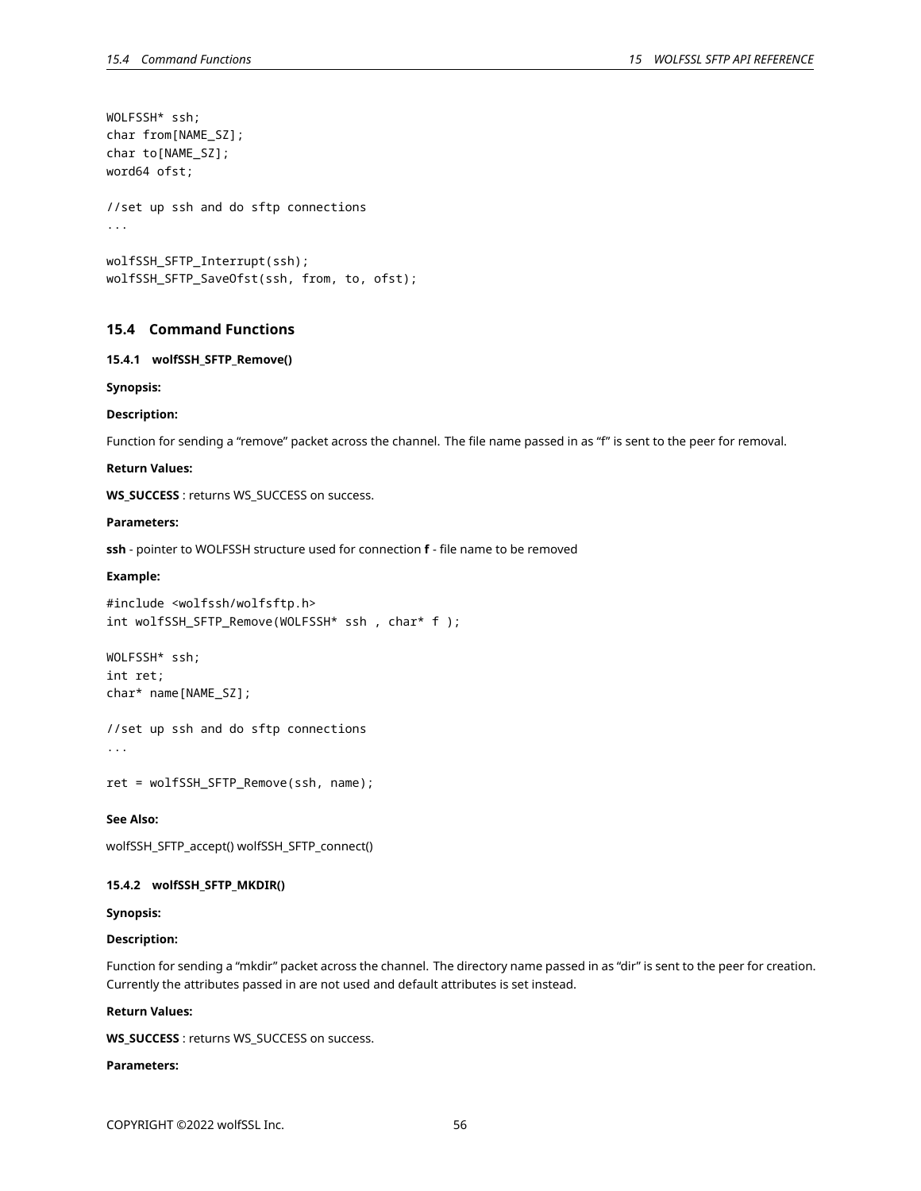```
WOLFSSH* ssh;
char from[NAME_SZ];
char to[NAME_SZ];
word64 ofst;

//set up ssh and do sftp connections
...

wolfSSH_SFTP_Interrupt(ssh);
wolfSSH_SFTP_SaveOfst(ssh, from, to, ofst);
```

## 15.4 Command Functions

### 15.4.1 wolfSSH_SFTP_Remove()

**Synopsis:**

**Description:**

Function for sending a "remove" packet across the channel. The file name passed in as "f" is sent to the peer for removal.

**Return Values:**

**WS_SUCCESS** : returns WS_SUCCESS on success.

**Parameters:**

**ssh** - pointer to WOLFSSH structure used for connection **f** - file name to be removed

**Example:**

```
#include <wolfssh/wolfsftp.h>
int wolfSSH_SFTP_Remove(WOLFSSH* ssh , char* f );

WOLFSSH* ssh;
int ret;
char* name[NAME_SZ];

//set up ssh and do sftp connections
...

ret = wolfSSH_SFTP_Remove(ssh, name);
```

**See Also:**

wolfSSH_SFTP_accept() wolfSSH_SFTP_connect()

### 15.4.2 wolfSSH_SFTP_MKDIR()

**Synopsis:**

**Description:**

Function for sending a "mkdir" packet across the channel. The directory name passed in as "dir" is sent to the peer for creation. Currently the attributes passed in are not used and default attributes is set instead.

**Return Values:**

**WS_SUCCESS** : returns WS_SUCCESS on success.

**Parameters:**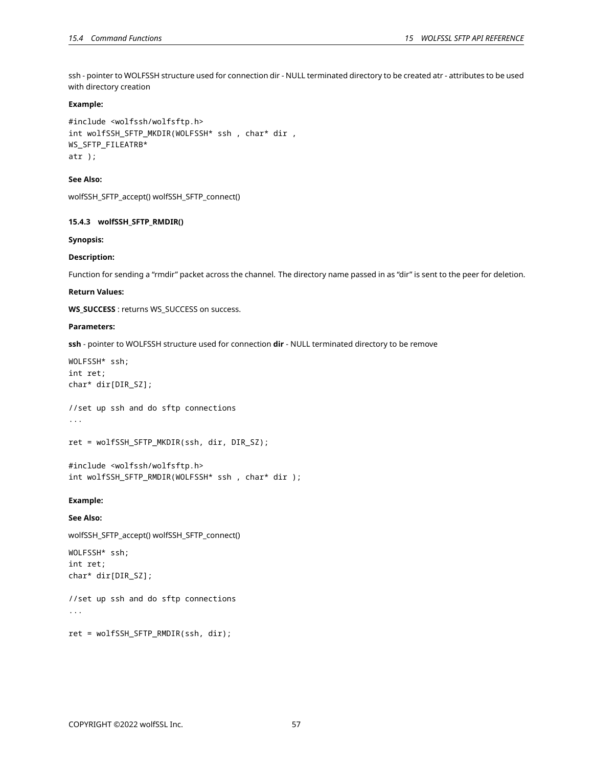ssh - pointer to WOLFSSH structure used for connection dir - NULL terminated directory to be created atr - attributes to be used with directory creation

**Example:**

```
#include <wolfssh/wolfsftp.h>
int wolfSSH_SFTP_MKDIR(WOLFSSH* ssh , char* dir ,
WS_SFTP_FILEATRB*
atr );
```

**See Also:**

wolfSSH_SFTP_accept() wolfSSH_SFTP_connect()

#### 15.4.3 wolfSSH_SFTP_RMDIR()

**Synopsis:**

**Description:**

Function for sending a “rmdir” packet across the channel. The directory name passed in as “dir” is sent to the peer for deletion.

**Return Values:**

**WS_SUCCESS** : returns WS_SUCCESS on success.

**Parameters:**

**ssh** - pointer to WOLFSSH structure used for connection **dir** - NULL terminated directory to be remove

```
WOLFSSH* ssh;
int ret;
char* dir[DIR_SZ];

//set up ssh and do sftp connections
...

ret = wolfSSH_SFTP_MKDIR(ssh, dir, DIR_SZ);
```

```
#include <wolfssh/wolfsftp.h>
int wolfSSH_SFTP_RMDIR(WOLFSSH* ssh , char* dir );
```

**Example:**

**See Also:**

wolfSSH_SFTP_accept() wolfSSH_SFTP_connect()

```
WOLFSSH* ssh;
int ret;
char* dir[DIR_SZ];

//set up ssh and do sftp connections
...

ret = wolfSSH_SFTP_RMDIR(ssh, dir);
```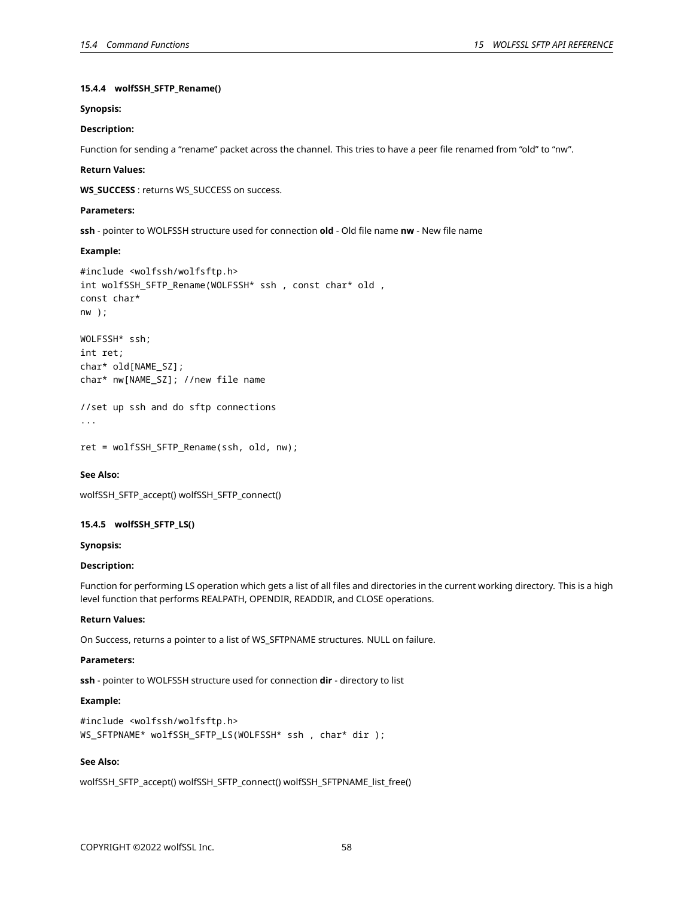#### 15.4.4 wolfSSH_SFTP_Rename()

**Synopsis:**

**Description:**

Function for sending a “rename” packet across the channel. This tries to have a peer file renamed from “old” to “nw”.

**Return Values:**

**WS_SUCCESS** : returns WS_SUCCESS on success.

**Parameters:**

**ssh** - pointer to WOLFSSH structure used for connection **old** - Old file name **nw** - New file name

**Example:**

```
#include <wolfssh/wolfsftp.h>
int wolfSSH_SFTP_Rename(WOLFSSH* ssh , const char* old ,
const char*
nw );

WOLFSSH* ssh;
int ret;
char* old[NAME_SZ];
char* nw[NAME_SZ]; //new file name

//set up ssh and do sftp connections
...

ret = wolfSSH_SFTP_Rename(ssh, old, nw);
```

**See Also:**

wolfSSH_SFTP_accept() wolfSSH_SFTP_connect()

#### 15.4.5 wolfSSH_SFTP_LS()

**Synopsis:**

**Description:**

Function for performing LS operation which gets a list of all files and directories in the current working directory. This is a high level function that performs REALPATH, OPENDIR, READDIR, and CLOSE operations.

**Return Values:**

On Success, returns a pointer to a list of WS_SFTPNAME structures. NULL on failure.

**Parameters:**

**ssh** - pointer to WOLFSSH structure used for connection **dir** - directory to list

**Example:**

```
#include <wolfssh/wolfsftp.h>
WS_SFTPNAME* wolfSSH_SFTP_LS(WOLFSSH* ssh , char* dir );
```

**See Also:**

wolfSSH_SFTP_accept() wolfSSH_SFTP_connect() wolfSSH_SFTPNAME_list_free()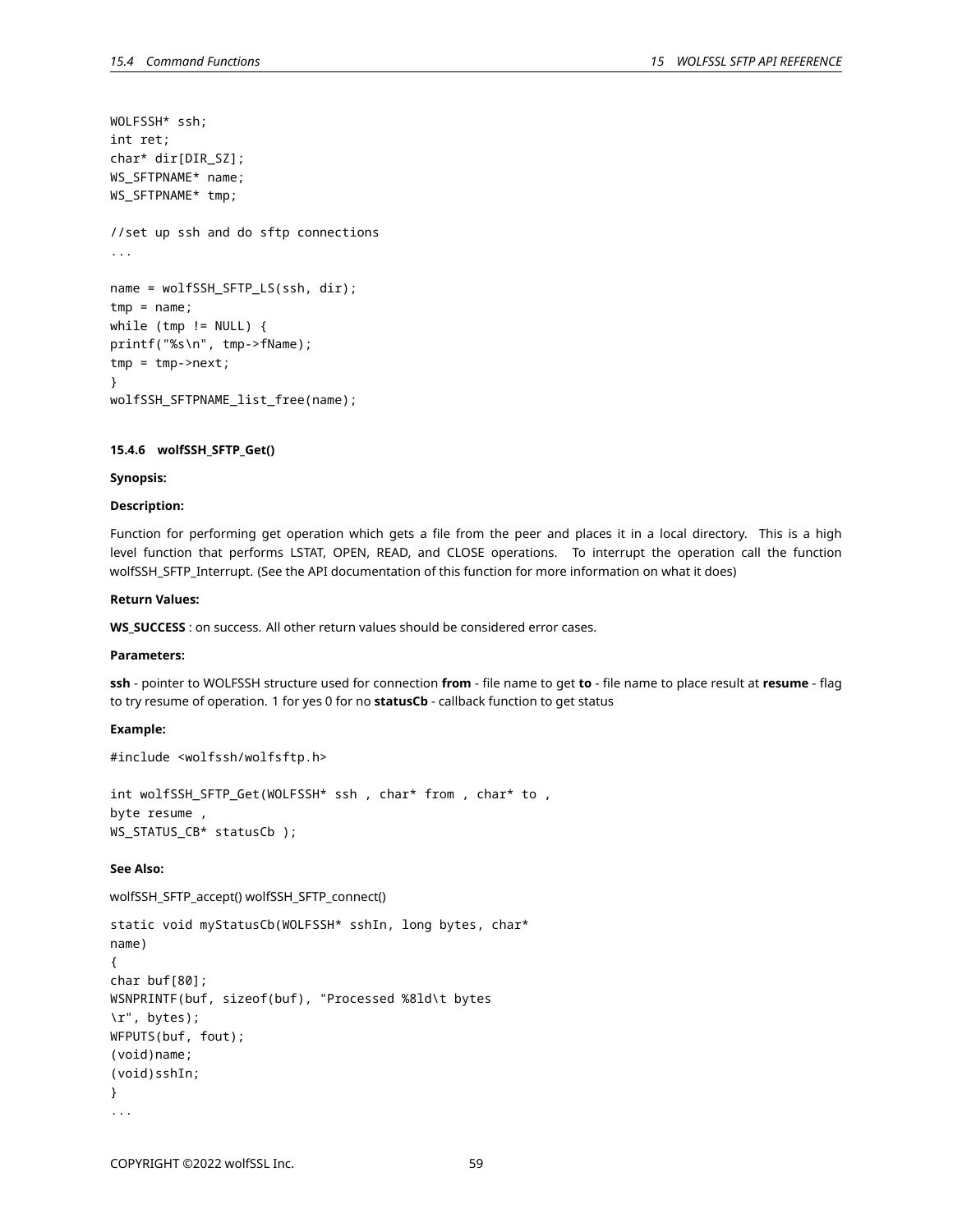```
WOLFSSH* ssh;
int ret;
char* dir[DIR_SZ];
WS_SFTPNAME* name;
WS_SFTPNAME* tmp;

//set up ssh and do sftp connections
...

name = wolfSSH_SFTP_LS(ssh, dir);
tmp = name;
while (tmp != NULL) {
printf("%s\n", tmp->fName);
tmp = tmp->next;
}
wolfSSH_SFTPNAME_list_free(name);
```

#### 15.4.6 wolfSSH_SFTP_Get()

**Synopsis:**

**Description:**

Function for performing get operation which gets a file from the peer and places it in a local directory. This is a high level function that performs LSTAT, OPEN, READ, and CLOSE operations. To interrupt the operation call the function wolfSSH_SFTP_Interrupt. (See the API documentation of this function for more information on what it does)

**Return Values:**

**WS_SUCCESS** : on success. All other return values should be considered error cases.

**Parameters:**

**ssh** - pointer to WOLFSSH structure used for connection **from** - file name to get **to** - file name to place result at **resume** - flag to try resume of operation. 1 for yes 0 for no **statusCb** - callback function to get status

**Example:**

```
#include <wolfssh/wolfsftp.h>

int wolfSSH_SFTP_Get(WOLFSSH* ssh , char* from , char* to ,
byte resume ,
WS_STATUS_CB* statusCb );
```

**See Also:**

wolfSSH_SFTP_accept() wolfSSH_SFTP_connect()

```
static void myStatusCb(WOLFSSH* sshIn, long bytes, char*
name)
{
char buf[80];
WSNPRINTF(buf, sizeof(buf), "Processed %8ld\t bytes
\r", bytes);
WFPUTS(buf, fout);
(void)name;
(void)sshIn;
}
...
```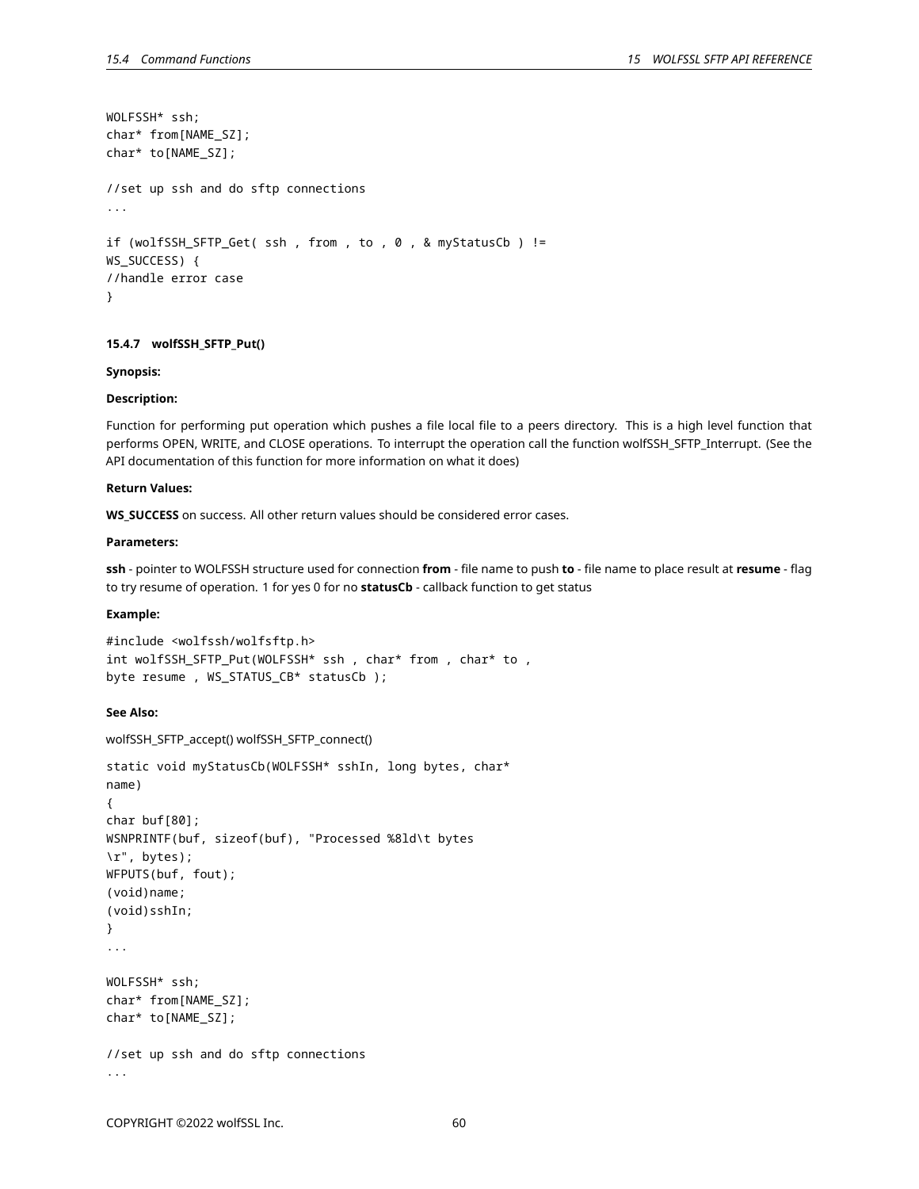```
WOLFSSH* ssh;
char* from[NAME_SZ];
char* to[NAME_SZ];

//set up ssh and do sftp connections
...

if (wolfSSH_SFTP_Get( ssh , from , to , 0 , & myStatusCb ) !=
WS_SUCCESS) {
//handle error case
}
```

#### 15.4.7 wolfSSH_SFTP_Put()

**Synopsis:**

**Description:**

Function for performing put operation which pushes a file local file to a peers directory. This is a high level function that performs OPEN, WRITE, and CLOSE operations. To interrupt the operation call the function wolfSSH_SFTP_Interrupt. (See the API documentation of this function for more information on what it does)

**Return Values:**

**WS_SUCCESS** on success. All other return values should be considered error cases.

**Parameters:**

**ssh** - pointer to WOLFSSH structure used for connection **from** - file name to push **to** - file name to place result at **resume** - flag to try resume of operation. 1 for yes 0 for no **statusCb** - callback function to get status

**Example:**

```
#include <wolfssh/wolfsftp.h>
int wolfSSH_SFTP_Put(WOLFSSH* ssh , char* from , char* to ,
byte resume , WS_STATUS_CB* statusCb );
```

**See Also:**

wolfSSH_SFTP_accept() wolfSSH_SFTP_connect()

```
static void myStatusCb(WOLFSSH* sshIn, long bytes, char*
name)
{
char buf[80];
WSNPRINTF(buf, sizeof(buf), "Processed %8ld\t bytes
\r", bytes);
WFPUTS(buf, fout);
(void)name;
(void)sshIn;
}
...

WOLFSSH* ssh;
char* from[NAME_SZ];
char* to[NAME_SZ];

//set up ssh and do sftp connections
...
```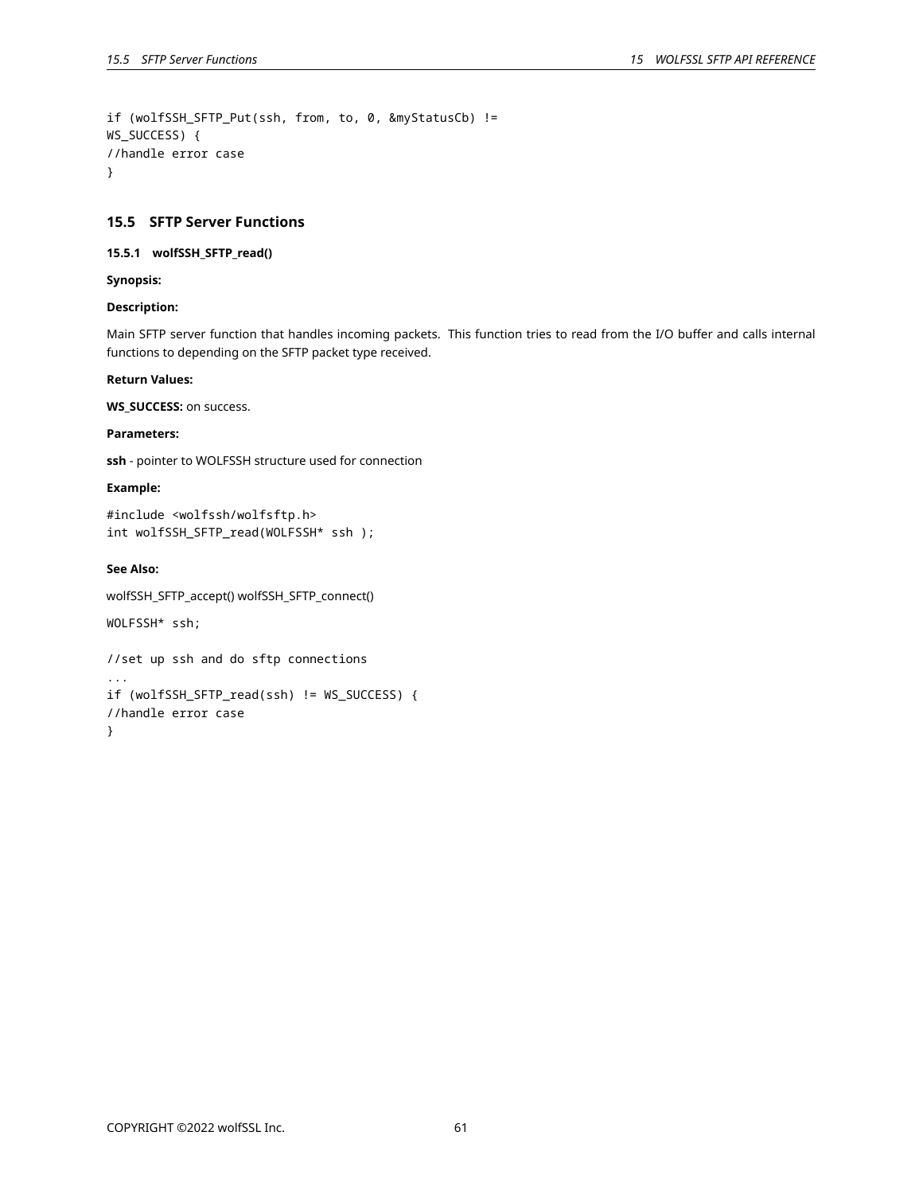```
if (wolfSSH_SFTP_Put(ssh, from, to, 0, &myStatusCb) !=
WS_SUCCESS) {
//handle error case
}
```

## 15.5 SFTP Server Functions

### 15.5.1 wolfSSH_SFTP_read()

**Synopsis:**

**Description:**

Main SFTP server function that handles incoming packets. This function tries to read from the I/O buffer and calls internal functions to depending on the SFTP packet type received.

**Return Values:**

**WS_SUCCESS:** on success.

**Parameters:**

**ssh** - pointer to WOLFSSH structure used for connection

**Example:**

```
#include <wolfssh/wolfsftp.h>
int wolfSSH_SFTP_read(WOLFSSH* ssh );
```

**See Also:**

wolfSSH_SFTP_accept() wolfSSH_SFTP_connect()

```
WOLFSSH* ssh;

//set up ssh and do sftp connections
...
if (wolfSSH_SFTP_read(ssh) != WS_SUCCESS) {
//handle error case
}
```